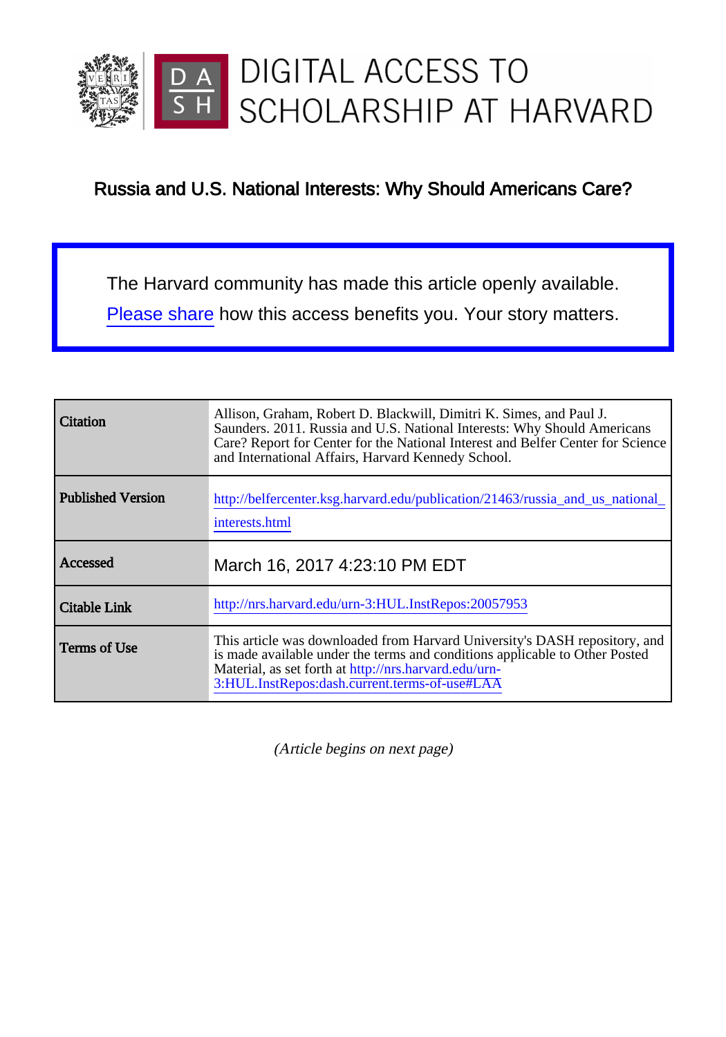DIGITAL ACCESS TO SCHOLARSHIP AT HARVARD

# Russia and U.S. National Interests: Why Should Americans Care?

The Harvard community has made this article openly available. Please share how this access benefits you. Your story matters.

| | |
|---|---|
| **Citation** | Allison, Graham, Robert D. Blackwill, Dimitri K. Simes, and Paul J. Saunders. 2011. Russia and U.S. National Interests: Why Should Americans Care? Report for Center for the National Interest and Belfer Center for Science and International Affairs, Harvard Kennedy School. |
| **Published Version** | http://belfercenter.ksg.harvard.edu/publication/21463/russia_and_us_national_interests.html |
| **Accessed** | March 16, 2017 4:23:10 PM EDT |
| **Citable Link** | http://nrs.harvard.edu/urn-3:HUL.InstRepos:20057953 |
| **Terms of Use** | This article was downloaded from Harvard University's DASH repository, and is made available under the terms and conditions applicable to Other Posted Material, as set forth at http://nrs.harvard.edu/urn-3:HUL.InstRepos:dash.current.terms-of-use#LAA |

*(Article begins on next page)*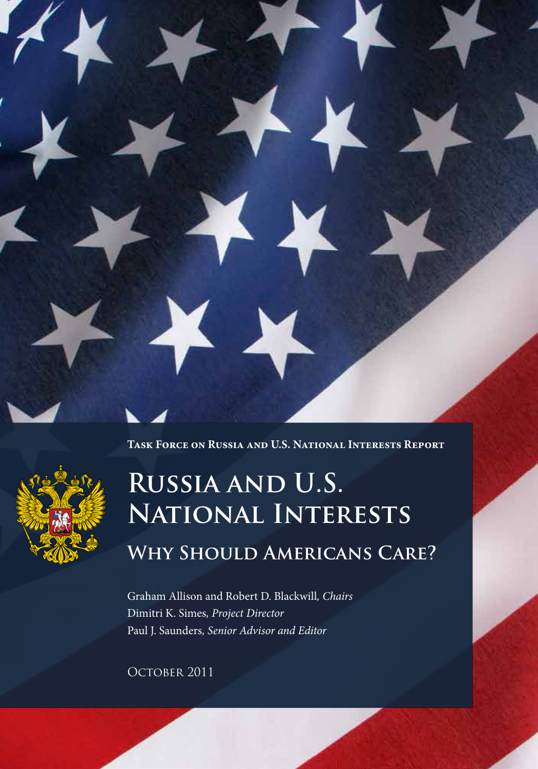**Task Force on Russia and U.S. National Interests Report**

# Russia and U.S. National Interests

## Why Should Americans Care?

Graham Allison and Robert D. Blackwill, *Chairs*
Dimitri K. Simes, *Project Director*
Paul J. Saunders, *Senior Advisor and Editor*

October 2011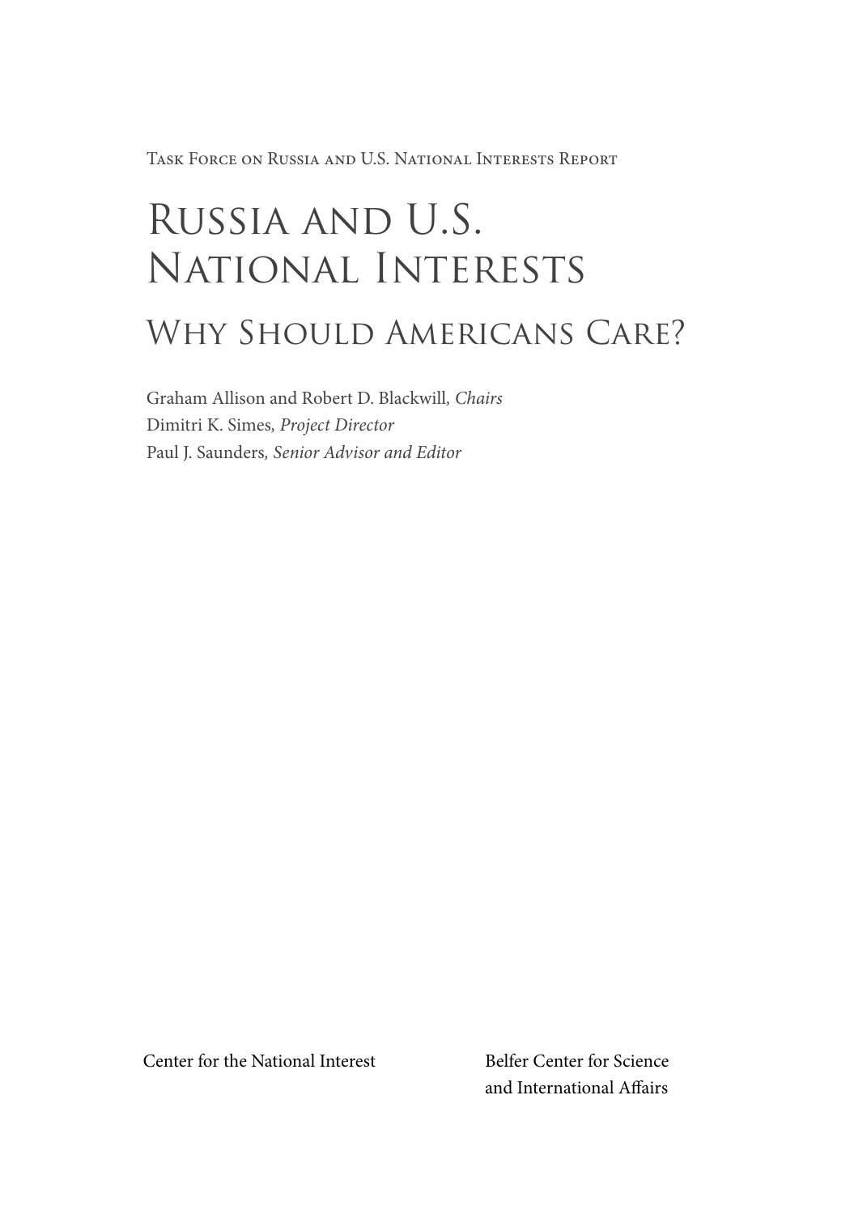Task Force on Russia and U.S. National Interests Report

# Russia and U.S. National Interests

## Why Should Americans Care?

Graham Allison and Robert D. Blackwill, *Chairs*
Dimitri K. Simes, *Project Director*
Paul J. Saunders, *Senior Advisor and Editor*

Center for the National Interest

Belfer Center for Science and International Affairs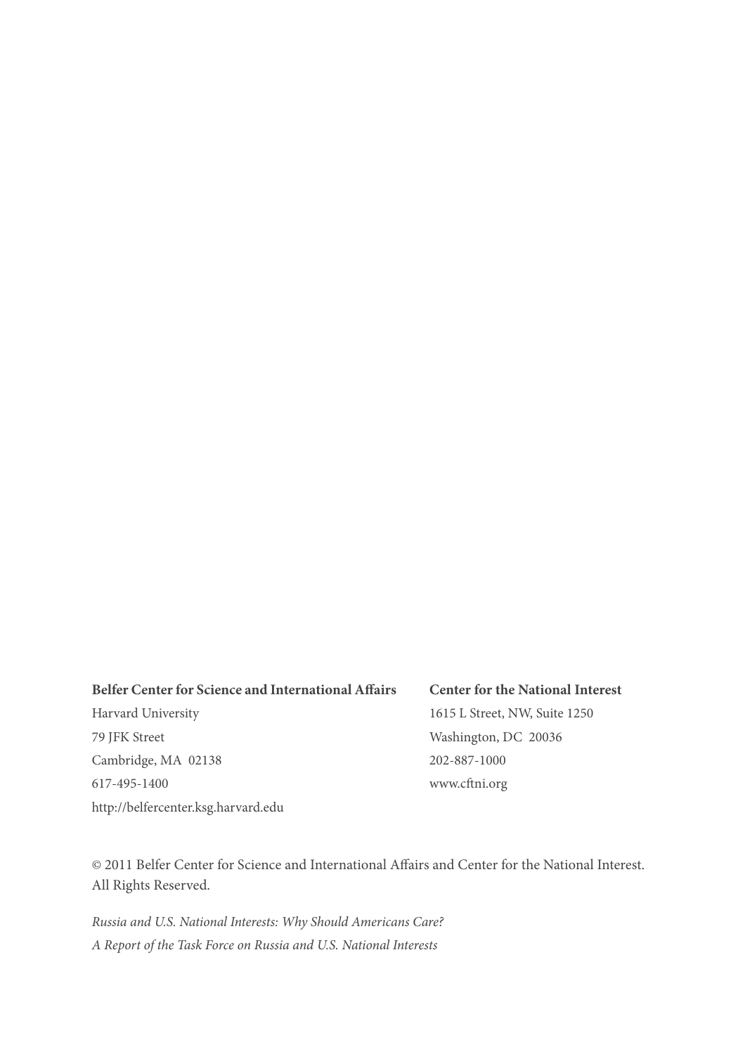**Belfer Center for Science and International Affairs**
Harvard University
79 JFK Street
Cambridge, MA 02138
617-495-1400
http://belfercenter.ksg.harvard.edu

**Center for the National Interest**
1615 L Street, NW, Suite 1250
Washington, DC 20036
202-887-1000
www.cftni.org

© 2011 Belfer Center for Science and International Affairs and Center for the National Interest. All Rights Reserved.

*Russia and U.S. National Interests: Why Should Americans Care?*
*A Report of the Task Force on Russia and U.S. National Interests*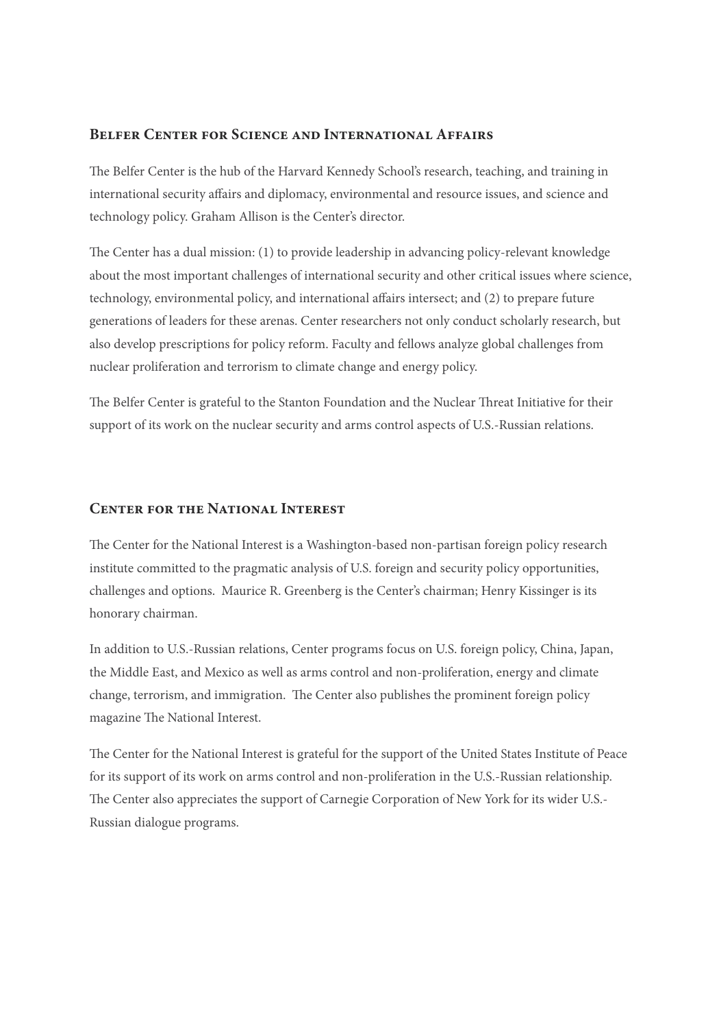## Belfer Center for Science and International Affairs

The Belfer Center is the hub of the Harvard Kennedy School's research, teaching, and training in international security affairs and diplomacy, environmental and resource issues, and science and technology policy. Graham Allison is the Center's director.

The Center has a dual mission: (1) to provide leadership in advancing policy-relevant knowledge about the most important challenges of international security and other critical issues where science, technology, environmental policy, and international affairs intersect; and (2) to prepare future generations of leaders for these arenas. Center researchers not only conduct scholarly research, but also develop prescriptions for policy reform. Faculty and fellows analyze global challenges from nuclear proliferation and terrorism to climate change and energy policy.

The Belfer Center is grateful to the Stanton Foundation and the Nuclear Threat Initiative for their support of its work on the nuclear security and arms control aspects of U.S.-Russian relations.

## Center for the National Interest

The Center for the National Interest is a Washington-based non-partisan foreign policy research institute committed to the pragmatic analysis of U.S. foreign and security policy opportunities, challenges and options. Maurice R. Greenberg is the Center's chairman; Henry Kissinger is its honorary chairman.

In addition to U.S.-Russian relations, Center programs focus on U.S. foreign policy, China, Japan, the Middle East, and Mexico as well as arms control and non-proliferation, energy and climate change, terrorism, and immigration. The Center also publishes the prominent foreign policy magazine The National Interest.

The Center for the National Interest is grateful for the support of the United States Institute of Peace for its support of its work on arms control and non-proliferation in the U.S.-Russian relationship. The Center also appreciates the support of Carnegie Corporation of New York for its wider U.S.-Russian dialogue programs.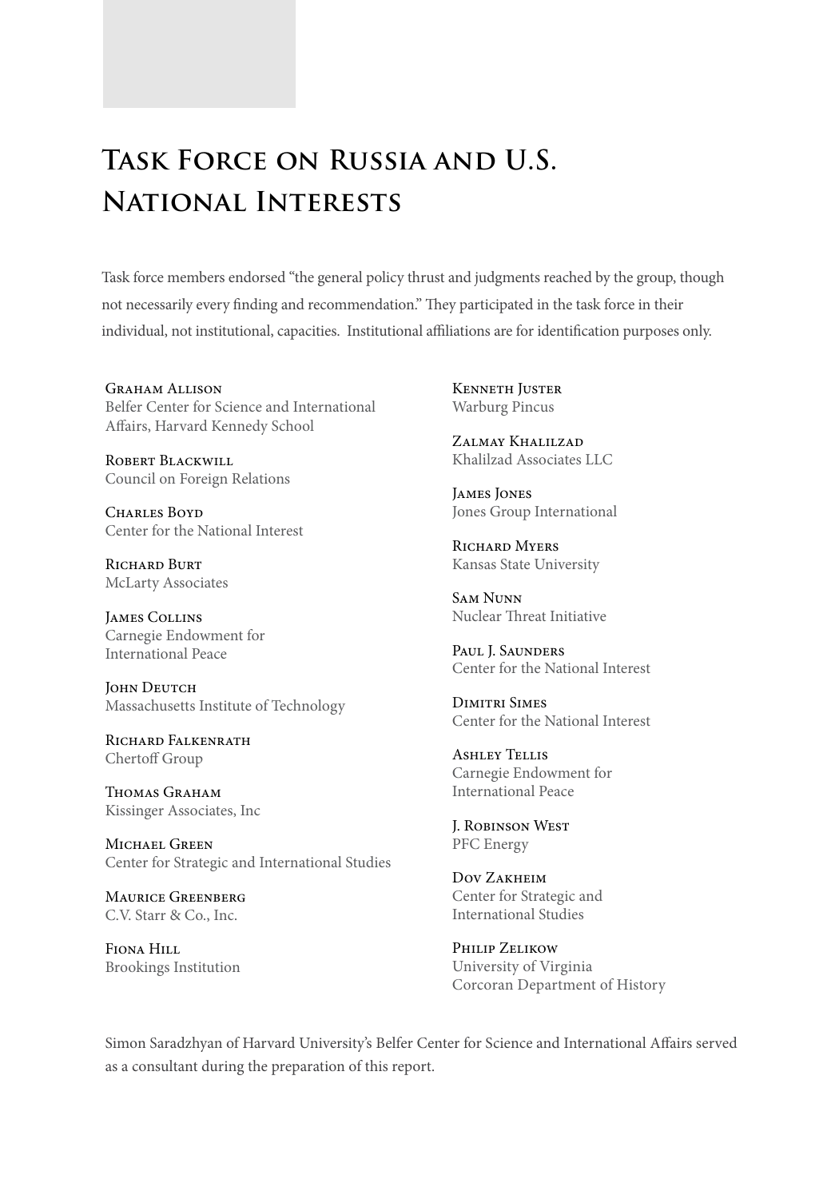# Task Force on Russia and U.S. National Interests

Task force members endorsed "the general policy thrust and judgments reached by the group, though not necessarily every finding and recommendation." They participated in the task force in their individual, not institutional, capacities. Institutional affiliations are for identification purposes only.

Graham Allison
Belfer Center for Science and International Affairs, Harvard Kennedy School

Robert Blackwill
Council on Foreign Relations

Charles Boyd
Center for the National Interest

Richard Burt
McLarty Associates

James Collins
Carnegie Endowment for International Peace

John Deutch
Massachusetts Institute of Technology

Richard Falkenrath
Chertoff Group

Thomas Graham
Kissinger Associates, Inc

Michael Green
Center for Strategic and International Studies

Maurice Greenberg
C.V. Starr & Co., Inc.

Fiona Hill
Brookings Institution

Kenneth Juster
Warburg Pincus

Zalmay Khalilzad
Khalilzad Associates LLC

James Jones
Jones Group International

Richard Myers
Kansas State University

Sam Nunn
Nuclear Threat Initiative

Paul J. Saunders
Center for the National Interest

Dimitri Simes
Center for the National Interest

Ashley Tellis
Carnegie Endowment for International Peace

J. Robinson West
PFC Energy

Dov Zakheim
Center for Strategic and International Studies

Philip Zelikow
University of Virginia
Corcoran Department of History

Simon Saradzhyan of Harvard University's Belfer Center for Science and International Affairs served as a consultant during the preparation of this report.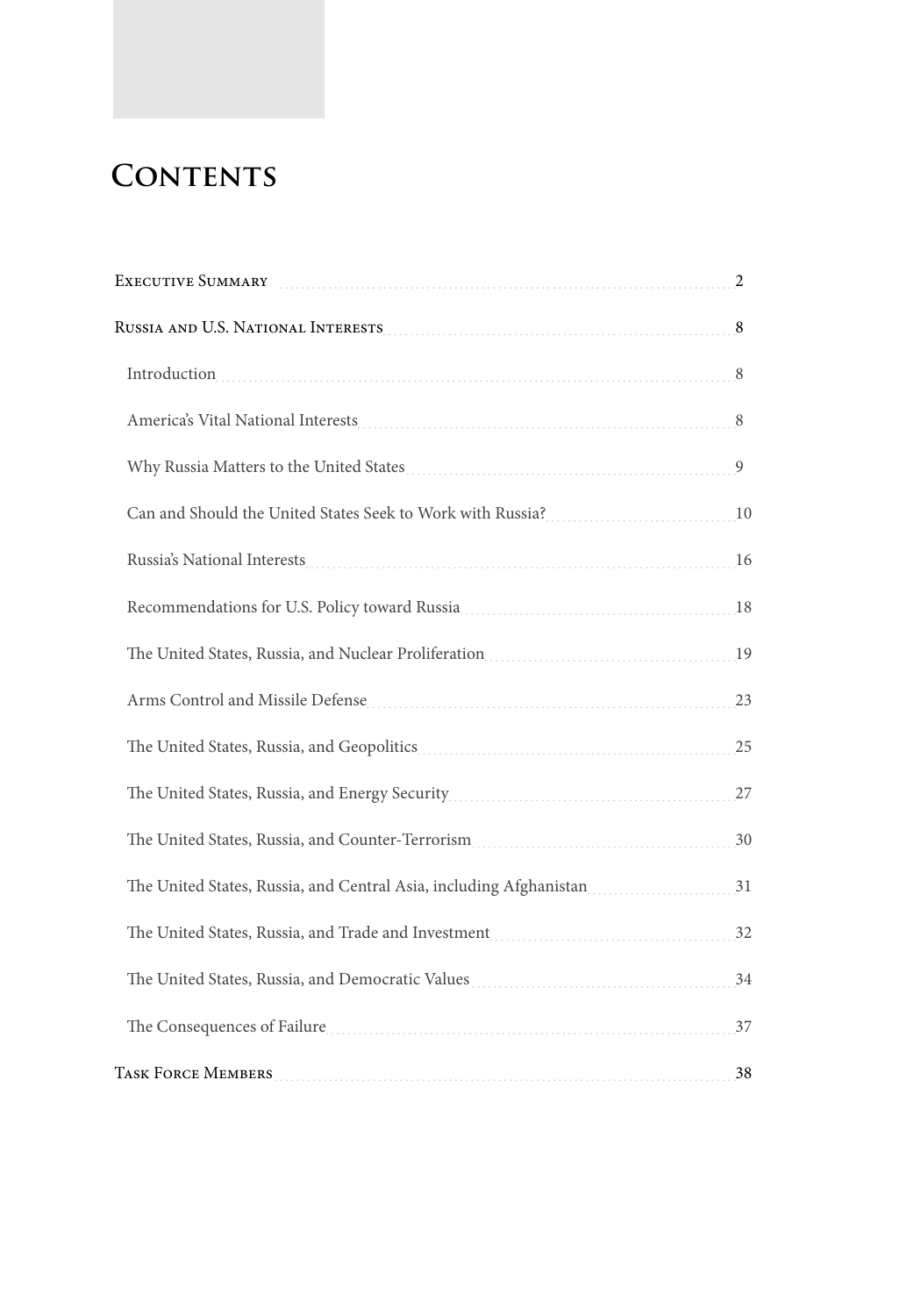# Contents

- Executive Summary 2
- Russia and U.S. National Interests 8
  - Introduction 8
  - America's Vital National Interests 8
  - Why Russia Matters to the United States 9
  - Can and Should the United States Seek to Work with Russia? 10
  - Russia's National Interests 16
  - Recommendations for U.S. Policy toward Russia 18
  - The United States, Russia, and Nuclear Proliferation 19
  - Arms Control and Missile Defense 23
  - The United States, Russia, and Geopolitics 25
  - The United States, Russia, and Energy Security 27
  - The United States, Russia, and Counter-Terrorism 30
  - The United States, Russia, and Central Asia, including Afghanistan 31
  - The United States, Russia, and Trade and Investment 32
  - The United States, Russia, and Democratic Values 34
  - The Consequences of Failure 37
- Task Force Members 38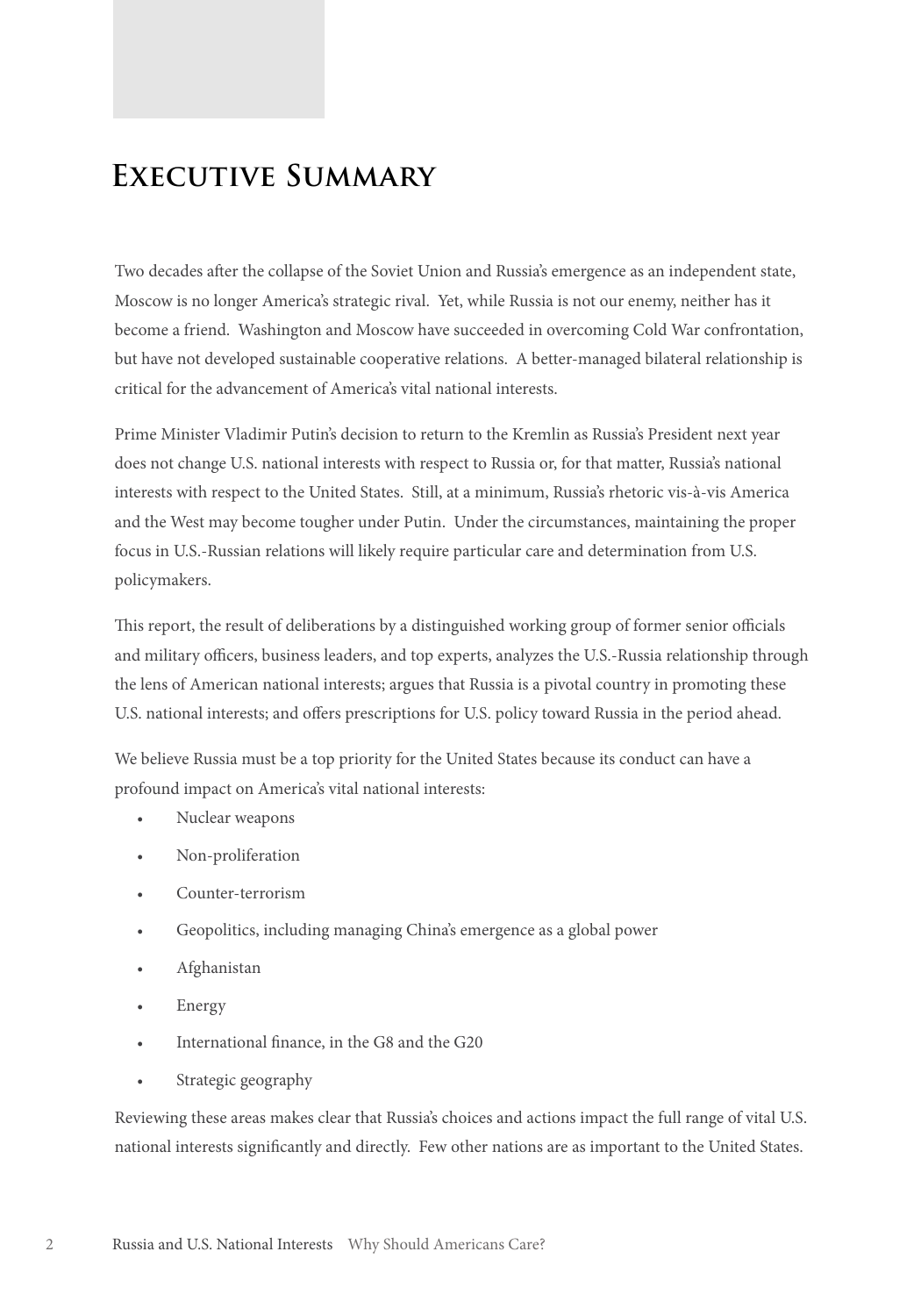# Executive Summary

Two decades after the collapse of the Soviet Union and Russia's emergence as an independent state, Moscow is no longer America's strategic rival. Yet, while Russia is not our enemy, neither has it become a friend. Washington and Moscow have succeeded in overcoming Cold War confrontation, but have not developed sustainable cooperative relations. A better-managed bilateral relationship is critical for the advancement of America's vital national interests.

Prime Minister Vladimir Putin's decision to return to the Kremlin as Russia's President next year does not change U.S. national interests with respect to Russia or, for that matter, Russia's national interests with respect to the United States. Still, at a minimum, Russia's rhetoric vis-à-vis America and the West may become tougher under Putin. Under the circumstances, maintaining the proper focus in U.S.-Russian relations will likely require particular care and determination from U.S. policymakers.

This report, the result of deliberations by a distinguished working group of former senior officials and military officers, business leaders, and top experts, analyzes the U.S.-Russia relationship through the lens of American national interests; argues that Russia is a pivotal country in promoting these U.S. national interests; and offers prescriptions for U.S. policy toward Russia in the period ahead.

We believe Russia must be a top priority for the United States because its conduct can have a profound impact on America's vital national interests:

- Nuclear weapons
- Non-proliferation
- Counter-terrorism
- Geopolitics, including managing China's emergence as a global power
- Afghanistan
- Energy
- International finance, in the G8 and the G20
- Strategic geography

Reviewing these areas makes clear that Russia's choices and actions impact the full range of vital U.S. national interests significantly and directly. Few other nations are as important to the United States.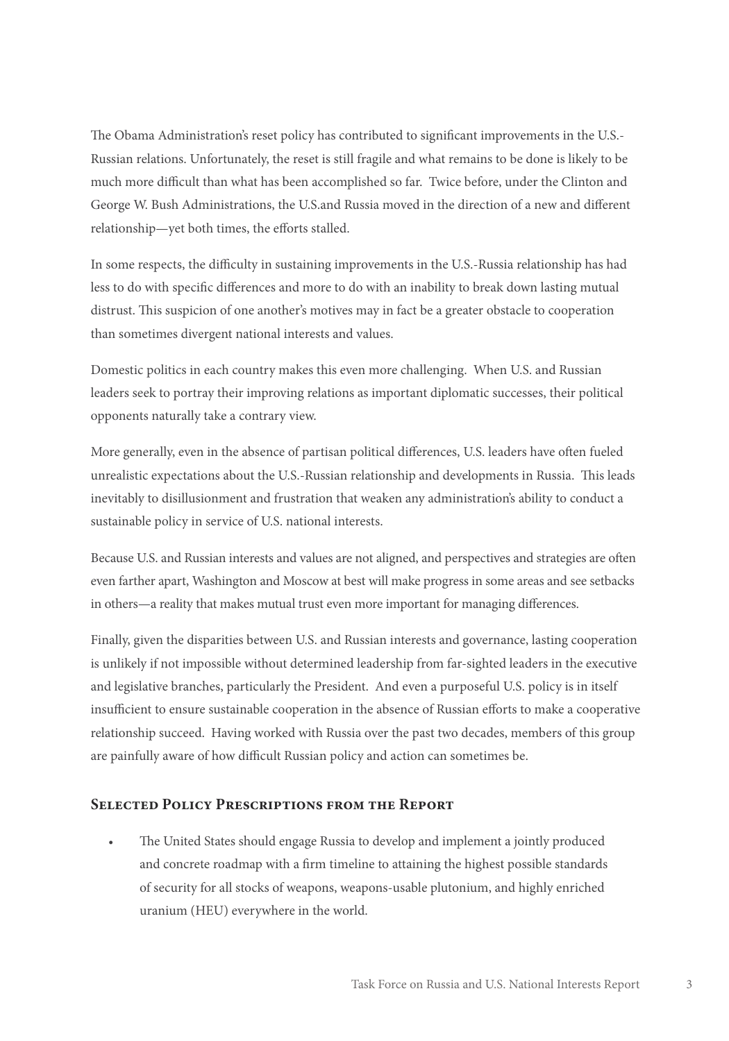The Obama Administration's reset policy has contributed to significant improvements in the U.S.-Russian relations. Unfortunately, the reset is still fragile and what remains to be done is likely to be much more difficult than what has been accomplished so far. Twice before, under the Clinton and George W. Bush Administrations, the U.S.and Russia moved in the direction of a new and different relationship—yet both times, the efforts stalled.

In some respects, the difficulty in sustaining improvements in the U.S.-Russia relationship has had less to do with specific differences and more to do with an inability to break down lasting mutual distrust. This suspicion of one another's motives may in fact be a greater obstacle to cooperation than sometimes divergent national interests and values.

Domestic politics in each country makes this even more challenging. When U.S. and Russian leaders seek to portray their improving relations as important diplomatic successes, their political opponents naturally take a contrary view.

More generally, even in the absence of partisan political differences, U.S. leaders have often fueled unrealistic expectations about the U.S.-Russian relationship and developments in Russia. This leads inevitably to disillusionment and frustration that weaken any administration's ability to conduct a sustainable policy in service of U.S. national interests.

Because U.S. and Russian interests and values are not aligned, and perspectives and strategies are often even farther apart, Washington and Moscow at best will make progress in some areas and see setbacks in others—a reality that makes mutual trust even more important for managing differences.

Finally, given the disparities between U.S. and Russian interests and governance, lasting cooperation is unlikely if not impossible without determined leadership from far-sighted leaders in the executive and legislative branches, particularly the President. And even a purposeful U.S. policy is in itself insufficient to ensure sustainable cooperation in the absence of Russian efforts to make a cooperative relationship succeed. Having worked with Russia over the past two decades, members of this group are painfully aware of how difficult Russian policy and action can sometimes be.

## Selected Policy Prescriptions from the Report

- The United States should engage Russia to develop and implement a jointly produced and concrete roadmap with a firm timeline to attaining the highest possible standards of security for all stocks of weapons, weapons-usable plutonium, and highly enriched uranium (HEU) everywhere in the world.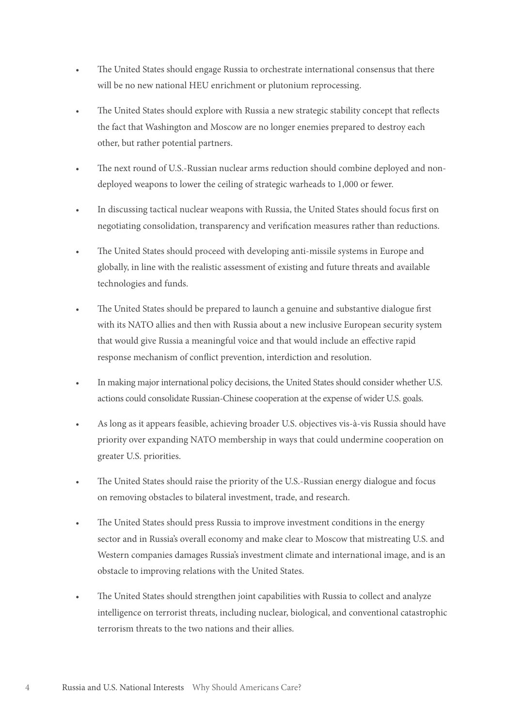- The United States should engage Russia to orchestrate international consensus that there will be no new national HEU enrichment or plutonium reprocessing.
- The United States should explore with Russia a new strategic stability concept that reflects the fact that Washington and Moscow are no longer enemies prepared to destroy each other, but rather potential partners.
- The next round of U.S.-Russian nuclear arms reduction should combine deployed and non-deployed weapons to lower the ceiling of strategic warheads to 1,000 or fewer.
- In discussing tactical nuclear weapons with Russia, the United States should focus first on negotiating consolidation, transparency and verification measures rather than reductions.
- The United States should proceed with developing anti-missile systems in Europe and globally, in line with the realistic assessment of existing and future threats and available technologies and funds.
- The United States should be prepared to launch a genuine and substantive dialogue first with its NATO allies and then with Russia about a new inclusive European security system that would give Russia a meaningful voice and that would include an effective rapid response mechanism of conflict prevention, interdiction and resolution.
- In making major international policy decisions, the United States should consider whether U.S. actions could consolidate Russian-Chinese cooperation at the expense of wider U.S. goals.
- As long as it appears feasible, achieving broader U.S. objectives vis-à-vis Russia should have priority over expanding NATO membership in ways that could undermine cooperation on greater U.S. priorities.
- The United States should raise the priority of the U.S.-Russian energy dialogue and focus on removing obstacles to bilateral investment, trade, and research.
- The United States should press Russia to improve investment conditions in the energy sector and in Russia's overall economy and make clear to Moscow that mistreating U.S. and Western companies damages Russia's investment climate and international image, and is an obstacle to improving relations with the United States.
- The United States should strengthen joint capabilities with Russia to collect and analyze intelligence on terrorist threats, including nuclear, biological, and conventional catastrophic terrorism threats to the two nations and their allies.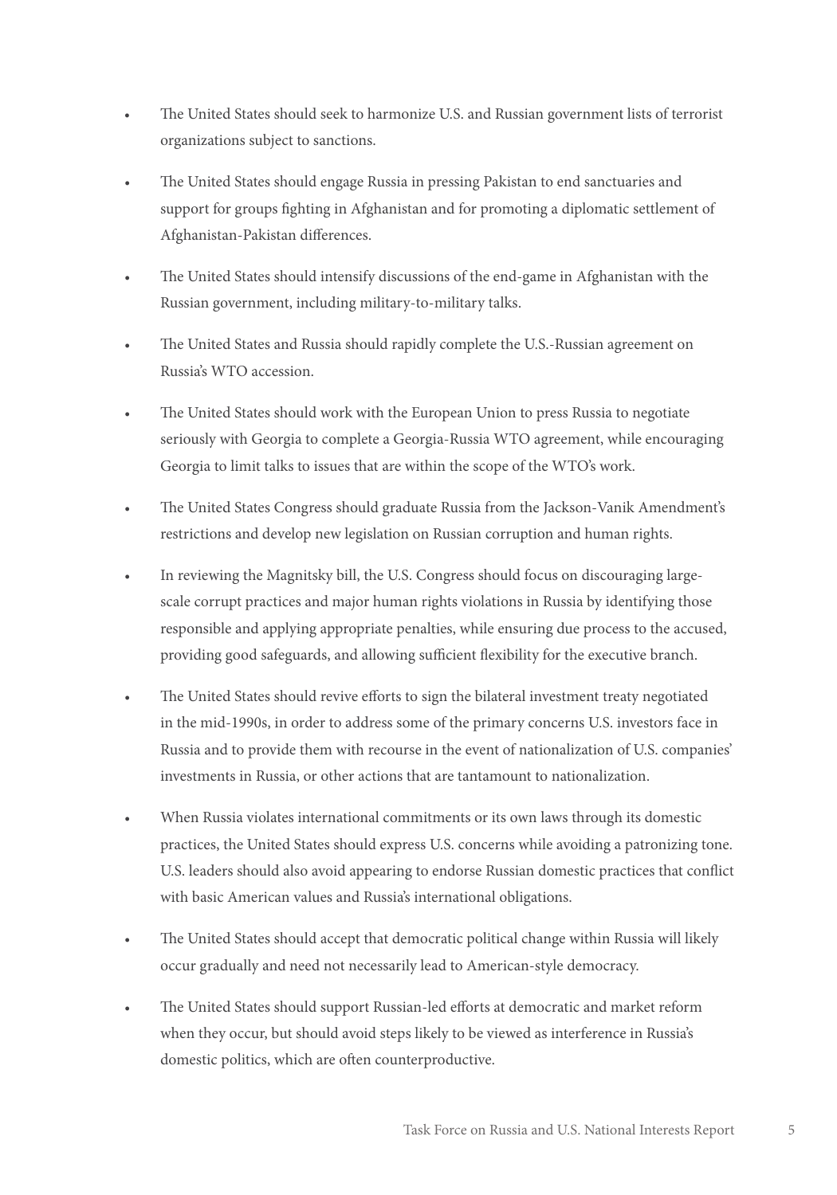- The United States should seek to harmonize U.S. and Russian government lists of terrorist organizations subject to sanctions.
- The United States should engage Russia in pressing Pakistan to end sanctuaries and support for groups fighting in Afghanistan and for promoting a diplomatic settlement of Afghanistan-Pakistan differences.
- The United States should intensify discussions of the end-game in Afghanistan with the Russian government, including military-to-military talks.
- The United States and Russia should rapidly complete the U.S.-Russian agreement on Russia's WTO accession.
- The United States should work with the European Union to press Russia to negotiate seriously with Georgia to complete a Georgia-Russia WTO agreement, while encouraging Georgia to limit talks to issues that are within the scope of the WTO's work.
- The United States Congress should graduate Russia from the Jackson-Vanik Amendment's restrictions and develop new legislation on Russian corruption and human rights.
- In reviewing the Magnitsky bill, the U.S. Congress should focus on discouraging large-scale corrupt practices and major human rights violations in Russia by identifying those responsible and applying appropriate penalties, while ensuring due process to the accused, providing good safeguards, and allowing sufficient flexibility for the executive branch.
- The United States should revive efforts to sign the bilateral investment treaty negotiated in the mid-1990s, in order to address some of the primary concerns U.S. investors face in Russia and to provide them with recourse in the event of nationalization of U.S. companies' investments in Russia, or other actions that are tantamount to nationalization.
- When Russia violates international commitments or its own laws through its domestic practices, the United States should express U.S. concerns while avoiding a patronizing tone. U.S. leaders should also avoid appearing to endorse Russian domestic practices that conflict with basic American values and Russia's international obligations.
- The United States should accept that democratic political change within Russia will likely occur gradually and need not necessarily lead to American-style democracy.
- The United States should support Russian-led efforts at democratic and market reform when they occur, but should avoid steps likely to be viewed as interference in Russia's domestic politics, which are often counterproductive.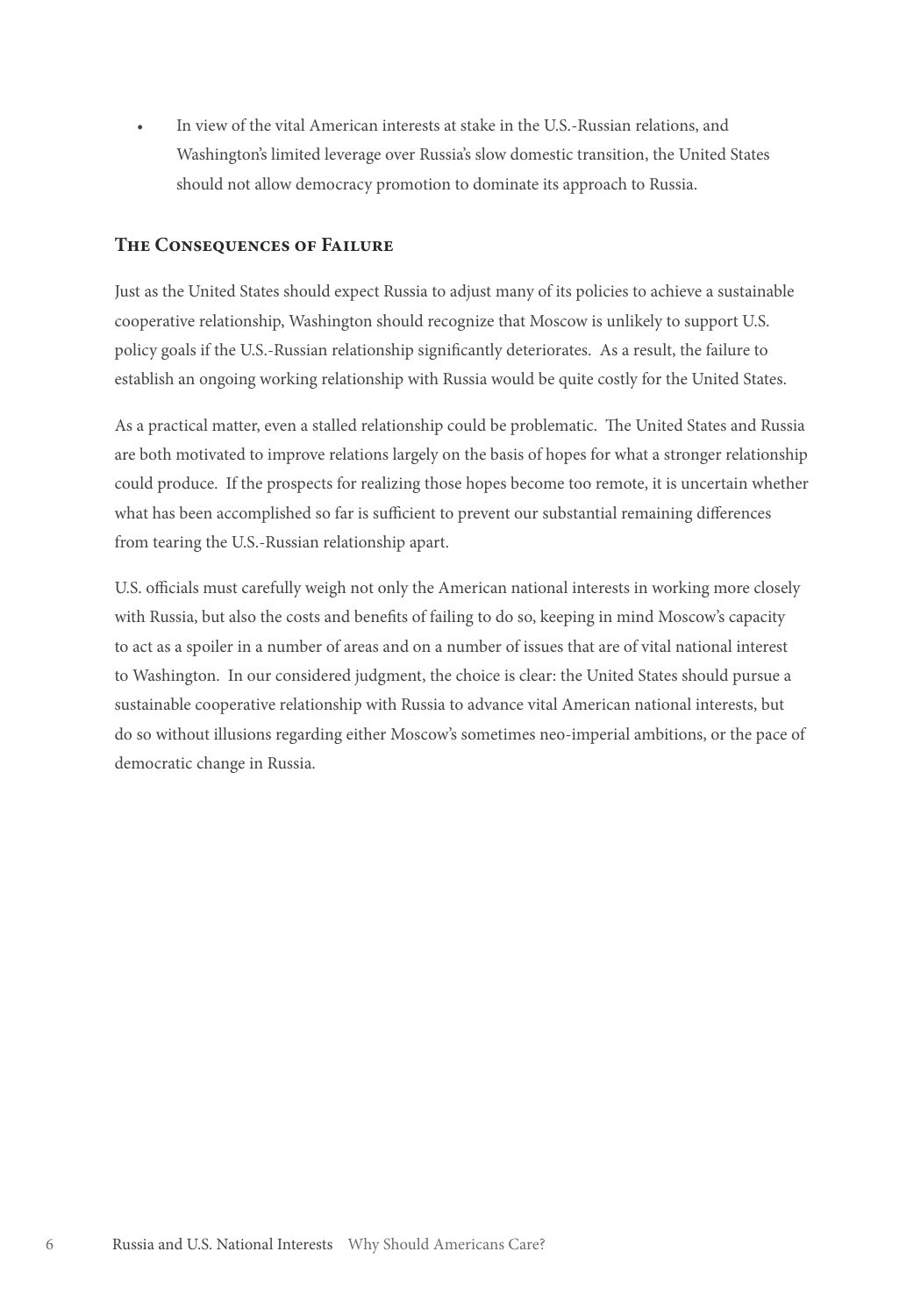- In view of the vital American interests at stake in the U.S.-Russian relations, and Washington's limited leverage over Russia's slow domestic transition, the United States should not allow democracy promotion to dominate its approach to Russia.

## The Consequences of Failure

Just as the United States should expect Russia to adjust many of its policies to achieve a sustainable cooperative relationship, Washington should recognize that Moscow is unlikely to support U.S. policy goals if the U.S.-Russian relationship significantly deteriorates. As a result, the failure to establish an ongoing working relationship with Russia would be quite costly for the United States.

As a practical matter, even a stalled relationship could be problematic. The United States and Russia are both motivated to improve relations largely on the basis of hopes for what a stronger relationship could produce. If the prospects for realizing those hopes become too remote, it is uncertain whether what has been accomplished so far is sufficient to prevent our substantial remaining differences from tearing the U.S.-Russian relationship apart.

U.S. officials must carefully weigh not only the American national interests in working more closely with Russia, but also the costs and benefits of failing to do so, keeping in mind Moscow's capacity to act as a spoiler in a number of areas and on a number of issues that are of vital national interest to Washington. In our considered judgment, the choice is clear: the United States should pursue a sustainable cooperative relationship with Russia to advance vital American national interests, but do so without illusions regarding either Moscow's sometimes neo-imperial ambitions, or the pace of democratic change in Russia.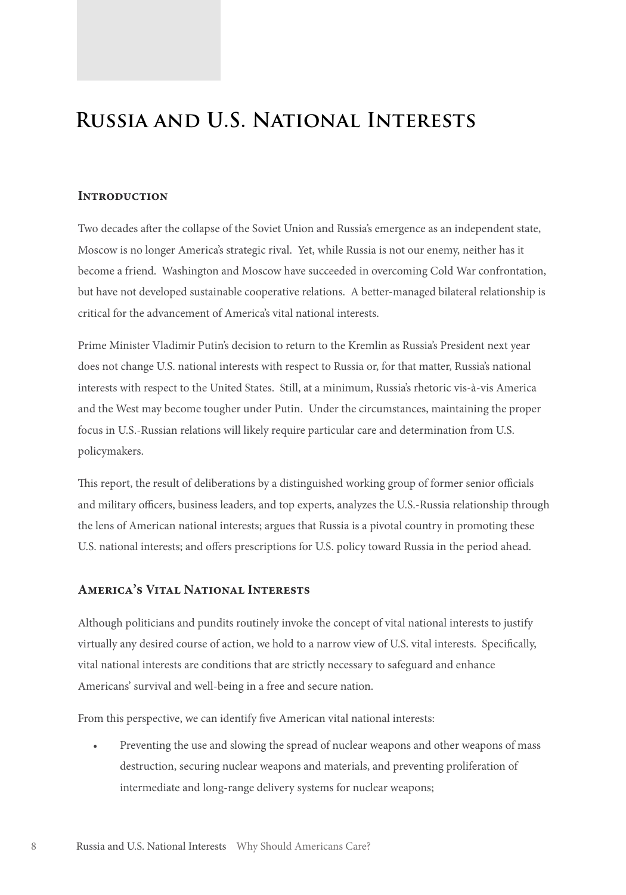# Russia and U.S. National Interests

## Introduction

Two decades after the collapse of the Soviet Union and Russia's emergence as an independent state, Moscow is no longer America's strategic rival. Yet, while Russia is not our enemy, neither has it become a friend. Washington and Moscow have succeeded in overcoming Cold War confrontation, but have not developed sustainable cooperative relations. A better-managed bilateral relationship is critical for the advancement of America's vital national interests.

Prime Minister Vladimir Putin's decision to return to the Kremlin as Russia's President next year does not change U.S. national interests with respect to Russia or, for that matter, Russia's national interests with respect to the United States. Still, at a minimum, Russia's rhetoric vis-à-vis America and the West may become tougher under Putin. Under the circumstances, maintaining the proper focus in U.S.-Russian relations will likely require particular care and determination from U.S. policymakers.

This report, the result of deliberations by a distinguished working group of former senior officials and military officers, business leaders, and top experts, analyzes the U.S.-Russia relationship through the lens of American national interests; argues that Russia is a pivotal country in promoting these U.S. national interests; and offers prescriptions for U.S. policy toward Russia in the period ahead.

## America's Vital National Interests

Although politicians and pundits routinely invoke the concept of vital national interests to justify virtually any desired course of action, we hold to a narrow view of U.S. vital interests. Specifically, vital national interests are conditions that are strictly necessary to safeguard and enhance Americans' survival and well-being in a free and secure nation.

From this perspective, we can identify five American vital national interests:

- Preventing the use and slowing the spread of nuclear weapons and other weapons of mass destruction, securing nuclear weapons and materials, and preventing proliferation of intermediate and long-range delivery systems for nuclear weapons;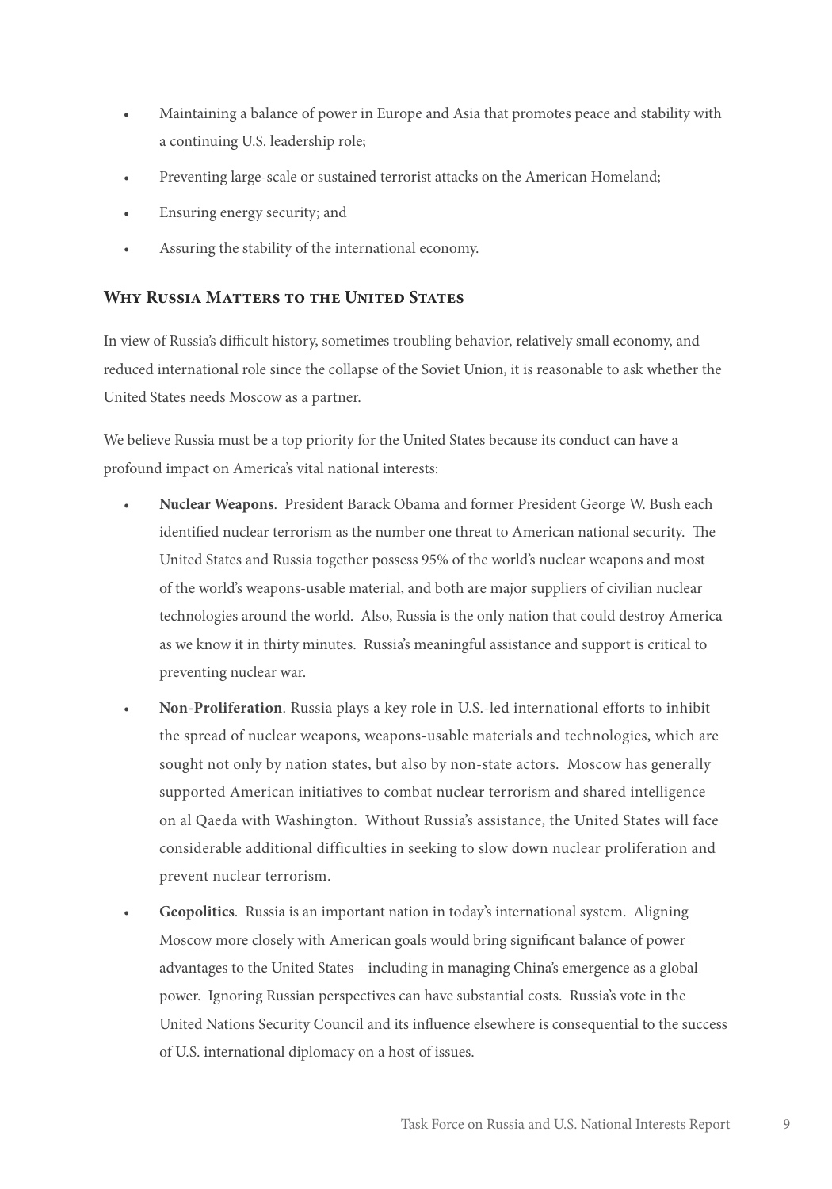- Maintaining a balance of power in Europe and Asia that promotes peace and stability with a continuing U.S. leadership role;
- Preventing large-scale or sustained terrorist attacks on the American Homeland;
- Ensuring energy security; and
- Assuring the stability of the international economy.

## Why Russia Matters to the United States

In view of Russia's difficult history, sometimes troubling behavior, relatively small economy, and reduced international role since the collapse of the Soviet Union, it is reasonable to ask whether the United States needs Moscow as a partner.

We believe Russia must be a top priority for the United States because its conduct can have a profound impact on America's vital national interests:

- **Nuclear Weapons**. President Barack Obama and former President George W. Bush each identified nuclear terrorism as the number one threat to American national security. The United States and Russia together possess 95% of the world's nuclear weapons and most of the world's weapons-usable material, and both are major suppliers of civilian nuclear technologies around the world. Also, Russia is the only nation that could destroy America as we know it in thirty minutes. Russia's meaningful assistance and support is critical to preventing nuclear war.
- **Non-Proliferation**. Russia plays a key role in U.S.-led international efforts to inhibit the spread of nuclear weapons, weapons-usable materials and technologies, which are sought not only by nation states, but also by non-state actors. Moscow has generally supported American initiatives to combat nuclear terrorism and shared intelligence on al Qaeda with Washington. Without Russia's assistance, the United States will face considerable additional difficulties in seeking to slow down nuclear proliferation and prevent nuclear terrorism.
- **Geopolitics**. Russia is an important nation in today's international system. Aligning Moscow more closely with American goals would bring significant balance of power advantages to the United States—including in managing China's emergence as a global power. Ignoring Russian perspectives can have substantial costs. Russia's vote in the United Nations Security Council and its influence elsewhere is consequential to the success of U.S. international diplomacy on a host of issues.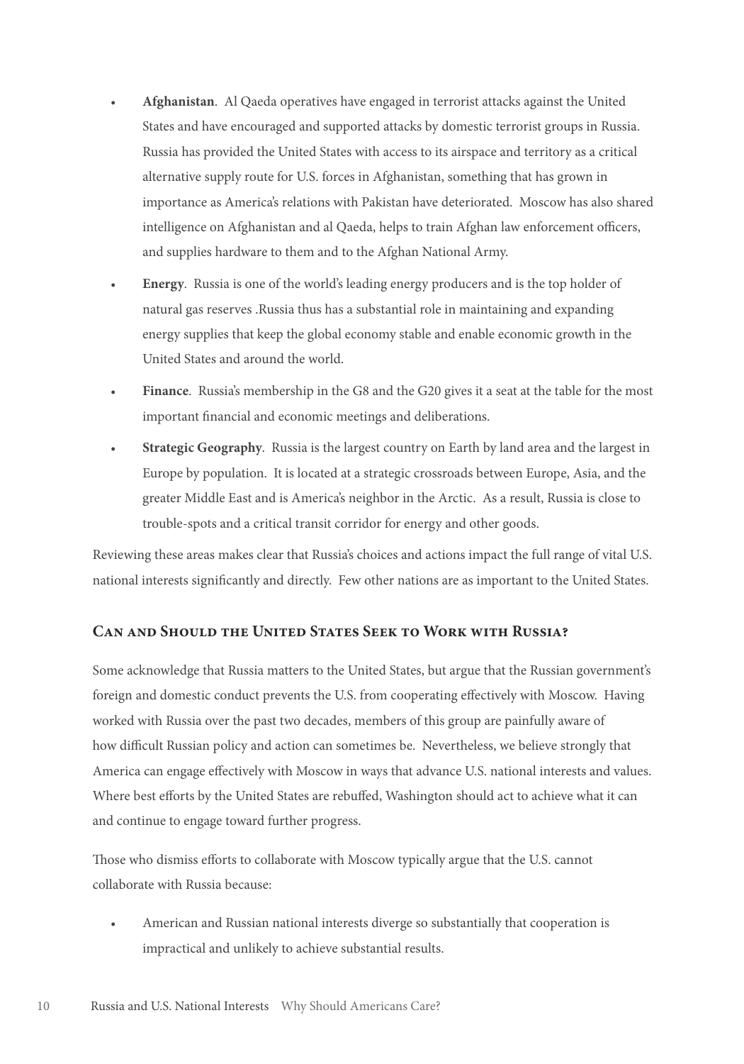- **Afghanistan**. Al Qaeda operatives have engaged in terrorist attacks against the United States and have encouraged and supported attacks by domestic terrorist groups in Russia. Russia has provided the United States with access to its airspace and territory as a critical alternative supply route for U.S. forces in Afghanistan, something that has grown in importance as America's relations with Pakistan have deteriorated. Moscow has also shared intelligence on Afghanistan and al Qaeda, helps to train Afghan law enforcement officers, and supplies hardware to them and to the Afghan National Army.
- **Energy**. Russia is one of the world's leading energy producers and is the top holder of natural gas reserves .Russia thus has a substantial role in maintaining and expanding energy supplies that keep the global economy stable and enable economic growth in the United States and around the world.
- **Finance**. Russia's membership in the G8 and the G20 gives it a seat at the table for the most important financial and economic meetings and deliberations.
- **Strategic Geography**. Russia is the largest country on Earth by land area and the largest in Europe by population. It is located at a strategic crossroads between Europe, Asia, and the greater Middle East and is America's neighbor in the Arctic. As a result, Russia is close to trouble-spots and a critical transit corridor for energy and other goods.

Reviewing these areas makes clear that Russia's choices and actions impact the full range of vital U.S. national interests significantly and directly. Few other nations are as important to the United States.

## Can and Should the United States Seek to Work with Russia?

Some acknowledge that Russia matters to the United States, but argue that the Russian government's foreign and domestic conduct prevents the U.S. from cooperating effectively with Moscow. Having worked with Russia over the past two decades, members of this group are painfully aware of how difficult Russian policy and action can sometimes be. Nevertheless, we believe strongly that America can engage effectively with Moscow in ways that advance U.S. national interests and values. Where best efforts by the United States are rebuffed, Washington should act to achieve what it can and continue to engage toward further progress.

Those who dismiss efforts to collaborate with Moscow typically argue that the U.S. cannot collaborate with Russia because:

- American and Russian national interests diverge so substantially that cooperation is impractical and unlikely to achieve substantial results.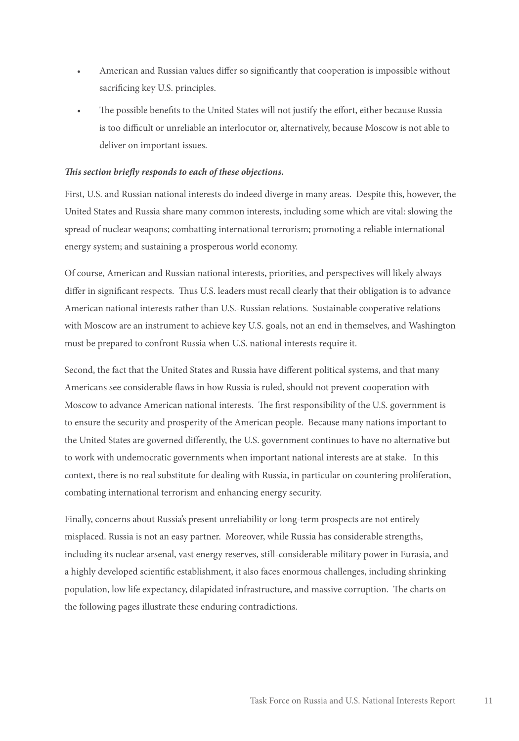- American and Russian values differ so significantly that cooperation is impossible without sacrificing key U.S. principles.
- The possible benefits to the United States will not justify the effort, either because Russia is too difficult or unreliable an interlocutor or, alternatively, because Moscow is not able to deliver on important issues.

***This section briefly responds to each of these objections.***

First, U.S. and Russian national interests do indeed diverge in many areas. Despite this, however, the United States and Russia share many common interests, including some which are vital: slowing the spread of nuclear weapons; combatting international terrorism; promoting a reliable international energy system; and sustaining a prosperous world economy.

Of course, American and Russian national interests, priorities, and perspectives will likely always differ in significant respects. Thus U.S. leaders must recall clearly that their obligation is to advance American national interests rather than U.S.-Russian relations. Sustainable cooperative relations with Moscow are an instrument to achieve key U.S. goals, not an end in themselves, and Washington must be prepared to confront Russia when U.S. national interests require it.

Second, the fact that the United States and Russia have different political systems, and that many Americans see considerable flaws in how Russia is ruled, should not prevent cooperation with Moscow to advance American national interests. The first responsibility of the U.S. government is to ensure the security and prosperity of the American people. Because many nations important to the United States are governed differently, the U.S. government continues to have no alternative but to work with undemocratic governments when important national interests are at stake. In this context, there is no real substitute for dealing with Russia, in particular on countering proliferation, combating international terrorism and enhancing energy security.

Finally, concerns about Russia's present unreliability or long-term prospects are not entirely misplaced. Russia is not an easy partner. Moreover, while Russia has considerable strengths, including its nuclear arsenal, vast energy reserves, still-considerable military power in Eurasia, and a highly developed scientific establishment, it also faces enormous challenges, including shrinking population, low life expectancy, dilapidated infrastructure, and massive corruption. The charts on the following pages illustrate these enduring contradictions.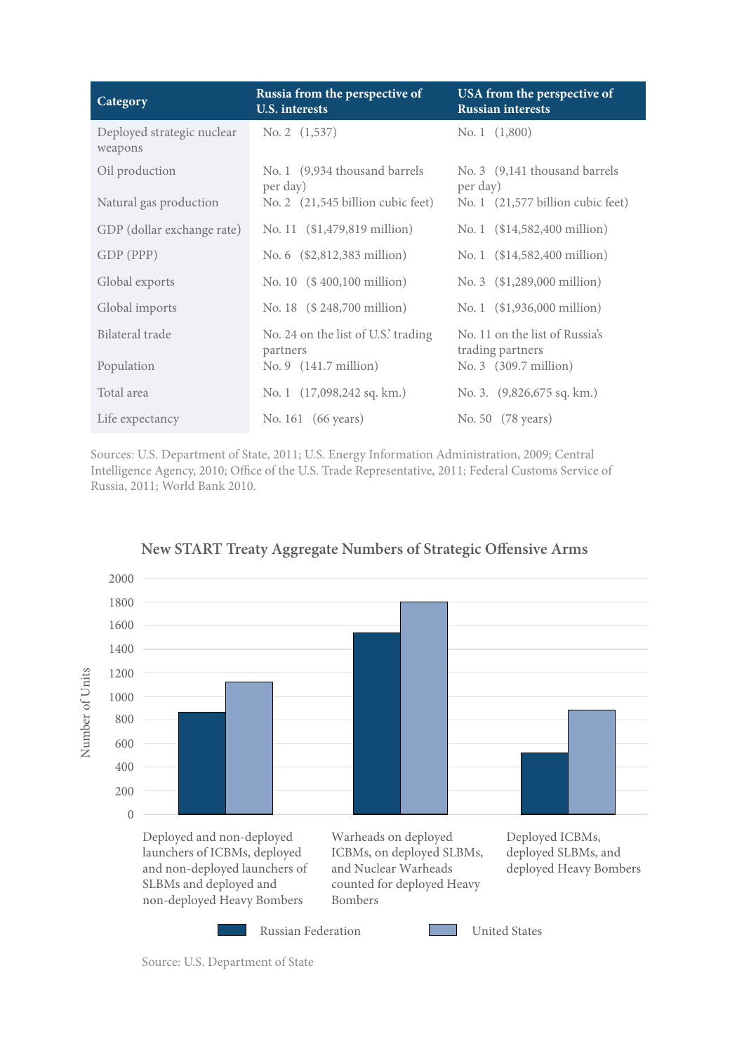| Category | Russia from the perspective of U.S. interests | USA from the perspective of Russian interests |
|---|---|---|
| Deployed strategic nuclear weapons | No. 2 (1,537) | No. 1 (1,800) |
| Oil production | No. 1 (9,934 thousand barrels per day) | No. 3 (9,141 thousand barrels per day) |
| Natural gas production | No. 2 (21,545 billion cubic feet) | No. 1 (21,577 billion cubic feet) |
| GDP (dollar exchange rate) | No. 11 ($1,479,819 million) | No. 1 ($14,582,400 million) |
| GDP (PPP) | No. 6 ($2,812,383 million) | No. 1 ($14,582,400 million) |
| Global exports | No. 10 ($ 400,100 million) | No. 3 ($1,289,000 million) |
| Global imports | No. 18 ($ 248,700 million) | No. 1 ($1,936,000 million) |
| Bilateral trade | No. 24 on the list of U.S.' trading partners | No. 11 on the list of Russia's trading partners |
| Population | No. 9 (141.7 million) | No. 3 (309.7 million) |
| Total area | No. 1 (17,098,242 sq. km.) | No. 3. (9,826,675 sq. km.) |
| Life expectancy | No. 161 (66 years) | No. 50 (78 years) |

Sources: U.S. Department of State, 2011; U.S. Energy Information Administration, 2009; Central Intelligence Agency, 2010; Office of the U.S. Trade Representative, 2011; Federal Customs Service of Russia, 2011; World Bank 2010.

### New START Treaty Aggregate Numbers of Strategic Offensive Arms

| Category | Russian Federation | United States |
|---|---|---|
| Deployed and non-deployed launchers of ICBMs, deployed and non-deployed launchers of SLBMs and deployed and non-deployed Heavy Bombers | ~865 | ~1,124 |
| Warheads on deployed ICBMs, on deployed SLBMs, and Nuclear Warheads counted for deployed Heavy Bombers | ~1,537 | ~1,800 |
| Deployed ICBMs, deployed SLBMs, and deployed Heavy Bombers | ~521 | ~882 |

Source: U.S. Department of State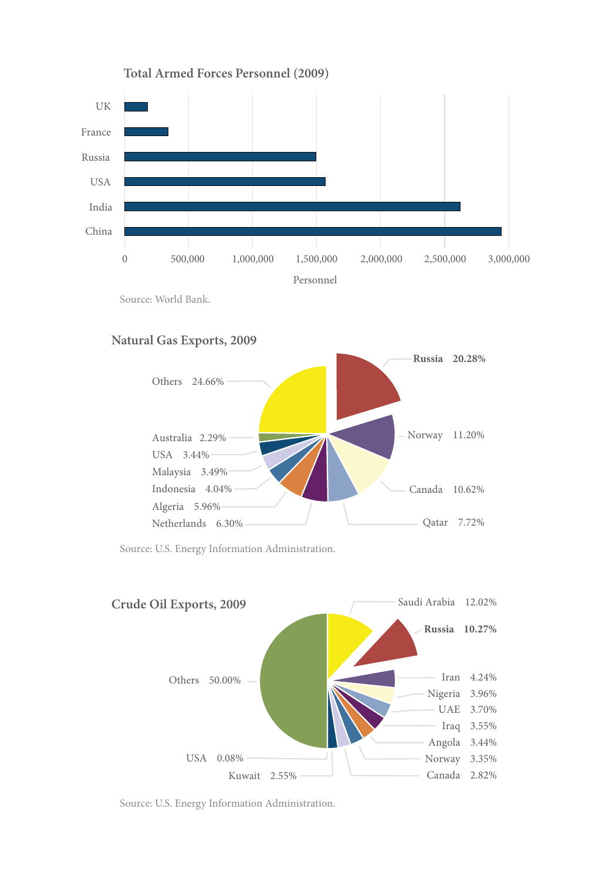### Total Armed Forces Personnel (2009)

| Country | Personnel |
|---|---|
| UK | |
| France | |
| Russia | |
| USA | |
| India | |
| China | |

Personnel (axis: 0, 500,000, 1,000,000, 1,500,000, 2,000,000, 2,500,000, 3,000,000)

Source: World Bank.

### Natural Gas Exports, 2009

| Country | Share |
|---|---|
| **Russia** | **20.28%** |
| Norway | 11.20% |
| Canada | 10.62% |
| Qatar | 7.72% |
| Netherlands | 6.30% |
| Algeria | 5.96% |
| Indonesia | 4.04% |
| Malaysia | 3.49% |
| USA | 3.44% |
| Australia | 2.29% |
| Others | 24.66% |

Source: U.S. Energy Information Administration.

### Crude Oil Exports, 2009

| Country | Share |
|---|---|
| Saudi Arabia | 12.02% |
| **Russia** | **10.27%** |
| Iran | 4.24% |
| Nigeria | 3.96% |
| UAE | 3.70% |
| Iraq | 3.55% |
| Angola | 3.44% |
| Norway | 3.35% |
| Canada | 2.82% |
| Kuwait | 2.55% |
| USA | 0.08% |
| Others | 50.00% |

Source: U.S. Energy Information Administration.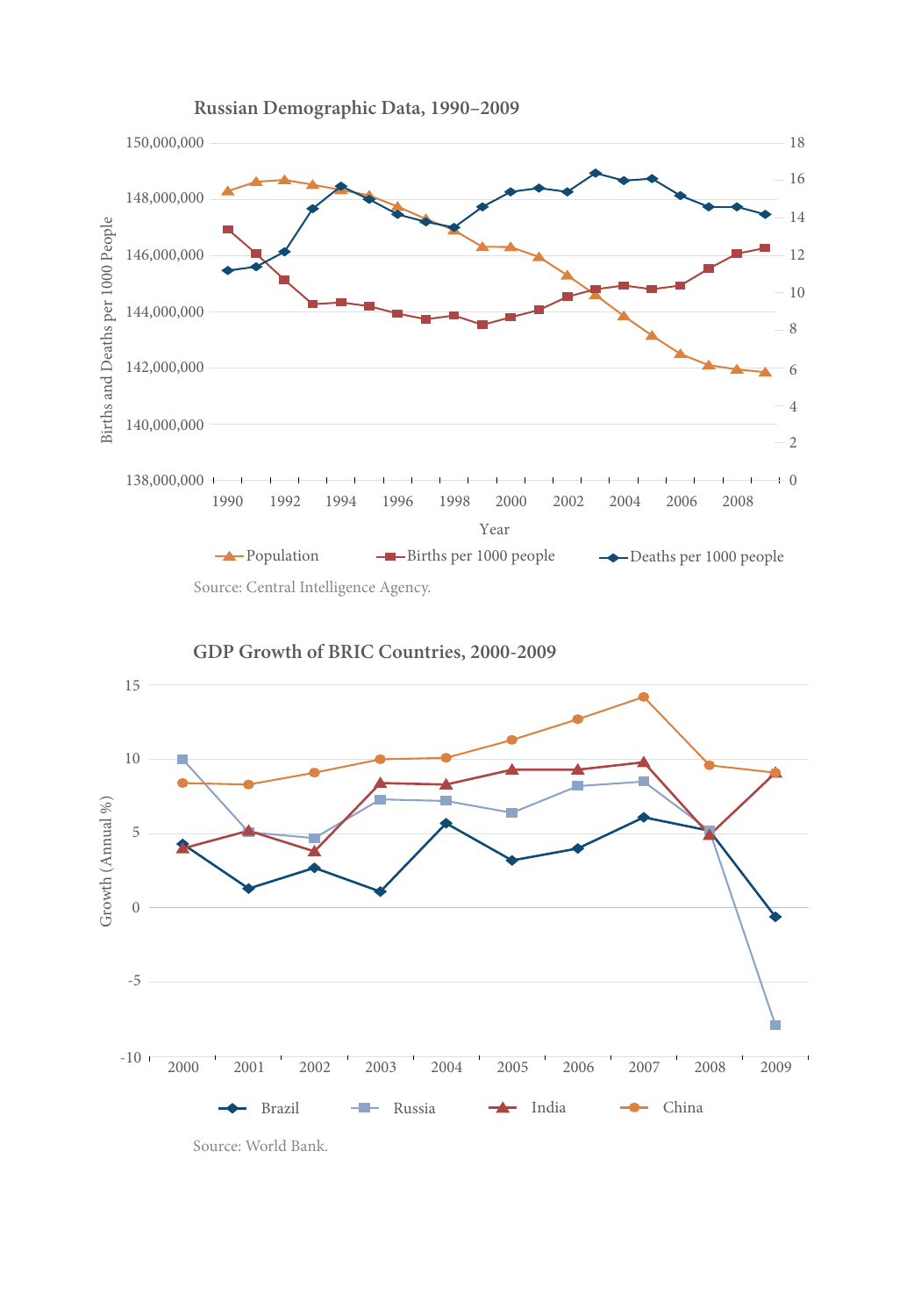**Russian Demographic Data, 1990–2009**

Source: Central Intelligence Agency.

**GDP Growth of BRIC Countries, 2000-2009**

Source: World Bank.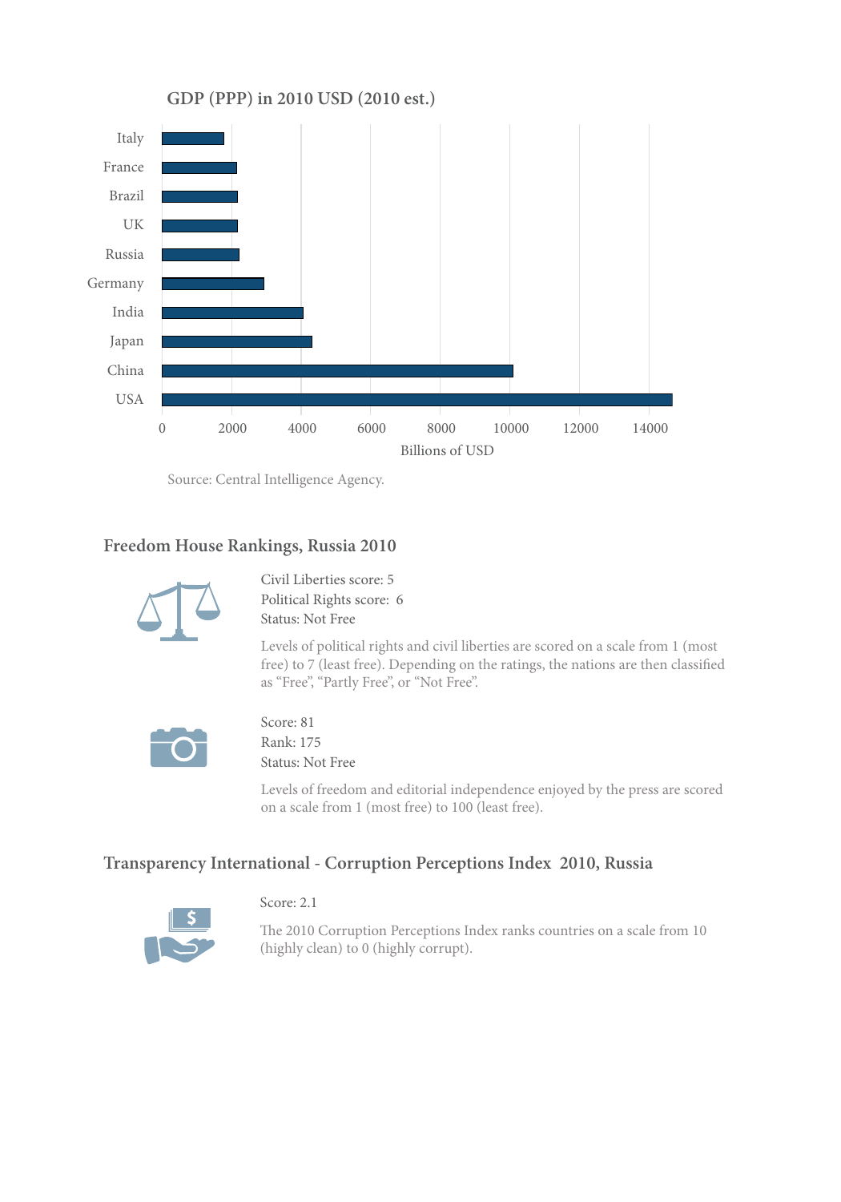GDP (PPP) in 2010 USD (2010 est.)

Italy
France
Brazil
UK
Russia
Germany
India
Japan
China
USA

0 2000 4000 6000 8000 10000 12000 14000

Billions of USD

Source: Central Intelligence Agency.

## Freedom House Rankings, Russia 2010

Civil Liberties score: 5
Political Rights score: 6
Status: Not Free

Levels of political rights and civil liberties are scored on a scale from 1 (most free) to 7 (least free). Depending on the ratings, the nations are then classified as "Free", "Partly Free", or "Not Free".

Score: 81
Rank: 175
Status: Not Free

Levels of freedom and editorial independence enjoyed by the press are scored on a scale from 1 (most free) to 100 (least free).

## Transparency International - Corruption Perceptions Index 2010, Russia

Score: 2.1

The 2010 Corruption Perceptions Index ranks countries on a scale from 10 (highly clean) to 0 (highly corrupt).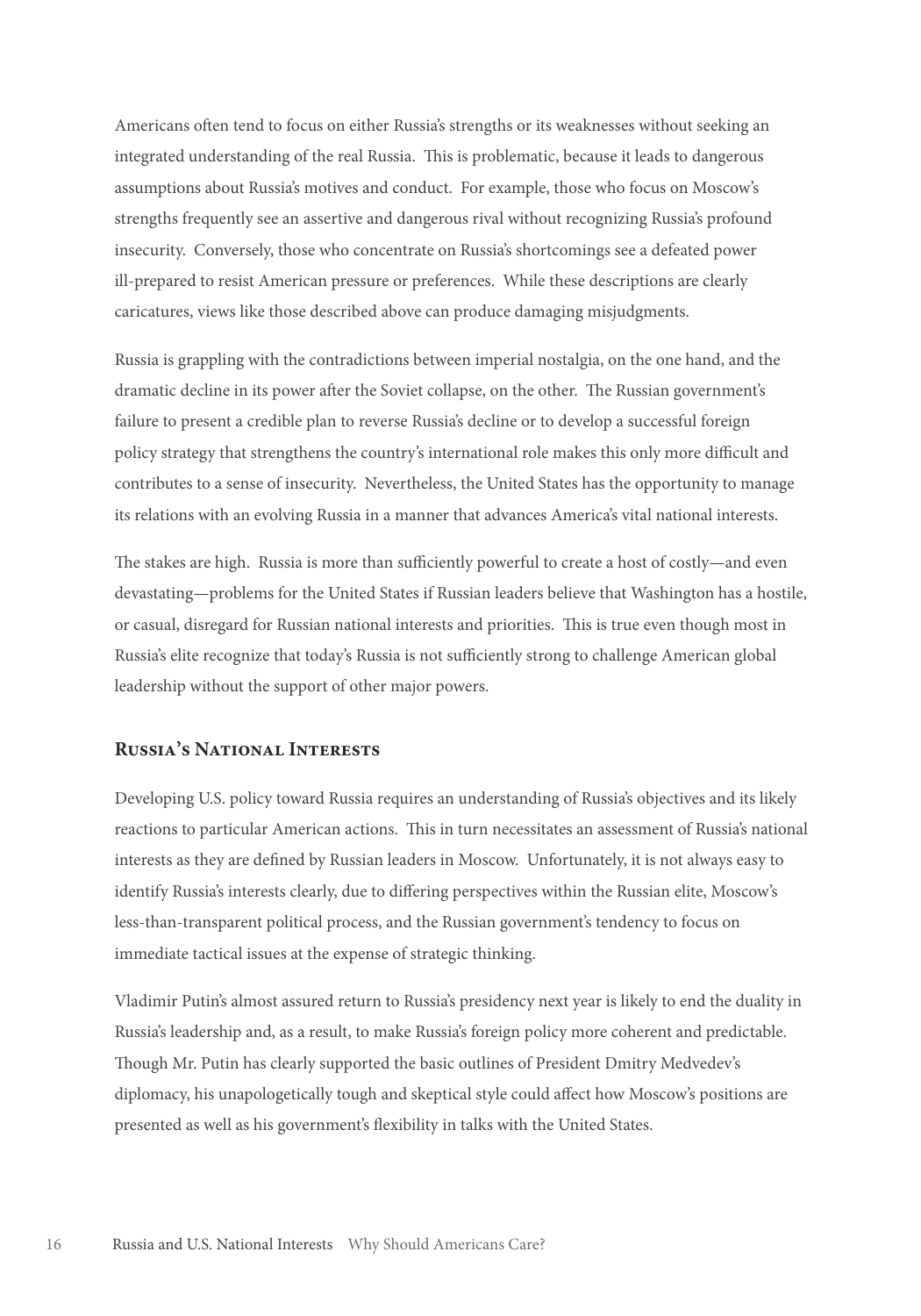Americans often tend to focus on either Russia's strengths or its weaknesses without seeking an integrated understanding of the real Russia. This is problematic, because it leads to dangerous assumptions about Russia's motives and conduct. For example, those who focus on Moscow's strengths frequently see an assertive and dangerous rival without recognizing Russia's profound insecurity. Conversely, those who concentrate on Russia's shortcomings see a defeated power ill-prepared to resist American pressure or preferences. While these descriptions are clearly caricatures, views like those described above can produce damaging misjudgments.

Russia is grappling with the contradictions between imperial nostalgia, on the one hand, and the dramatic decline in its power after the Soviet collapse, on the other. The Russian government's failure to present a credible plan to reverse Russia's decline or to develop a successful foreign policy strategy that strengthens the country's international role makes this only more difficult and contributes to a sense of insecurity. Nevertheless, the United States has the opportunity to manage its relations with an evolving Russia in a manner that advances America's vital national interests.

The stakes are high. Russia is more than sufficiently powerful to create a host of costly—and even devastating—problems for the United States if Russian leaders believe that Washington has a hostile, or casual, disregard for Russian national interests and priorities. This is true even though most in Russia's elite recognize that today's Russia is not sufficiently strong to challenge American global leadership without the support of other major powers.

## Russia's National Interests

Developing U.S. policy toward Russia requires an understanding of Russia's objectives and its likely reactions to particular American actions. This in turn necessitates an assessment of Russia's national interests as they are defined by Russian leaders in Moscow. Unfortunately, it is not always easy to identify Russia's interests clearly, due to differing perspectives within the Russian elite, Moscow's less-than-transparent political process, and the Russian government's tendency to focus on immediate tactical issues at the expense of strategic thinking.

Vladimir Putin's almost assured return to Russia's presidency next year is likely to end the duality in Russia's leadership and, as a result, to make Russia's foreign policy more coherent and predictable. Though Mr. Putin has clearly supported the basic outlines of President Dmitry Medvedev's diplomacy, his unapologetically tough and skeptical style could affect how Moscow's positions are presented as well as his government's flexibility in talks with the United States.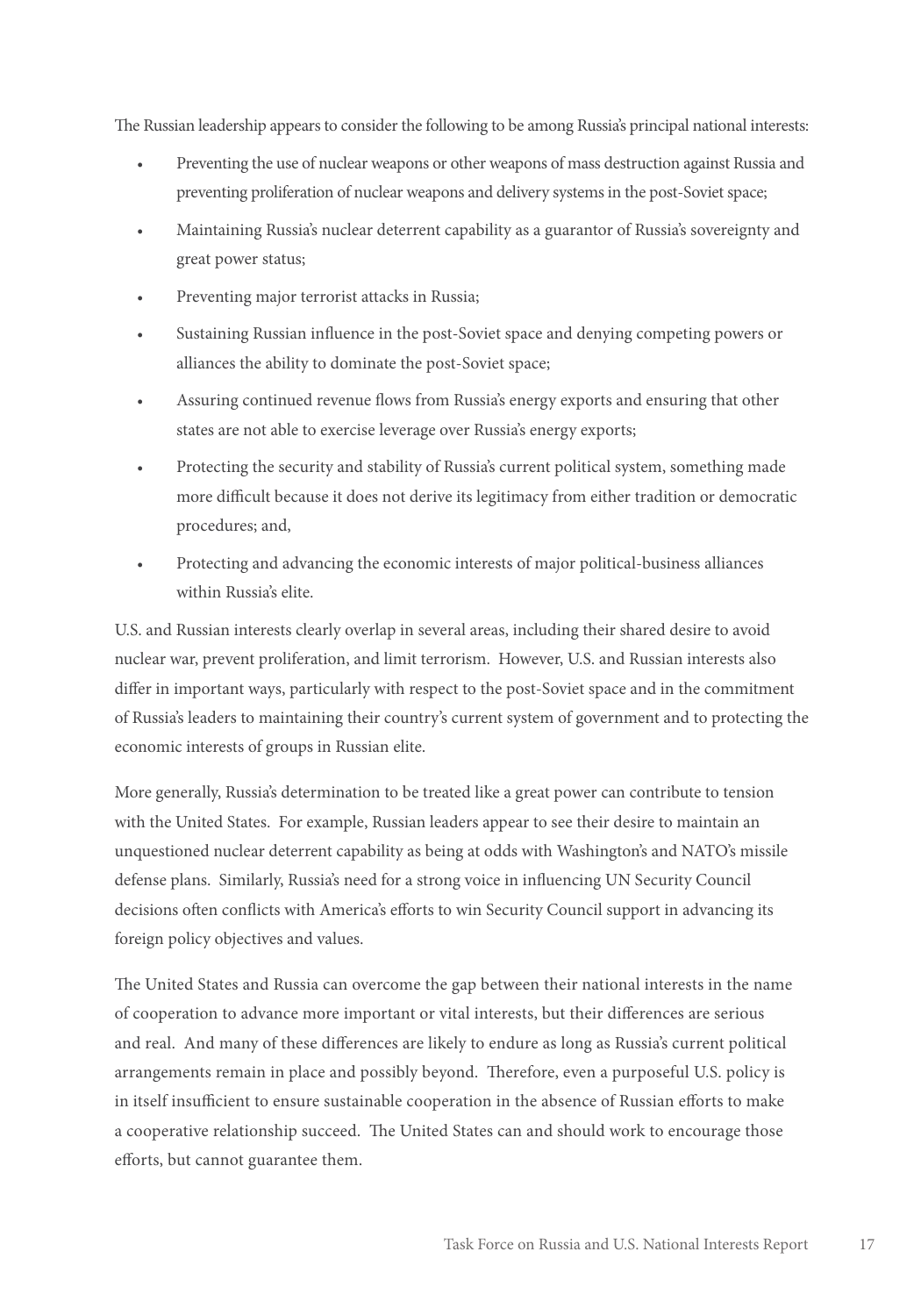The Russian leadership appears to consider the following to be among Russia's principal national interests:

- Preventing the use of nuclear weapons or other weapons of mass destruction against Russia and preventing proliferation of nuclear weapons and delivery systems in the post-Soviet space;
- Maintaining Russia's nuclear deterrent capability as a guarantor of Russia's sovereignty and great power status;
- Preventing major terrorist attacks in Russia;
- Sustaining Russian influence in the post-Soviet space and denying competing powers or alliances the ability to dominate the post-Soviet space;
- Assuring continued revenue flows from Russia's energy exports and ensuring that other states are not able to exercise leverage over Russia's energy exports;
- Protecting the security and stability of Russia's current political system, something made more difficult because it does not derive its legitimacy from either tradition or democratic procedures; and,
- Protecting and advancing the economic interests of major political-business alliances within Russia's elite.

U.S. and Russian interests clearly overlap in several areas, including their shared desire to avoid nuclear war, prevent proliferation, and limit terrorism. However, U.S. and Russian interests also differ in important ways, particularly with respect to the post-Soviet space and in the commitment of Russia's leaders to maintaining their country's current system of government and to protecting the economic interests of groups in Russian elite.

More generally, Russia's determination to be treated like a great power can contribute to tension with the United States. For example, Russian leaders appear to see their desire to maintain an unquestioned nuclear deterrent capability as being at odds with Washington's and NATO's missile defense plans. Similarly, Russia's need for a strong voice in influencing UN Security Council decisions often conflicts with America's efforts to win Security Council support in advancing its foreign policy objectives and values.

The United States and Russia can overcome the gap between their national interests in the name of cooperation to advance more important or vital interests, but their differences are serious and real. And many of these differences are likely to endure as long as Russia's current political arrangements remain in place and possibly beyond. Therefore, even a purposeful U.S. policy is in itself insufficient to ensure sustainable cooperation in the absence of Russian efforts to make a cooperative relationship succeed. The United States can and should work to encourage those efforts, but cannot guarantee them.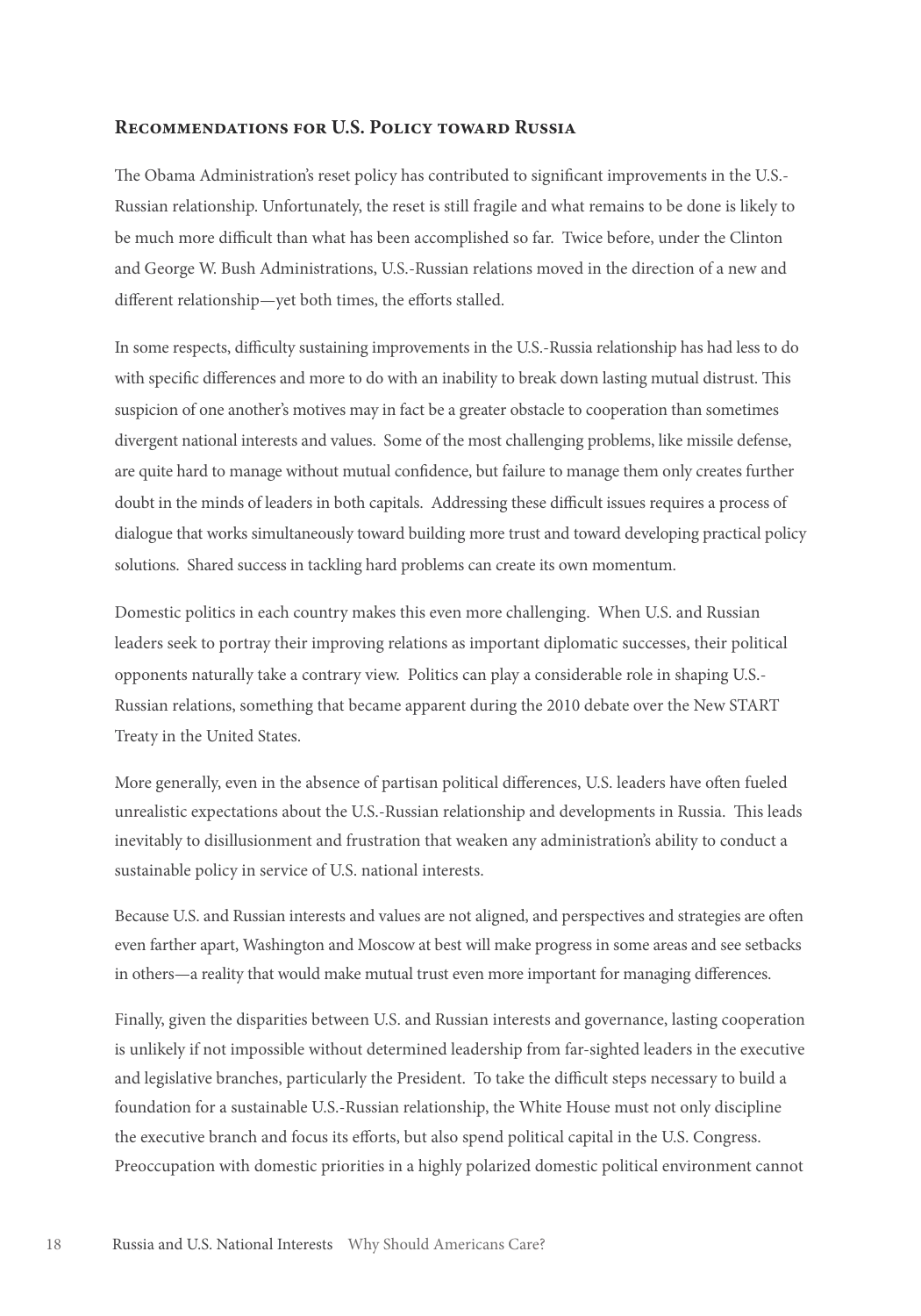## Recommendations for U.S. Policy toward Russia

The Obama Administration's reset policy has contributed to significant improvements in the U.S.-Russian relationship. Unfortunately, the reset is still fragile and what remains to be done is likely to be much more difficult than what has been accomplished so far. Twice before, under the Clinton and George W. Bush Administrations, U.S.-Russian relations moved in the direction of a new and different relationship—yet both times, the efforts stalled.

In some respects, difficulty sustaining improvements in the U.S.-Russia relationship has had less to do with specific differences and more to do with an inability to break down lasting mutual distrust. This suspicion of one another's motives may in fact be a greater obstacle to cooperation than sometimes divergent national interests and values. Some of the most challenging problems, like missile defense, are quite hard to manage without mutual confidence, but failure to manage them only creates further doubt in the minds of leaders in both capitals. Addressing these difficult issues requires a process of dialogue that works simultaneously toward building more trust and toward developing practical policy solutions. Shared success in tackling hard problems can create its own momentum.

Domestic politics in each country makes this even more challenging. When U.S. and Russian leaders seek to portray their improving relations as important diplomatic successes, their political opponents naturally take a contrary view. Politics can play a considerable role in shaping U.S.-Russian relations, something that became apparent during the 2010 debate over the New START Treaty in the United States.

More generally, even in the absence of partisan political differences, U.S. leaders have often fueled unrealistic expectations about the U.S.-Russian relationship and developments in Russia. This leads inevitably to disillusionment and frustration that weaken any administration's ability to conduct a sustainable policy in service of U.S. national interests.

Because U.S. and Russian interests and values are not aligned, and perspectives and strategies are often even farther apart, Washington and Moscow at best will make progress in some areas and see setbacks in others—a reality that would make mutual trust even more important for managing differences.

Finally, given the disparities between U.S. and Russian interests and governance, lasting cooperation is unlikely if not impossible without determined leadership from far-sighted leaders in the executive and legislative branches, particularly the President. To take the difficult steps necessary to build a foundation for a sustainable U.S.-Russian relationship, the White House must not only discipline the executive branch and focus its efforts, but also spend political capital in the U.S. Congress. Preoccupation with domestic priorities in a highly polarized domestic political environment cannot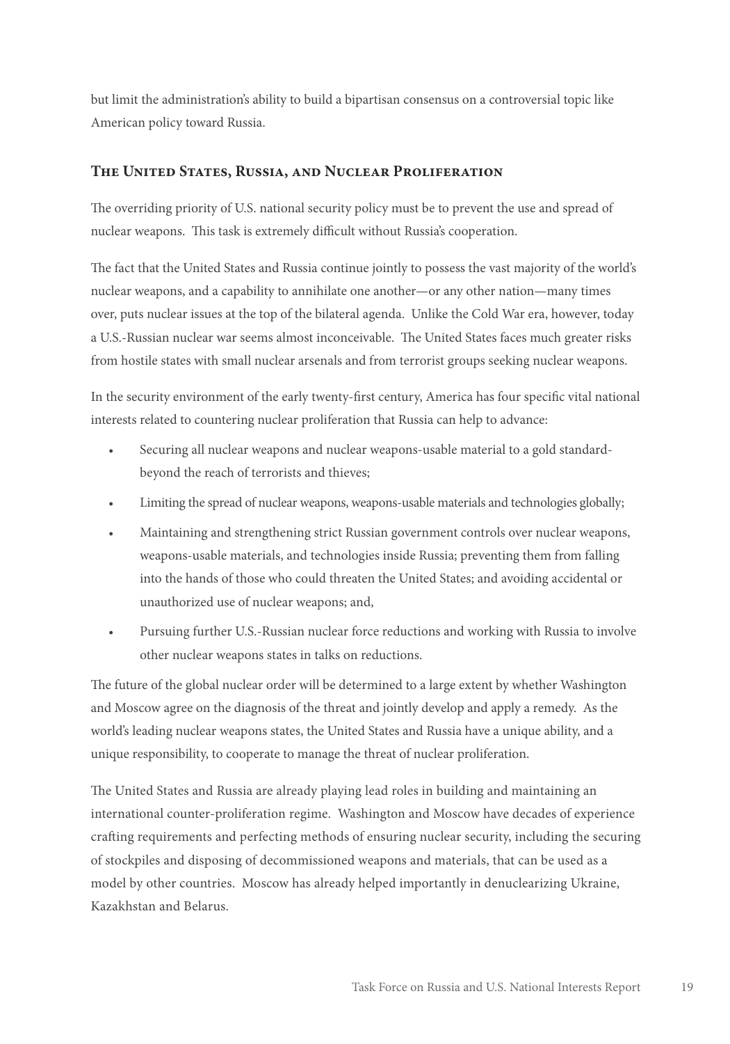but limit the administration's ability to build a bipartisan consensus on a controversial topic like American policy toward Russia.

## The United States, Russia, and Nuclear Proliferation

The overriding priority of U.S. national security policy must be to prevent the use and spread of nuclear weapons. This task is extremely difficult without Russia's cooperation.

The fact that the United States and Russia continue jointly to possess the vast majority of the world's nuclear weapons, and a capability to annihilate one another—or any other nation—many times over, puts nuclear issues at the top of the bilateral agenda. Unlike the Cold War era, however, today a U.S.-Russian nuclear war seems almost inconceivable. The United States faces much greater risks from hostile states with small nuclear arsenals and from terrorist groups seeking nuclear weapons.

In the security environment of the early twenty-first century, America has four specific vital national interests related to countering nuclear proliferation that Russia can help to advance:

- Securing all nuclear weapons and nuclear weapons-usable material to a gold standard-beyond the reach of terrorists and thieves;
- Limiting the spread of nuclear weapons, weapons-usable materials and technologies globally;
- Maintaining and strengthening strict Russian government controls over nuclear weapons, weapons-usable materials, and technologies inside Russia; preventing them from falling into the hands of those who could threaten the United States; and avoiding accidental or unauthorized use of nuclear weapons; and,
- Pursuing further U.S.-Russian nuclear force reductions and working with Russia to involve other nuclear weapons states in talks on reductions.

The future of the global nuclear order will be determined to a large extent by whether Washington and Moscow agree on the diagnosis of the threat and jointly develop and apply a remedy. As the world's leading nuclear weapons states, the United States and Russia have a unique ability, and a unique responsibility, to cooperate to manage the threat of nuclear proliferation.

The United States and Russia are already playing lead roles in building and maintaining an international counter-proliferation regime. Washington and Moscow have decades of experience crafting requirements and perfecting methods of ensuring nuclear security, including the securing of stockpiles and disposing of decommissioned weapons and materials, that can be used as a model by other countries. Moscow has already helped importantly in denuclearizing Ukraine, Kazakhstan and Belarus.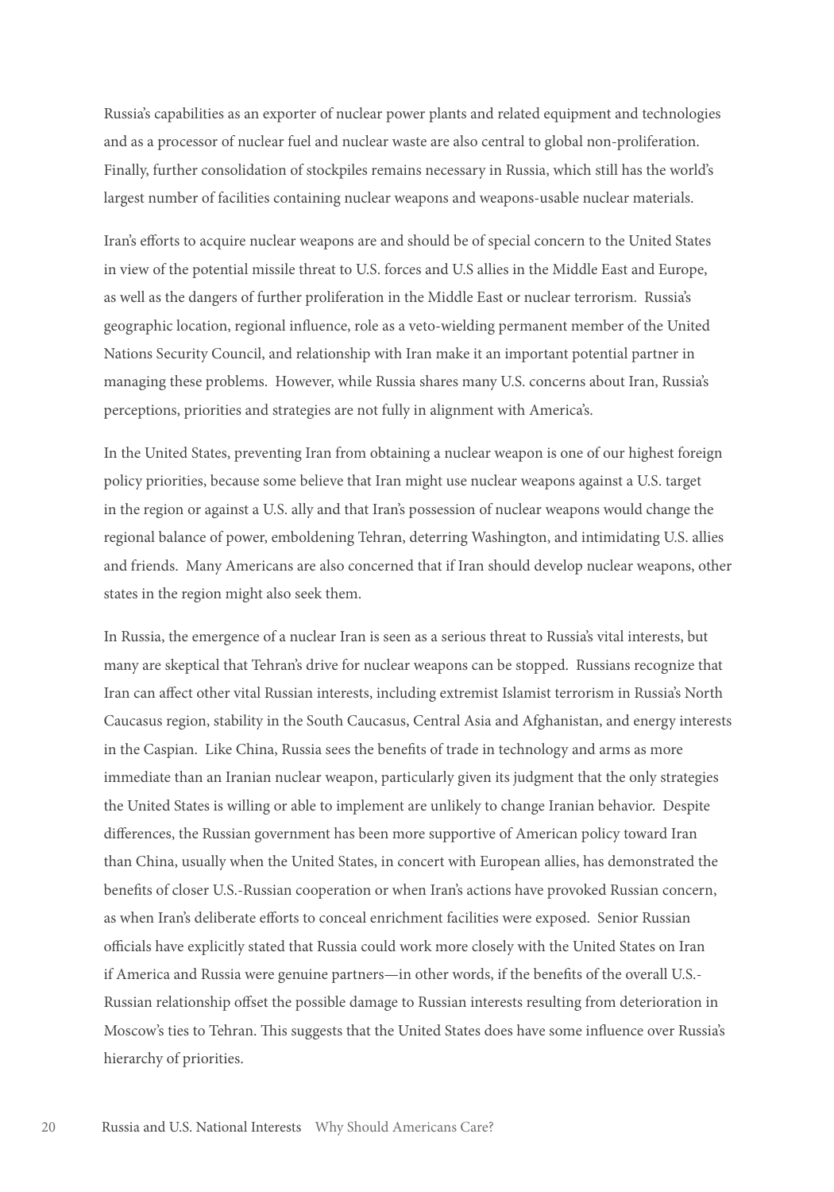Russia's capabilities as an exporter of nuclear power plants and related equipment and technologies and as a processor of nuclear fuel and nuclear waste are also central to global non-proliferation. Finally, further consolidation of stockpiles remains necessary in Russia, which still has the world's largest number of facilities containing nuclear weapons and weapons-usable nuclear materials.

Iran's efforts to acquire nuclear weapons are and should be of special concern to the United States in view of the potential missile threat to U.S. forces and U.S allies in the Middle East and Europe, as well as the dangers of further proliferation in the Middle East or nuclear terrorism. Russia's geographic location, regional influence, role as a veto-wielding permanent member of the United Nations Security Council, and relationship with Iran make it an important potential partner in managing these problems. However, while Russia shares many U.S. concerns about Iran, Russia's perceptions, priorities and strategies are not fully in alignment with America's.

In the United States, preventing Iran from obtaining a nuclear weapon is one of our highest foreign policy priorities, because some believe that Iran might use nuclear weapons against a U.S. target in the region or against a U.S. ally and that Iran's possession of nuclear weapons would change the regional balance of power, emboldening Tehran, deterring Washington, and intimidating U.S. allies and friends. Many Americans are also concerned that if Iran should develop nuclear weapons, other states in the region might also seek them.

In Russia, the emergence of a nuclear Iran is seen as a serious threat to Russia's vital interests, but many are skeptical that Tehran's drive for nuclear weapons can be stopped. Russians recognize that Iran can affect other vital Russian interests, including extremist Islamist terrorism in Russia's North Caucasus region, stability in the South Caucasus, Central Asia and Afghanistan, and energy interests in the Caspian. Like China, Russia sees the benefits of trade in technology and arms as more immediate than an Iranian nuclear weapon, particularly given its judgment that the only strategies the United States is willing or able to implement are unlikely to change Iranian behavior. Despite differences, the Russian government has been more supportive of American policy toward Iran than China, usually when the United States, in concert with European allies, has demonstrated the benefits of closer U.S.-Russian cooperation or when Iran's actions have provoked Russian concern, as when Iran's deliberate efforts to conceal enrichment facilities were exposed. Senior Russian officials have explicitly stated that Russia could work more closely with the United States on Iran if America and Russia were genuine partners—in other words, if the benefits of the overall U.S.-Russian relationship offset the possible damage to Russian interests resulting from deterioration in Moscow's ties to Tehran. This suggests that the United States does have some influence over Russia's hierarchy of priorities.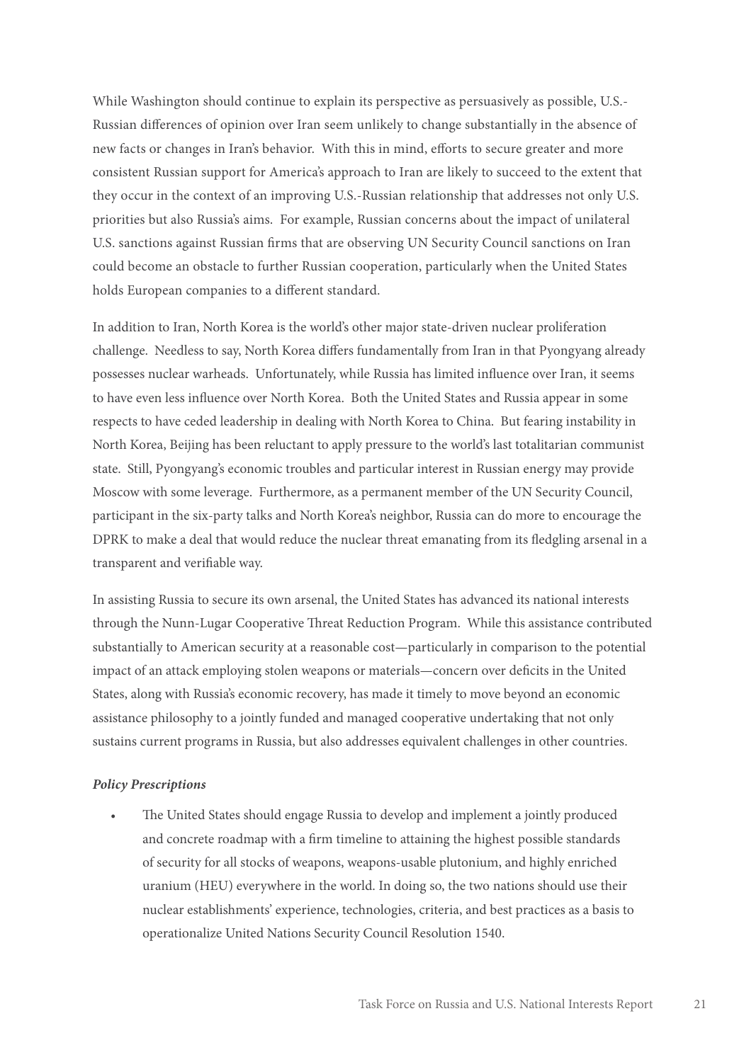While Washington should continue to explain its perspective as persuasively as possible, U.S.-Russian differences of opinion over Iran seem unlikely to change substantially in the absence of new facts or changes in Iran's behavior. With this in mind, efforts to secure greater and more consistent Russian support for America's approach to Iran are likely to succeed to the extent that they occur in the context of an improving U.S.-Russian relationship that addresses not only U.S. priorities but also Russia's aims. For example, Russian concerns about the impact of unilateral U.S. sanctions against Russian firms that are observing UN Security Council sanctions on Iran could become an obstacle to further Russian cooperation, particularly when the United States holds European companies to a different standard.

In addition to Iran, North Korea is the world's other major state-driven nuclear proliferation challenge. Needless to say, North Korea differs fundamentally from Iran in that Pyongyang already possesses nuclear warheads. Unfortunately, while Russia has limited influence over Iran, it seems to have even less influence over North Korea. Both the United States and Russia appear in some respects to have ceded leadership in dealing with North Korea to China. But fearing instability in North Korea, Beijing has been reluctant to apply pressure to the world's last totalitarian communist state. Still, Pyongyang's economic troubles and particular interest in Russian energy may provide Moscow with some leverage. Furthermore, as a permanent member of the UN Security Council, participant in the six-party talks and North Korea's neighbor, Russia can do more to encourage the DPRK to make a deal that would reduce the nuclear threat emanating from its fledgling arsenal in a transparent and verifiable way.

In assisting Russia to secure its own arsenal, the United States has advanced its national interests through the Nunn-Lugar Cooperative Threat Reduction Program. While this assistance contributed substantially to American security at a reasonable cost—particularly in comparison to the potential impact of an attack employing stolen weapons or materials—concern over deficits in the United States, along with Russia's economic recovery, has made it timely to move beyond an economic assistance philosophy to a jointly funded and managed cooperative undertaking that not only sustains current programs in Russia, but also addresses equivalent challenges in other countries.

***Policy Prescriptions***

- The United States should engage Russia to develop and implement a jointly produced and concrete roadmap with a firm timeline to attaining the highest possible standards of security for all stocks of weapons, weapons-usable plutonium, and highly enriched uranium (HEU) everywhere in the world. In doing so, the two nations should use their nuclear establishments' experience, technologies, criteria, and best practices as a basis to operationalize United Nations Security Council Resolution 1540.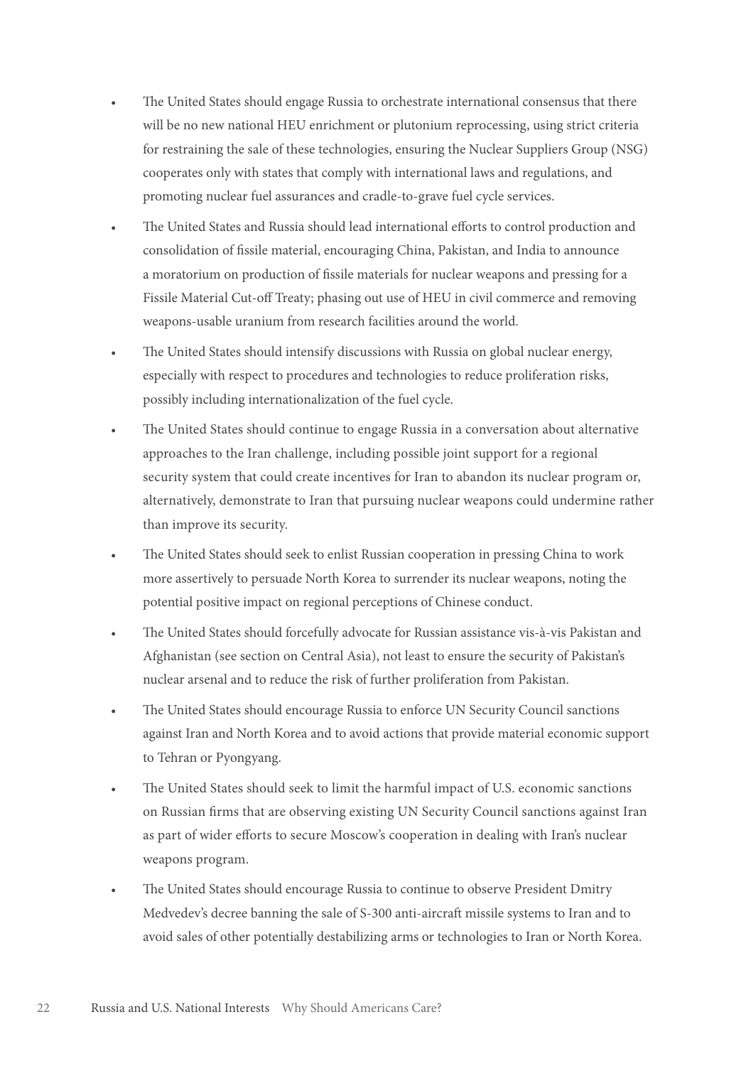- The United States should engage Russia to orchestrate international consensus that there will be no new national HEU enrichment or plutonium reprocessing, using strict criteria for restraining the sale of these technologies, ensuring the Nuclear Suppliers Group (NSG) cooperates only with states that comply with international laws and regulations, and promoting nuclear fuel assurances and cradle-to-grave fuel cycle services.
- The United States and Russia should lead international efforts to control production and consolidation of fissile material, encouraging China, Pakistan, and India to announce a moratorium on production of fissile materials for nuclear weapons and pressing for a Fissile Material Cut-off Treaty; phasing out use of HEU in civil commerce and removing weapons-usable uranium from research facilities around the world.
- The United States should intensify discussions with Russia on global nuclear energy, especially with respect to procedures and technologies to reduce proliferation risks, possibly including internationalization of the fuel cycle.
- The United States should continue to engage Russia in a conversation about alternative approaches to the Iran challenge, including possible joint support for a regional security system that could create incentives for Iran to abandon its nuclear program or, alternatively, demonstrate to Iran that pursuing nuclear weapons could undermine rather than improve its security.
- The United States should seek to enlist Russian cooperation in pressing China to work more assertively to persuade North Korea to surrender its nuclear weapons, noting the potential positive impact on regional perceptions of Chinese conduct.
- The United States should forcefully advocate for Russian assistance vis-à-vis Pakistan and Afghanistan (see section on Central Asia), not least to ensure the security of Pakistan's nuclear arsenal and to reduce the risk of further proliferation from Pakistan.
- The United States should encourage Russia to enforce UN Security Council sanctions against Iran and North Korea and to avoid actions that provide material economic support to Tehran or Pyongyang.
- The United States should seek to limit the harmful impact of U.S. economic sanctions on Russian firms that are observing existing UN Security Council sanctions against Iran as part of wider efforts to secure Moscow's cooperation in dealing with Iran's nuclear weapons program.
- The United States should encourage Russia to continue to observe President Dmitry Medvedev's decree banning the sale of S-300 anti-aircraft missile systems to Iran and to avoid sales of other potentially destabilizing arms or technologies to Iran or North Korea.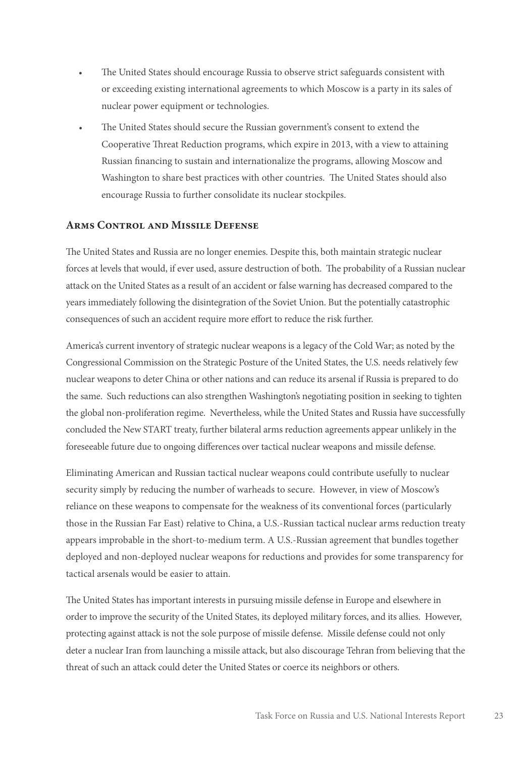- The United States should encourage Russia to observe strict safeguards consistent with or exceeding existing international agreements to which Moscow is a party in its sales of nuclear power equipment or technologies.
- The United States should secure the Russian government's consent to extend the Cooperative Threat Reduction programs, which expire in 2013, with a view to attaining Russian financing to sustain and internationalize the programs, allowing Moscow and Washington to share best practices with other countries. The United States should also encourage Russia to further consolidate its nuclear stockpiles.

## Arms Control and Missile Defense

The United States and Russia are no longer enemies. Despite this, both maintain strategic nuclear forces at levels that would, if ever used, assure destruction of both. The probability of a Russian nuclear attack on the United States as a result of an accident or false warning has decreased compared to the years immediately following the disintegration of the Soviet Union. But the potentially catastrophic consequences of such an accident require more effort to reduce the risk further.

America's current inventory of strategic nuclear weapons is a legacy of the Cold War; as noted by the Congressional Commission on the Strategic Posture of the United States, the U.S. needs relatively few nuclear weapons to deter China or other nations and can reduce its arsenal if Russia is prepared to do the same. Such reductions can also strengthen Washington's negotiating position in seeking to tighten the global non-proliferation regime. Nevertheless, while the United States and Russia have successfully concluded the New START treaty, further bilateral arms reduction agreements appear unlikely in the foreseeable future due to ongoing differences over tactical nuclear weapons and missile defense.

Eliminating American and Russian tactical nuclear weapons could contribute usefully to nuclear security simply by reducing the number of warheads to secure. However, in view of Moscow's reliance on these weapons to compensate for the weakness of its conventional forces (particularly those in the Russian Far East) relative to China, a U.S.-Russian tactical nuclear arms reduction treaty appears improbable in the short-to-medium term. A U.S.-Russian agreement that bundles together deployed and non-deployed nuclear weapons for reductions and provides for some transparency for tactical arsenals would be easier to attain.

The United States has important interests in pursuing missile defense in Europe and elsewhere in order to improve the security of the United States, its deployed military forces, and its allies. However, protecting against attack is not the sole purpose of missile defense. Missile defense could not only deter a nuclear Iran from launching a missile attack, but also discourage Tehran from believing that the threat of such an attack could deter the United States or coerce its neighbors or others.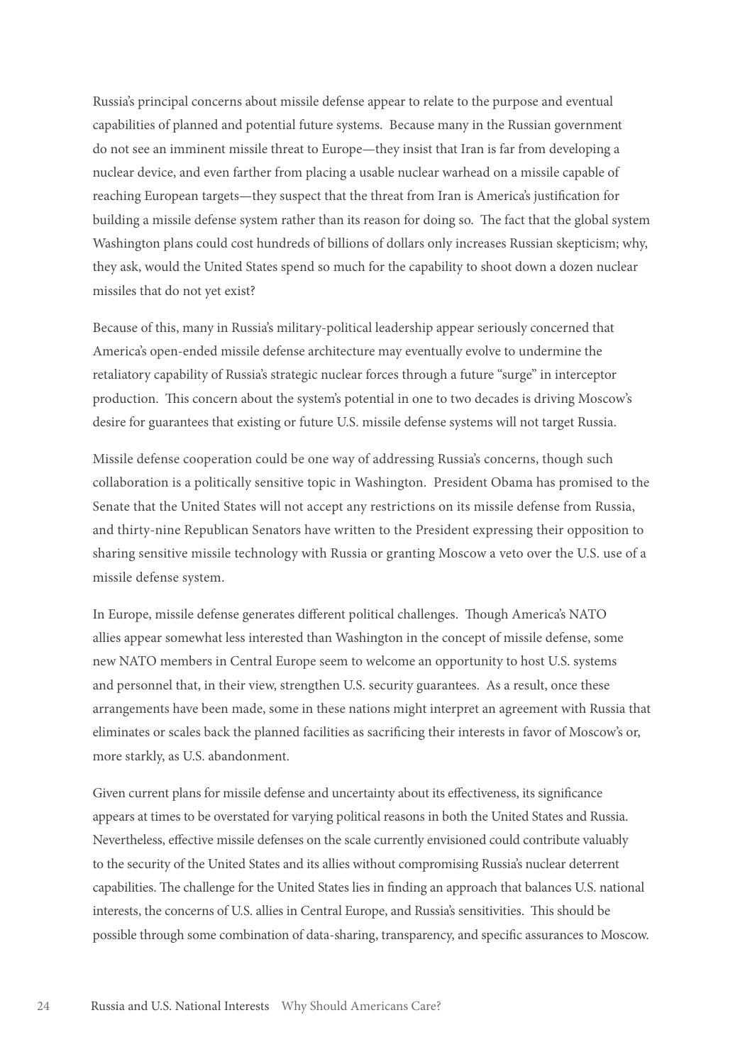Russia's principal concerns about missile defense appear to relate to the purpose and eventual capabilities of planned and potential future systems. Because many in the Russian government do not see an imminent missile threat to Europe—they insist that Iran is far from developing a nuclear device, and even farther from placing a usable nuclear warhead on a missile capable of reaching European targets—they suspect that the threat from Iran is America's justification for building a missile defense system rather than its reason for doing so. The fact that the global system Washington plans could cost hundreds of billions of dollars only increases Russian skepticism; why, they ask, would the United States spend so much for the capability to shoot down a dozen nuclear missiles that do not yet exist?

Because of this, many in Russia's military-political leadership appear seriously concerned that America's open-ended missile defense architecture may eventually evolve to undermine the retaliatory capability of Russia's strategic nuclear forces through a future "surge" in interceptor production. This concern about the system's potential in one to two decades is driving Moscow's desire for guarantees that existing or future U.S. missile defense systems will not target Russia.

Missile defense cooperation could be one way of addressing Russia's concerns, though such collaboration is a politically sensitive topic in Washington. President Obama has promised to the Senate that the United States will not accept any restrictions on its missile defense from Russia, and thirty-nine Republican Senators have written to the President expressing their opposition to sharing sensitive missile technology with Russia or granting Moscow a veto over the U.S. use of a missile defense system.

In Europe, missile defense generates different political challenges. Though America's NATO allies appear somewhat less interested than Washington in the concept of missile defense, some new NATO members in Central Europe seem to welcome an opportunity to host U.S. systems and personnel that, in their view, strengthen U.S. security guarantees. As a result, once these arrangements have been made, some in these nations might interpret an agreement with Russia that eliminates or scales back the planned facilities as sacrificing their interests in favor of Moscow's or, more starkly, as U.S. abandonment.

Given current plans for missile defense and uncertainty about its effectiveness, its significance appears at times to be overstated for varying political reasons in both the United States and Russia. Nevertheless, effective missile defenses on the scale currently envisioned could contribute valuably to the security of the United States and its allies without compromising Russia's nuclear deterrent capabilities. The challenge for the United States lies in finding an approach that balances U.S. national interests, the concerns of U.S. allies in Central Europe, and Russia's sensitivities. This should be possible through some combination of data-sharing, transparency, and specific assurances to Moscow.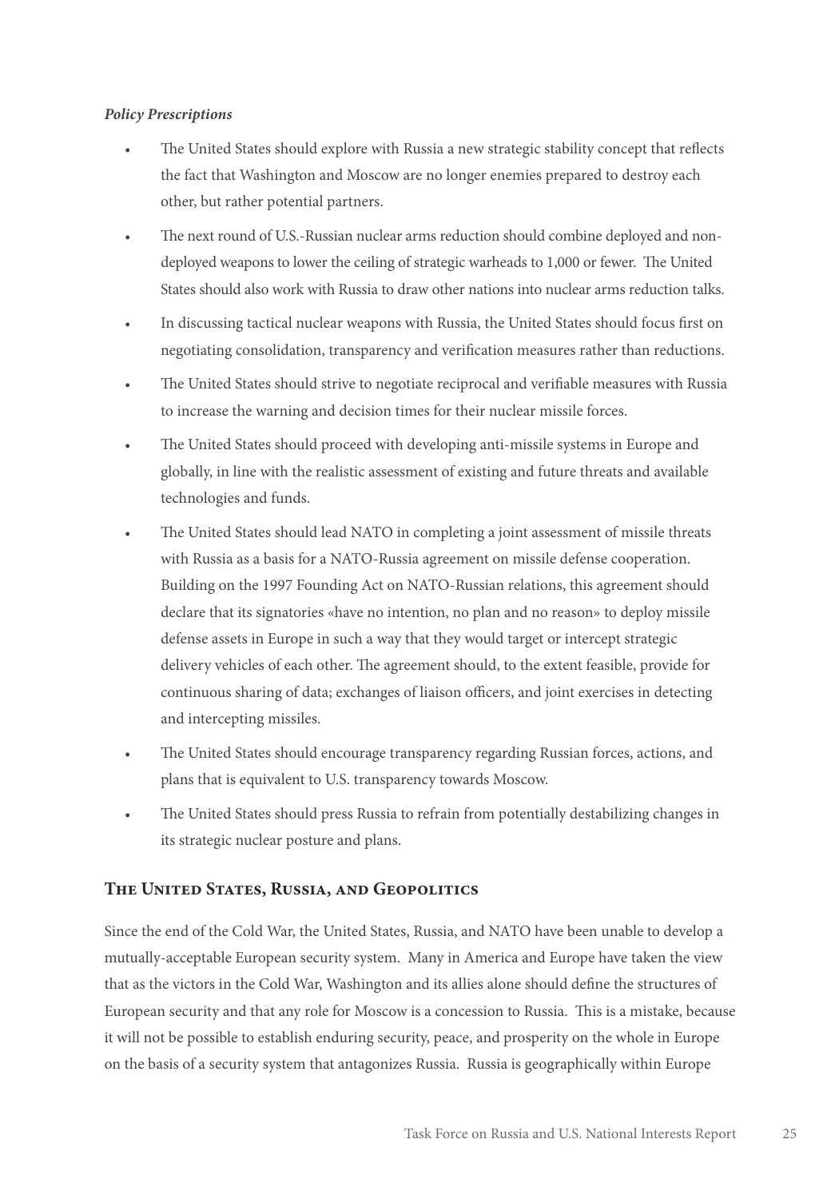***Policy Prescriptions***

- The United States should explore with Russia a new strategic stability concept that reflects the fact that Washington and Moscow are no longer enemies prepared to destroy each other, but rather potential partners.
- The next round of U.S.-Russian nuclear arms reduction should combine deployed and non-deployed weapons to lower the ceiling of strategic warheads to 1,000 or fewer. The United States should also work with Russia to draw other nations into nuclear arms reduction talks.
- In discussing tactical nuclear weapons with Russia, the United States should focus first on negotiating consolidation, transparency and verification measures rather than reductions.
- The United States should strive to negotiate reciprocal and verifiable measures with Russia to increase the warning and decision times for their nuclear missile forces.
- The United States should proceed with developing anti-missile systems in Europe and globally, in line with the realistic assessment of existing and future threats and available technologies and funds.
- The United States should lead NATO in completing a joint assessment of missile threats with Russia as a basis for a NATO-Russia agreement on missile defense cooperation. Building on the 1997 Founding Act on NATO-Russian relations, this agreement should declare that its signatories «have no intention, no plan and no reason» to deploy missile defense assets in Europe in such a way that they would target or intercept strategic delivery vehicles of each other. The agreement should, to the extent feasible, provide for continuous sharing of data; exchanges of liaison officers, and joint exercises in detecting and intercepting missiles.
- The United States should encourage transparency regarding Russian forces, actions, and plans that is equivalent to U.S. transparency towards Moscow.
- The United States should press Russia to refrain from potentially destabilizing changes in its strategic nuclear posture and plans.

## The United States, Russia, and Geopolitics

Since the end of the Cold War, the United States, Russia, and NATO have been unable to develop a mutually-acceptable European security system. Many in America and Europe have taken the view that as the victors in the Cold War, Washington and its allies alone should define the structures of European security and that any role for Moscow is a concession to Russia. This is a mistake, because it will not be possible to establish enduring security, peace, and prosperity on the whole in Europe on the basis of a security system that antagonizes Russia. Russia is geographically within Europe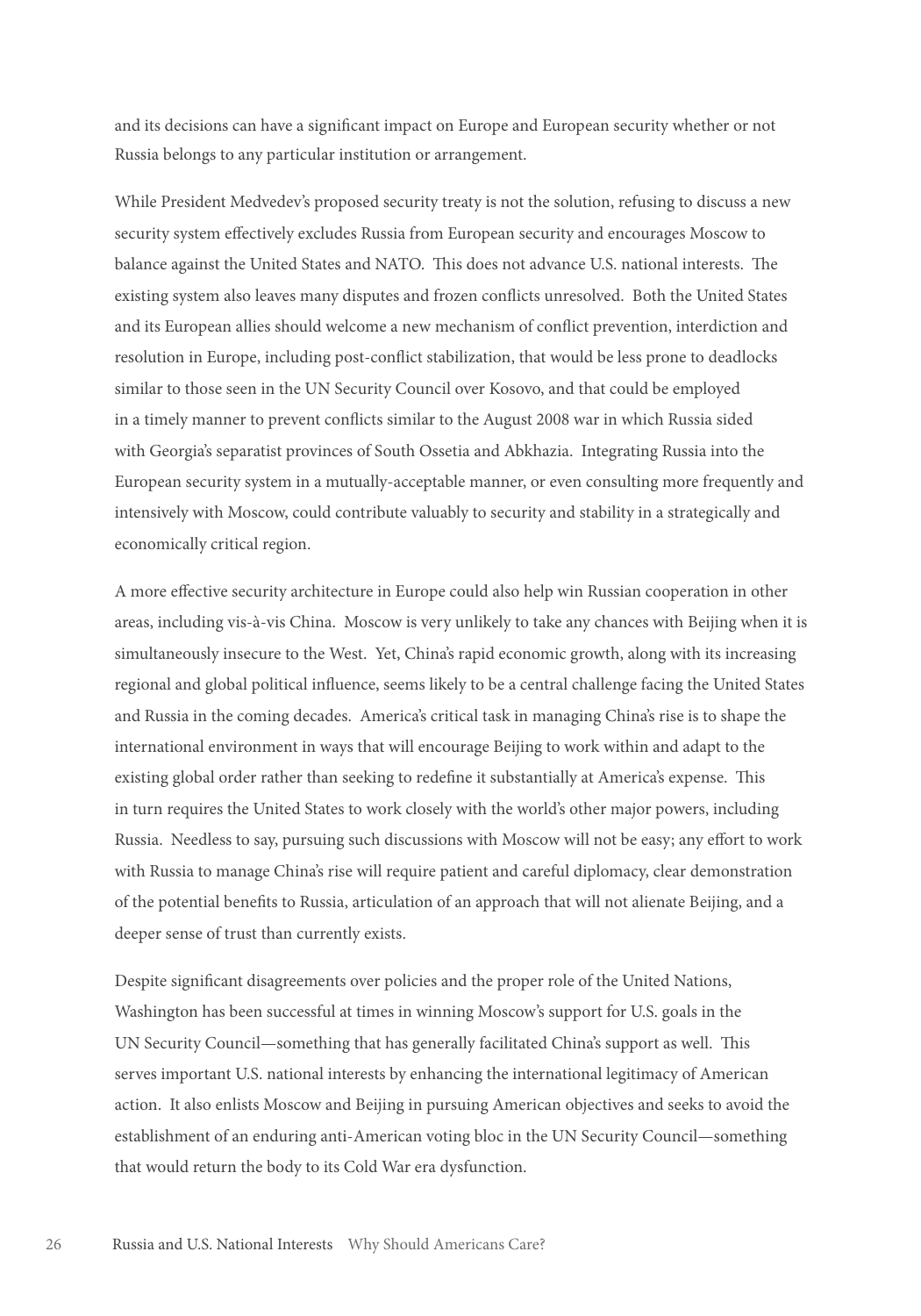and its decisions can have a significant impact on Europe and European security whether or not Russia belongs to any particular institution or arrangement.

While President Medvedev's proposed security treaty is not the solution, refusing to discuss a new security system effectively excludes Russia from European security and encourages Moscow to balance against the United States and NATO. This does not advance U.S. national interests. The existing system also leaves many disputes and frozen conflicts unresolved. Both the United States and its European allies should welcome a new mechanism of conflict prevention, interdiction and resolution in Europe, including post-conflict stabilization, that would be less prone to deadlocks similar to those seen in the UN Security Council over Kosovo, and that could be employed in a timely manner to prevent conflicts similar to the August 2008 war in which Russia sided with Georgia's separatist provinces of South Ossetia and Abkhazia. Integrating Russia into the European security system in a mutually-acceptable manner, or even consulting more frequently and intensively with Moscow, could contribute valuably to security and stability in a strategically and economically critical region.

A more effective security architecture in Europe could also help win Russian cooperation in other areas, including vis-à-vis China. Moscow is very unlikely to take any chances with Beijing when it is simultaneously insecure to the West. Yet, China's rapid economic growth, along with its increasing regional and global political influence, seems likely to be a central challenge facing the United States and Russia in the coming decades. America's critical task in managing China's rise is to shape the international environment in ways that will encourage Beijing to work within and adapt to the existing global order rather than seeking to redefine it substantially at America's expense. This in turn requires the United States to work closely with the world's other major powers, including Russia. Needless to say, pursuing such discussions with Moscow will not be easy; any effort to work with Russia to manage China's rise will require patient and careful diplomacy, clear demonstration of the potential benefits to Russia, articulation of an approach that will not alienate Beijing, and a deeper sense of trust than currently exists.

Despite significant disagreements over policies and the proper role of the United Nations, Washington has been successful at times in winning Moscow's support for U.S. goals in the UN Security Council—something that has generally facilitated China's support as well. This serves important U.S. national interests by enhancing the international legitimacy of American action. It also enlists Moscow and Beijing in pursuing American objectives and seeks to avoid the establishment of an enduring anti-American voting bloc in the UN Security Council—something that would return the body to its Cold War era dysfunction.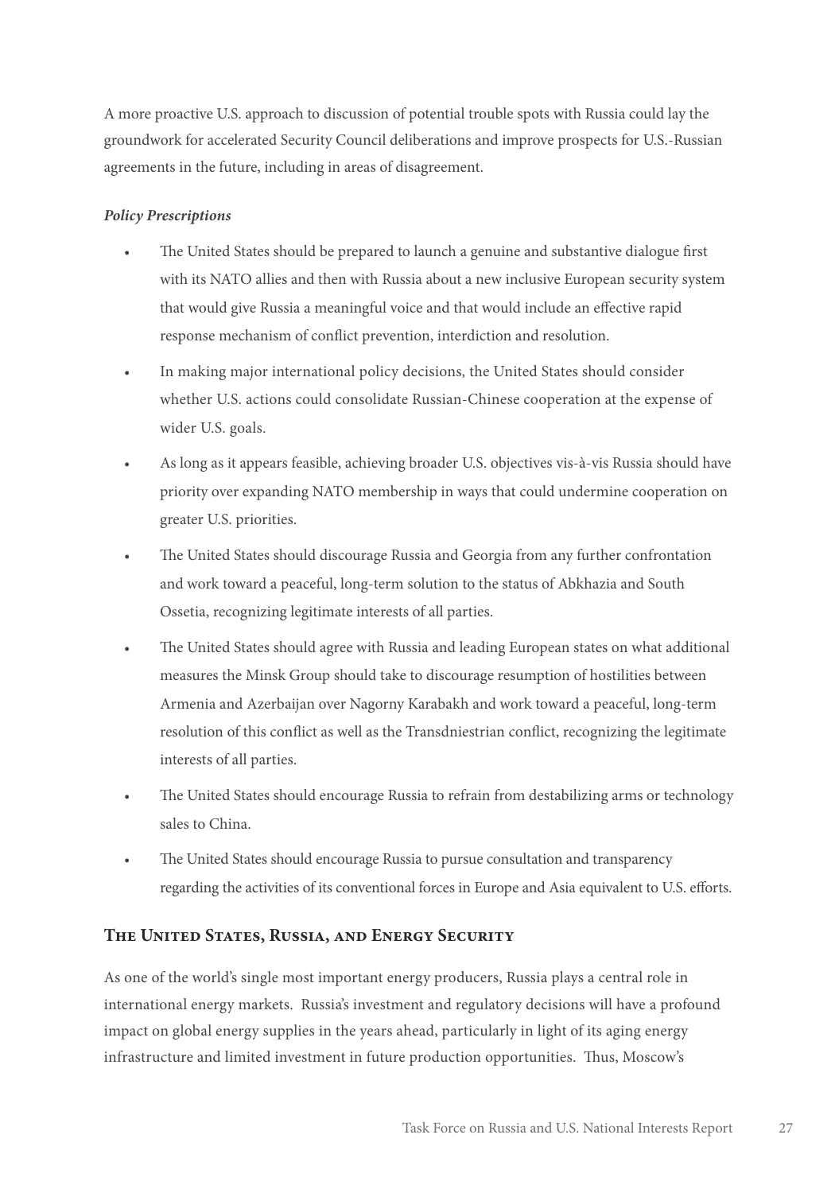A more proactive U.S. approach to discussion of potential trouble spots with Russia could lay the groundwork for accelerated Security Council deliberations and improve prospects for U.S.-Russian agreements in the future, including in areas of disagreement.

***Policy Prescriptions***

- The United States should be prepared to launch a genuine and substantive dialogue first with its NATO allies and then with Russia about a new inclusive European security system that would give Russia a meaningful voice and that would include an effective rapid response mechanism of conflict prevention, interdiction and resolution.
- In making major international policy decisions, the United States should consider whether U.S. actions could consolidate Russian-Chinese cooperation at the expense of wider U.S. goals.
- As long as it appears feasible, achieving broader U.S. objectives vis-à-vis Russia should have priority over expanding NATO membership in ways that could undermine cooperation on greater U.S. priorities.
- The United States should discourage Russia and Georgia from any further confrontation and work toward a peaceful, long-term solution to the status of Abkhazia and South Ossetia, recognizing legitimate interests of all parties.
- The United States should agree with Russia and leading European states on what additional measures the Minsk Group should take to discourage resumption of hostilities between Armenia and Azerbaijan over Nagorny Karabakh and work toward a peaceful, long-term resolution of this conflict as well as the Transdniestrian conflict, recognizing the legitimate interests of all parties.
- The United States should encourage Russia to refrain from destabilizing arms or technology sales to China.
- The United States should encourage Russia to pursue consultation and transparency regarding the activities of its conventional forces in Europe and Asia equivalent to U.S. efforts.

## The United States, Russia, and Energy Security

As one of the world's single most important energy producers, Russia plays a central role in international energy markets. Russia's investment and regulatory decisions will have a profound impact on global energy supplies in the years ahead, particularly in light of its aging energy infrastructure and limited investment in future production opportunities. Thus, Moscow's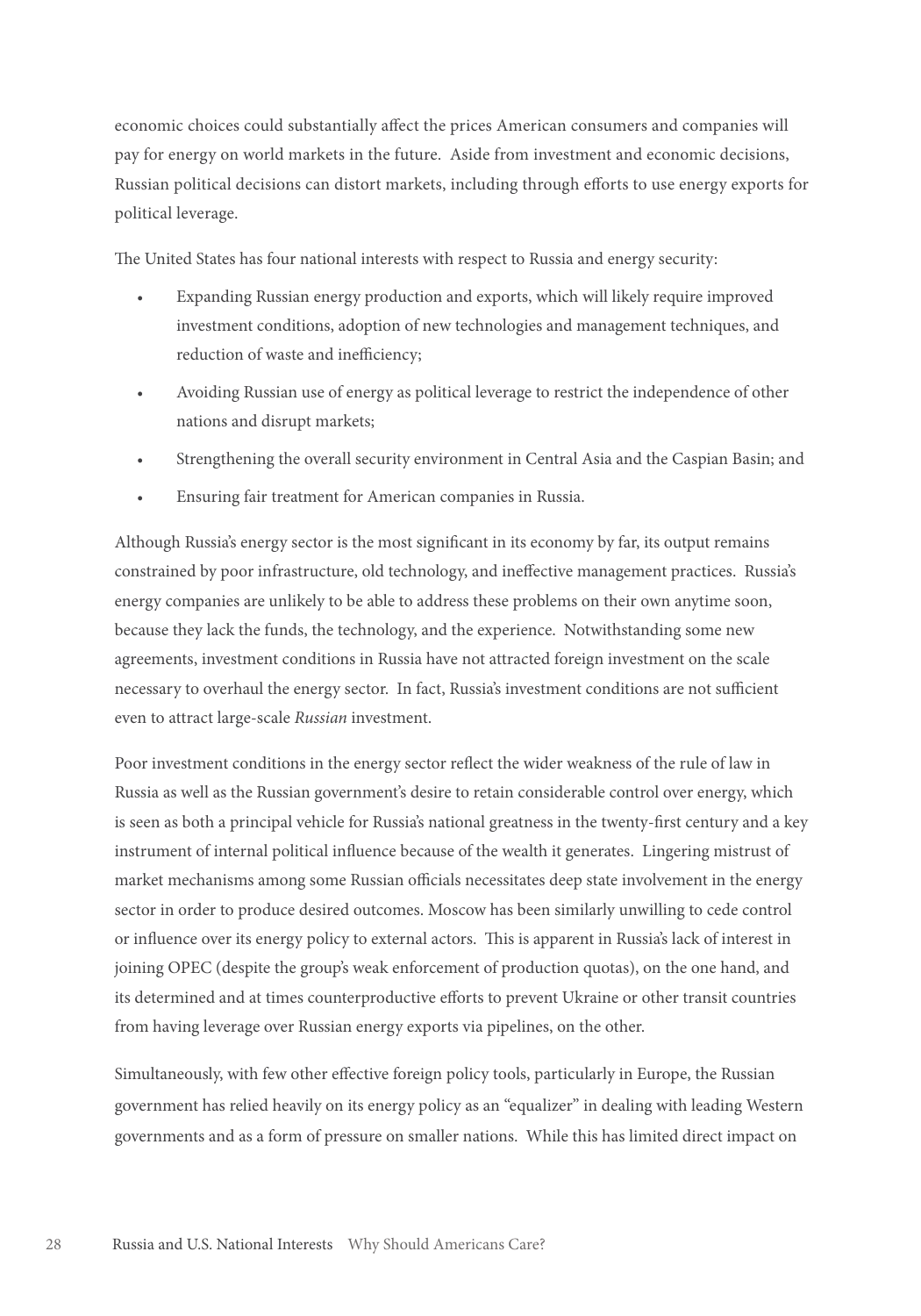economic choices could substantially affect the prices American consumers and companies will pay for energy on world markets in the future. Aside from investment and economic decisions, Russian political decisions can distort markets, including through efforts to use energy exports for political leverage.

The United States has four national interests with respect to Russia and energy security:

- Expanding Russian energy production and exports, which will likely require improved investment conditions, adoption of new technologies and management techniques, and reduction of waste and inefficiency;
- Avoiding Russian use of energy as political leverage to restrict the independence of other nations and disrupt markets;
- Strengthening the overall security environment in Central Asia and the Caspian Basin; and
- Ensuring fair treatment for American companies in Russia.

Although Russia's energy sector is the most significant in its economy by far, its output remains constrained by poor infrastructure, old technology, and ineffective management practices. Russia's energy companies are unlikely to be able to address these problems on their own anytime soon, because they lack the funds, the technology, and the experience. Notwithstanding some new agreements, investment conditions in Russia have not attracted foreign investment on the scale necessary to overhaul the energy sector. In fact, Russia's investment conditions are not sufficient even to attract large-scale *Russian* investment.

Poor investment conditions in the energy sector reflect the wider weakness of the rule of law in Russia as well as the Russian government's desire to retain considerable control over energy, which is seen as both a principal vehicle for Russia's national greatness in the twenty-first century and a key instrument of internal political influence because of the wealth it generates. Lingering mistrust of market mechanisms among some Russian officials necessitates deep state involvement in the energy sector in order to produce desired outcomes. Moscow has been similarly unwilling to cede control or influence over its energy policy to external actors. This is apparent in Russia's lack of interest in joining OPEC (despite the group's weak enforcement of production quotas), on the one hand, and its determined and at times counterproductive efforts to prevent Ukraine or other transit countries from having leverage over Russian energy exports via pipelines, on the other.

Simultaneously, with few other effective foreign policy tools, particularly in Europe, the Russian government has relied heavily on its energy policy as an "equalizer" in dealing with leading Western governments and as a form of pressure on smaller nations. While this has limited direct impact on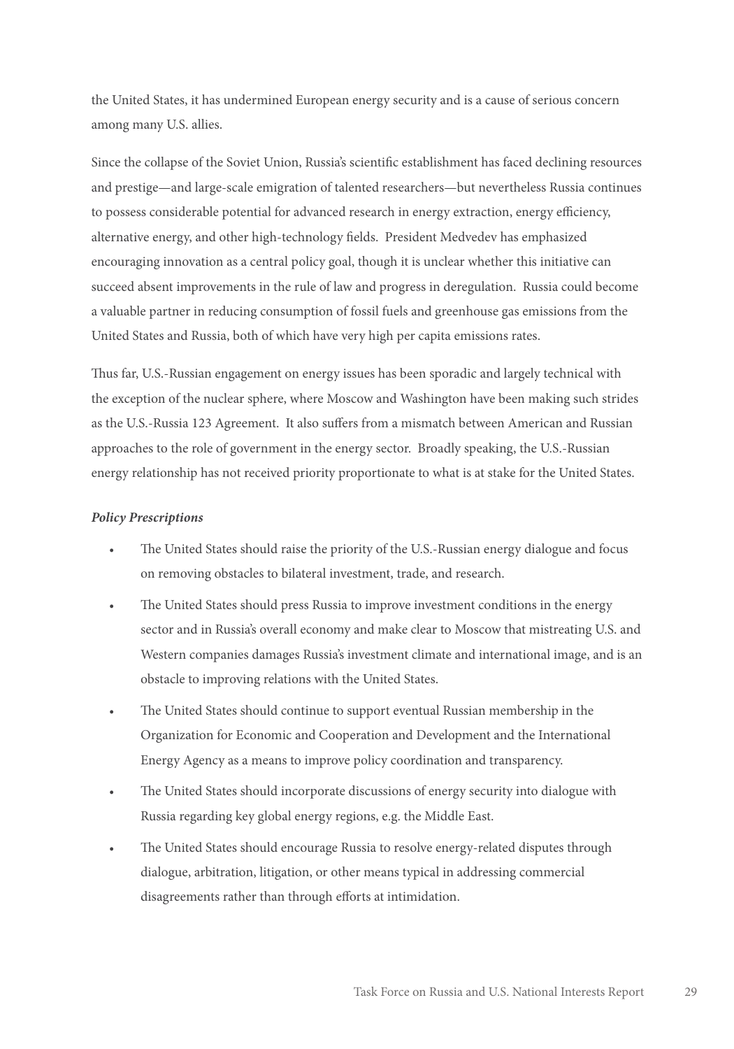the United States, it has undermined European energy security and is a cause of serious concern among many U.S. allies.

Since the collapse of the Soviet Union, Russia's scientific establishment has faced declining resources and prestige—and large-scale emigration of talented researchers—but nevertheless Russia continues to possess considerable potential for advanced research in energy extraction, energy efficiency, alternative energy, and other high-technology fields. President Medvedev has emphasized encouraging innovation as a central policy goal, though it is unclear whether this initiative can succeed absent improvements in the rule of law and progress in deregulation. Russia could become a valuable partner in reducing consumption of fossil fuels and greenhouse gas emissions from the United States and Russia, both of which have very high per capita emissions rates.

Thus far, U.S.-Russian engagement on energy issues has been sporadic and largely technical with the exception of the nuclear sphere, where Moscow and Washington have been making such strides as the U.S.-Russia 123 Agreement. It also suffers from a mismatch between American and Russian approaches to the role of government in the energy sector. Broadly speaking, the U.S.-Russian energy relationship has not received priority proportionate to what is at stake for the United States.

***Policy Prescriptions***

- The United States should raise the priority of the U.S.-Russian energy dialogue and focus on removing obstacles to bilateral investment, trade, and research.
- The United States should press Russia to improve investment conditions in the energy sector and in Russia's overall economy and make clear to Moscow that mistreating U.S. and Western companies damages Russia's investment climate and international image, and is an obstacle to improving relations with the United States.
- The United States should continue to support eventual Russian membership in the Organization for Economic and Cooperation and Development and the International Energy Agency as a means to improve policy coordination and transparency.
- The United States should incorporate discussions of energy security into dialogue with Russia regarding key global energy regions, e.g. the Middle East.
- The United States should encourage Russia to resolve energy-related disputes through dialogue, arbitration, litigation, or other means typical in addressing commercial disagreements rather than through efforts at intimidation.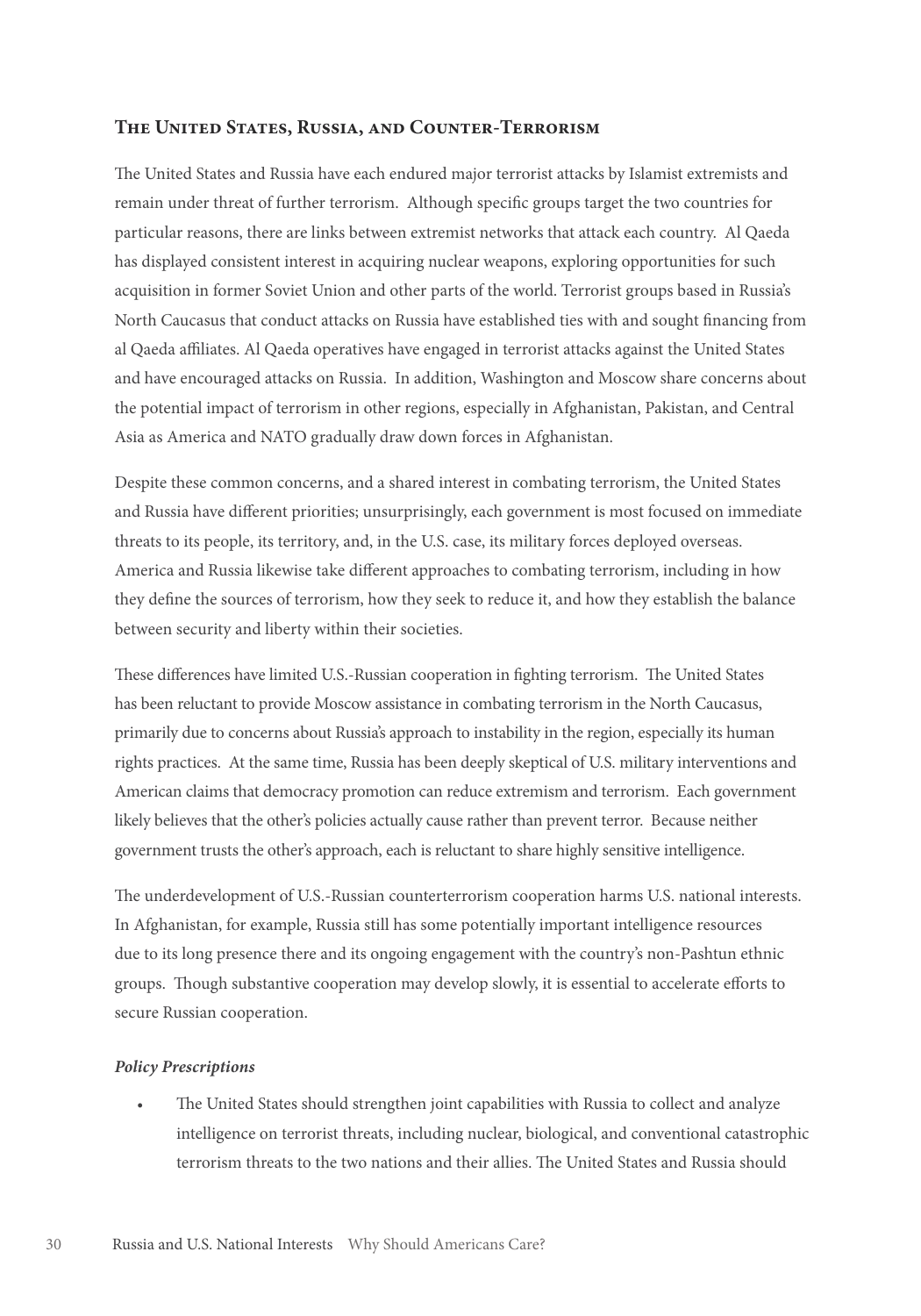## The United States, Russia, and Counter-Terrorism

The United States and Russia have each endured major terrorist attacks by Islamist extremists and remain under threat of further terrorism. Although specific groups target the two countries for particular reasons, there are links between extremist networks that attack each country. Al Qaeda has displayed consistent interest in acquiring nuclear weapons, exploring opportunities for such acquisition in former Soviet Union and other parts of the world. Terrorist groups based in Russia's North Caucasus that conduct attacks on Russia have established ties with and sought financing from al Qaeda affiliates. Al Qaeda operatives have engaged in terrorist attacks against the United States and have encouraged attacks on Russia. In addition, Washington and Moscow share concerns about the potential impact of terrorism in other regions, especially in Afghanistan, Pakistan, and Central Asia as America and NATO gradually draw down forces in Afghanistan.

Despite these common concerns, and a shared interest in combating terrorism, the United States and Russia have different priorities; unsurprisingly, each government is most focused on immediate threats to its people, its territory, and, in the U.S. case, its military forces deployed overseas. America and Russia likewise take different approaches to combating terrorism, including in how they define the sources of terrorism, how they seek to reduce it, and how they establish the balance between security and liberty within their societies.

These differences have limited U.S.-Russian cooperation in fighting terrorism. The United States has been reluctant to provide Moscow assistance in combating terrorism in the North Caucasus, primarily due to concerns about Russia's approach to instability in the region, especially its human rights practices. At the same time, Russia has been deeply skeptical of U.S. military interventions and American claims that democracy promotion can reduce extremism and terrorism. Each government likely believes that the other's policies actually cause rather than prevent terror. Because neither government trusts the other's approach, each is reluctant to share highly sensitive intelligence.

The underdevelopment of U.S.-Russian counterterrorism cooperation harms U.S. national interests. In Afghanistan, for example, Russia still has some potentially important intelligence resources due to its long presence there and its ongoing engagement with the country's non-Pashtun ethnic groups. Though substantive cooperation may develop slowly, it is essential to accelerate efforts to secure Russian cooperation.

***Policy Prescriptions***

- The United States should strengthen joint capabilities with Russia to collect and analyze intelligence on terrorist threats, including nuclear, biological, and conventional catastrophic terrorism threats to the two nations and their allies. The United States and Russia should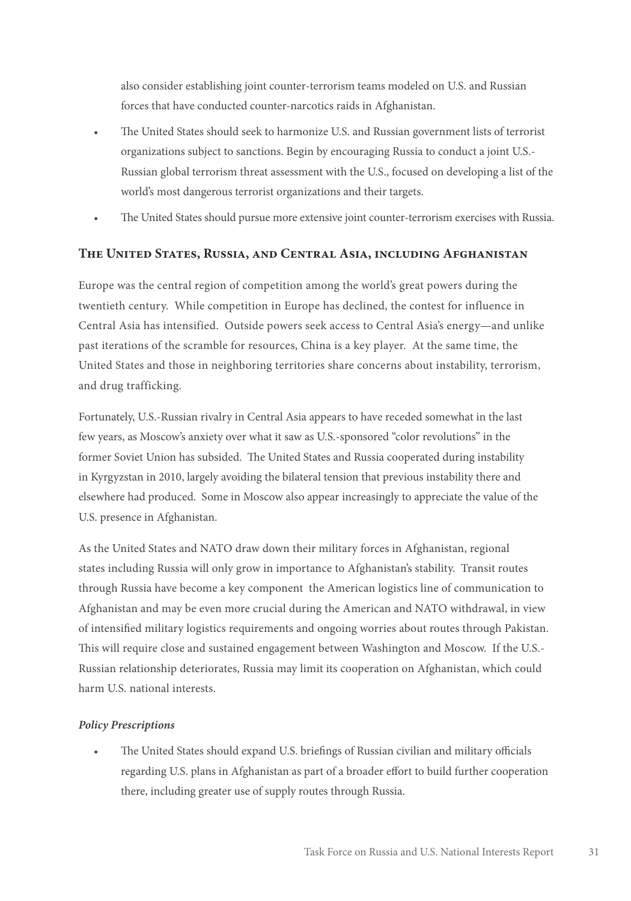also consider establishing joint counter-terrorism teams modeled on U.S. and Russian forces that have conducted counter-narcotics raids in Afghanistan.

- The United States should seek to harmonize U.S. and Russian government lists of terrorist organizations subject to sanctions. Begin by encouraging Russia to conduct a joint U.S.-Russian global terrorism threat assessment with the U.S., focused on developing a list of the world's most dangerous terrorist organizations and their targets.
- The United States should pursue more extensive joint counter-terrorism exercises with Russia.

## The United States, Russia, and Central Asia, including Afghanistan

Europe was the central region of competition among the world's great powers during the twentieth century. While competition in Europe has declined, the contest for influence in Central Asia has intensified. Outside powers seek access to Central Asia's energy—and unlike past iterations of the scramble for resources, China is a key player. At the same time, the United States and those in neighboring territories share concerns about instability, terrorism, and drug trafficking.

Fortunately, U.S.-Russian rivalry in Central Asia appears to have receded somewhat in the last few years, as Moscow's anxiety over what it saw as U.S.-sponsored "color revolutions" in the former Soviet Union has subsided. The United States and Russia cooperated during instability in Kyrgyzstan in 2010, largely avoiding the bilateral tension that previous instability there and elsewhere had produced. Some in Moscow also appear increasingly to appreciate the value of the U.S. presence in Afghanistan.

As the United States and NATO draw down their military forces in Afghanistan, regional states including Russia will only grow in importance to Afghanistan's stability. Transit routes through Russia have become a key component the American logistics line of communication to Afghanistan and may be even more crucial during the American and NATO withdrawal, in view of intensified military logistics requirements and ongoing worries about routes through Pakistan. This will require close and sustained engagement between Washington and Moscow. If the U.S.-Russian relationship deteriorates, Russia may limit its cooperation on Afghanistan, which could harm U.S. national interests.

### *Policy Prescriptions*

- The United States should expand U.S. briefings of Russian civilian and military officials regarding U.S. plans in Afghanistan as part of a broader effort to build further cooperation there, including greater use of supply routes through Russia.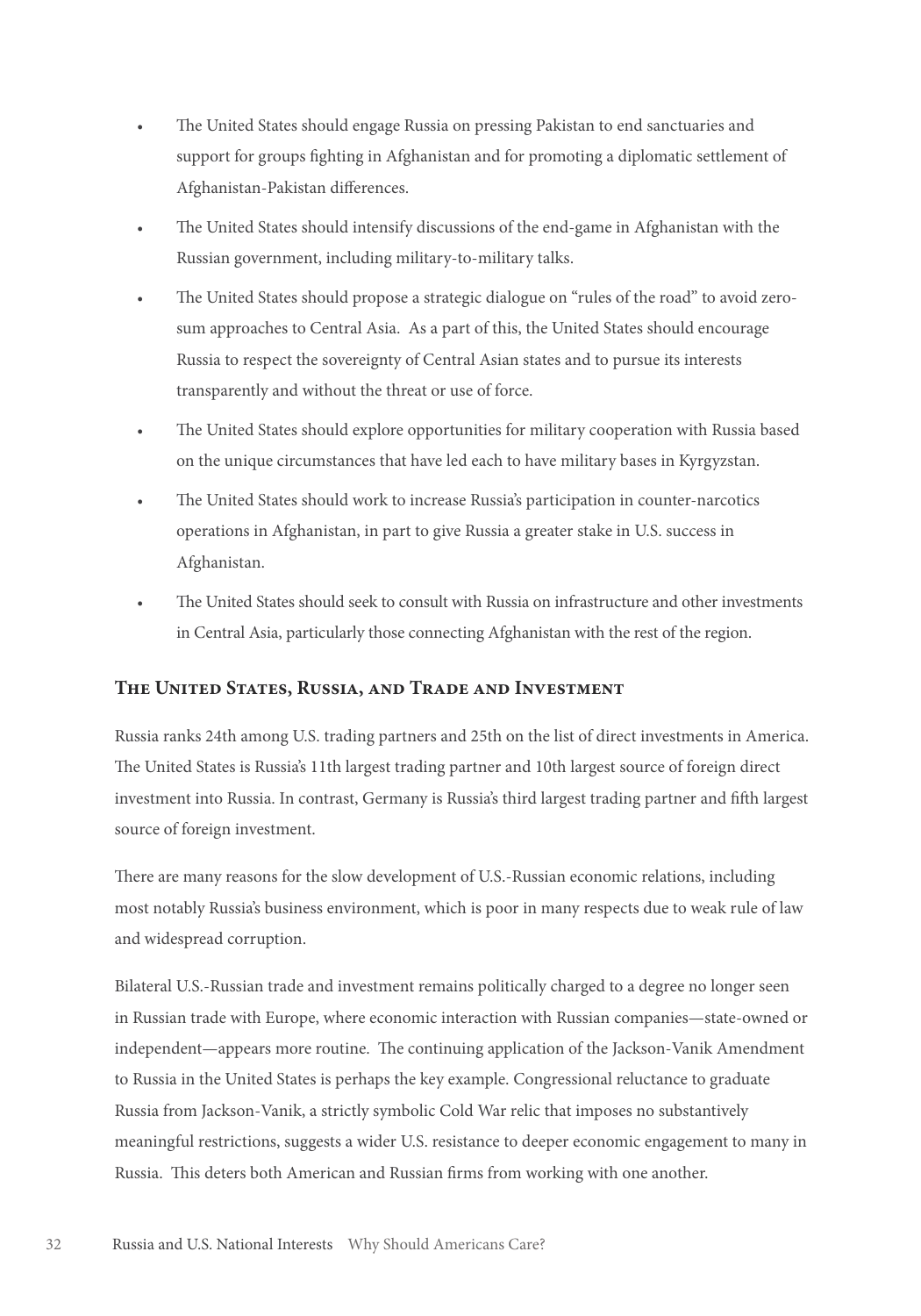- The United States should engage Russia on pressing Pakistan to end sanctuaries and support for groups fighting in Afghanistan and for promoting a diplomatic settlement of Afghanistan-Pakistan differences.
- The United States should intensify discussions of the end-game in Afghanistan with the Russian government, including military-to-military talks.
- The United States should propose a strategic dialogue on "rules of the road" to avoid zero-sum approaches to Central Asia. As a part of this, the United States should encourage Russia to respect the sovereignty of Central Asian states and to pursue its interests transparently and without the threat or use of force.
- The United States should explore opportunities for military cooperation with Russia based on the unique circumstances that have led each to have military bases in Kyrgyzstan.
- The United States should work to increase Russia's participation in counter-narcotics operations in Afghanistan, in part to give Russia a greater stake in U.S. success in Afghanistan.
- The United States should seek to consult with Russia on infrastructure and other investments in Central Asia, particularly those connecting Afghanistan with the rest of the region.

### The United States, Russia, and Trade and Investment

Russia ranks 24th among U.S. trading partners and 25th on the list of direct investments in America. The United States is Russia's 11th largest trading partner and 10th largest source of foreign direct investment into Russia. In contrast, Germany is Russia's third largest trading partner and fifth largest source of foreign investment.

There are many reasons for the slow development of U.S.-Russian economic relations, including most notably Russia's business environment, which is poor in many respects due to weak rule of law and widespread corruption.

Bilateral U.S.-Russian trade and investment remains politically charged to a degree no longer seen in Russian trade with Europe, where economic interaction with Russian companies—state-owned or independent—appears more routine. The continuing application of the Jackson-Vanik Amendment to Russia in the United States is perhaps the key example. Congressional reluctance to graduate Russia from Jackson-Vanik, a strictly symbolic Cold War relic that imposes no substantively meaningful restrictions, suggests a wider U.S. resistance to deeper economic engagement to many in Russia. This deters both American and Russian firms from working with one another.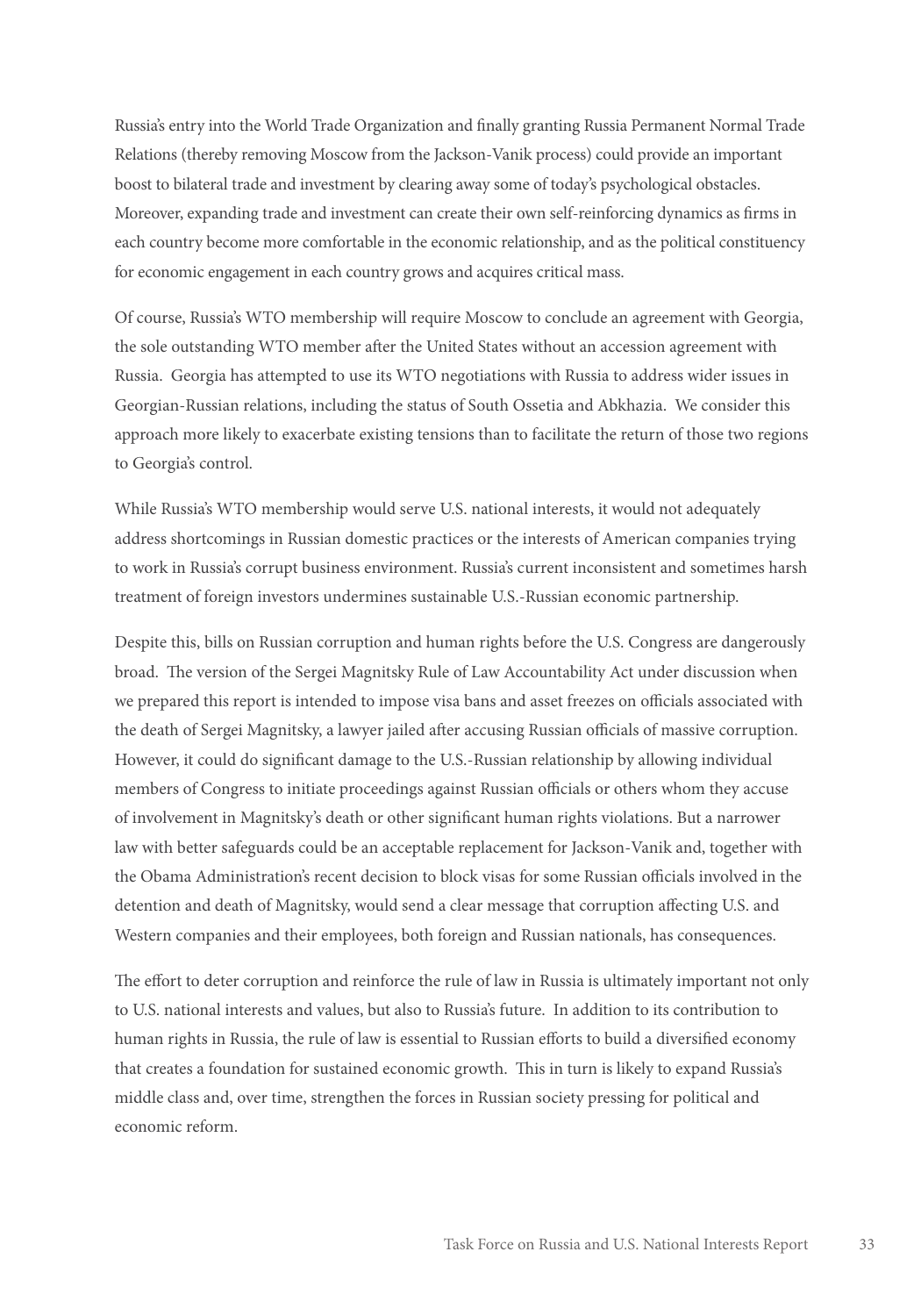Russia's entry into the World Trade Organization and finally granting Russia Permanent Normal Trade Relations (thereby removing Moscow from the Jackson-Vanik process) could provide an important boost to bilateral trade and investment by clearing away some of today's psychological obstacles. Moreover, expanding trade and investment can create their own self-reinforcing dynamics as firms in each country become more comfortable in the economic relationship, and as the political constituency for economic engagement in each country grows and acquires critical mass.

Of course, Russia's WTO membership will require Moscow to conclude an agreement with Georgia, the sole outstanding WTO member after the United States without an accession agreement with Russia. Georgia has attempted to use its WTO negotiations with Russia to address wider issues in Georgian-Russian relations, including the status of South Ossetia and Abkhazia. We consider this approach more likely to exacerbate existing tensions than to facilitate the return of those two regions to Georgia's control.

While Russia's WTO membership would serve U.S. national interests, it would not adequately address shortcomings in Russian domestic practices or the interests of American companies trying to work in Russia's corrupt business environment. Russia's current inconsistent and sometimes harsh treatment of foreign investors undermines sustainable U.S.-Russian economic partnership.

Despite this, bills on Russian corruption and human rights before the U.S. Congress are dangerously broad. The version of the Sergei Magnitsky Rule of Law Accountability Act under discussion when we prepared this report is intended to impose visa bans and asset freezes on officials associated with the death of Sergei Magnitsky, a lawyer jailed after accusing Russian officials of massive corruption. However, it could do significant damage to the U.S.-Russian relationship by allowing individual members of Congress to initiate proceedings against Russian officials or others whom they accuse of involvement in Magnitsky's death or other significant human rights violations. But a narrower law with better safeguards could be an acceptable replacement for Jackson-Vanik and, together with the Obama Administration's recent decision to block visas for some Russian officials involved in the detention and death of Magnitsky, would send a clear message that corruption affecting U.S. and Western companies and their employees, both foreign and Russian nationals, has consequences.

The effort to deter corruption and reinforce the rule of law in Russia is ultimately important not only to U.S. national interests and values, but also to Russia's future. In addition to its contribution to human rights in Russia, the rule of law is essential to Russian efforts to build a diversified economy that creates a foundation for sustained economic growth. This in turn is likely to expand Russia's middle class and, over time, strengthen the forces in Russian society pressing for political and economic reform.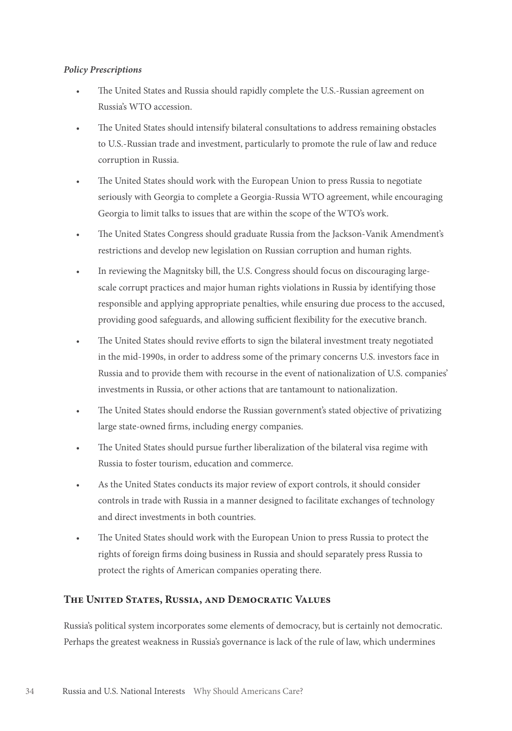***Policy Prescriptions***

- The United States and Russia should rapidly complete the U.S.-Russian agreement on Russia's WTO accession.
- The United States should intensify bilateral consultations to address remaining obstacles to U.S.-Russian trade and investment, particularly to promote the rule of law and reduce corruption in Russia.
- The United States should work with the European Union to press Russia to negotiate seriously with Georgia to complete a Georgia-Russia WTO agreement, while encouraging Georgia to limit talks to issues that are within the scope of the WTO's work.
- The United States Congress should graduate Russia from the Jackson-Vanik Amendment's restrictions and develop new legislation on Russian corruption and human rights.
- In reviewing the Magnitsky bill, the U.S. Congress should focus on discouraging large-scale corrupt practices and major human rights violations in Russia by identifying those responsible and applying appropriate penalties, while ensuring due process to the accused, providing good safeguards, and allowing sufficient flexibility for the executive branch.
- The United States should revive efforts to sign the bilateral investment treaty negotiated in the mid-1990s, in order to address some of the primary concerns U.S. investors face in Russia and to provide them with recourse in the event of nationalization of U.S. companies' investments in Russia, or other actions that are tantamount to nationalization.
- The United States should endorse the Russian government's stated objective of privatizing large state-owned firms, including energy companies.
- The United States should pursue further liberalization of the bilateral visa regime with Russia to foster tourism, education and commerce.
- As the United States conducts its major review of export controls, it should consider controls in trade with Russia in a manner designed to facilitate exchanges of technology and direct investments in both countries.
- The United States should work with the European Union to press Russia to protect the rights of foreign firms doing business in Russia and should separately press Russia to protect the rights of American companies operating there.

## The United States, Russia, and Democratic Values

Russia's political system incorporates some elements of democracy, but is certainly not democratic. Perhaps the greatest weakness in Russia's governance is lack of the rule of law, which undermines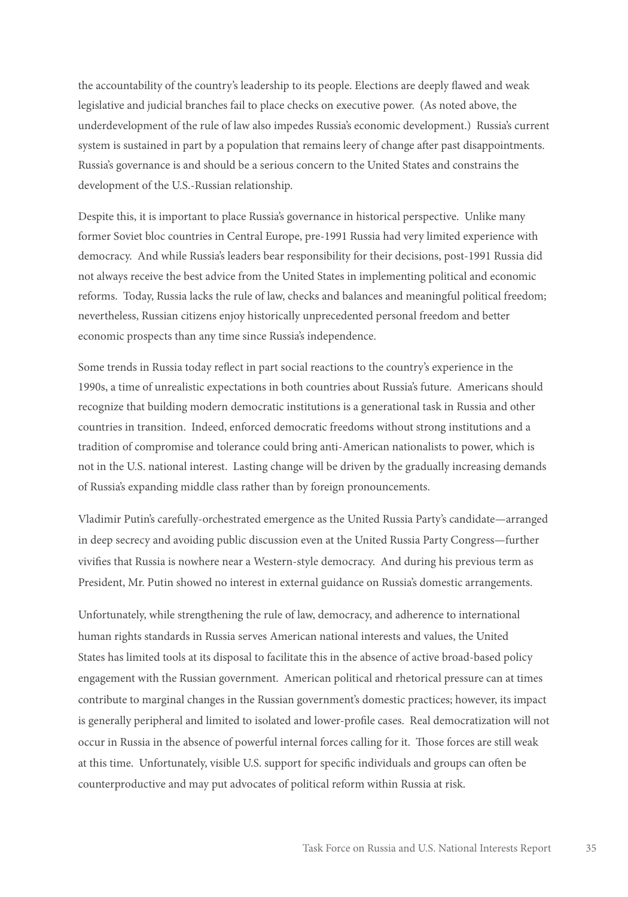the accountability of the country's leadership to its people. Elections are deeply flawed and weak legislative and judicial branches fail to place checks on executive power. (As noted above, the underdevelopment of the rule of law also impedes Russia's economic development.) Russia's current system is sustained in part by a population that remains leery of change after past disappointments. Russia's governance is and should be a serious concern to the United States and constrains the development of the U.S.-Russian relationship.

Despite this, it is important to place Russia's governance in historical perspective. Unlike many former Soviet bloc countries in Central Europe, pre-1991 Russia had very limited experience with democracy. And while Russia's leaders bear responsibility for their decisions, post-1991 Russia did not always receive the best advice from the United States in implementing political and economic reforms. Today, Russia lacks the rule of law, checks and balances and meaningful political freedom; nevertheless, Russian citizens enjoy historically unprecedented personal freedom and better economic prospects than any time since Russia's independence.

Some trends in Russia today reflect in part social reactions to the country's experience in the 1990s, a time of unrealistic expectations in both countries about Russia's future. Americans should recognize that building modern democratic institutions is a generational task in Russia and other countries in transition. Indeed, enforced democratic freedoms without strong institutions and a tradition of compromise and tolerance could bring anti-American nationalists to power, which is not in the U.S. national interest. Lasting change will be driven by the gradually increasing demands of Russia's expanding middle class rather than by foreign pronouncements.

Vladimir Putin's carefully-orchestrated emergence as the United Russia Party's candidate—arranged in deep secrecy and avoiding public discussion even at the United Russia Party Congress—further vivifies that Russia is nowhere near a Western-style democracy. And during his previous term as President, Mr. Putin showed no interest in external guidance on Russia's domestic arrangements.

Unfortunately, while strengthening the rule of law, democracy, and adherence to international human rights standards in Russia serves American national interests and values, the United States has limited tools at its disposal to facilitate this in the absence of active broad-based policy engagement with the Russian government. American political and rhetorical pressure can at times contribute to marginal changes in the Russian government's domestic practices; however, its impact is generally peripheral and limited to isolated and lower-profile cases. Real democratization will not occur in Russia in the absence of powerful internal forces calling for it. Those forces are still weak at this time. Unfortunately, visible U.S. support for specific individuals and groups can often be counterproductive and may put advocates of political reform within Russia at risk.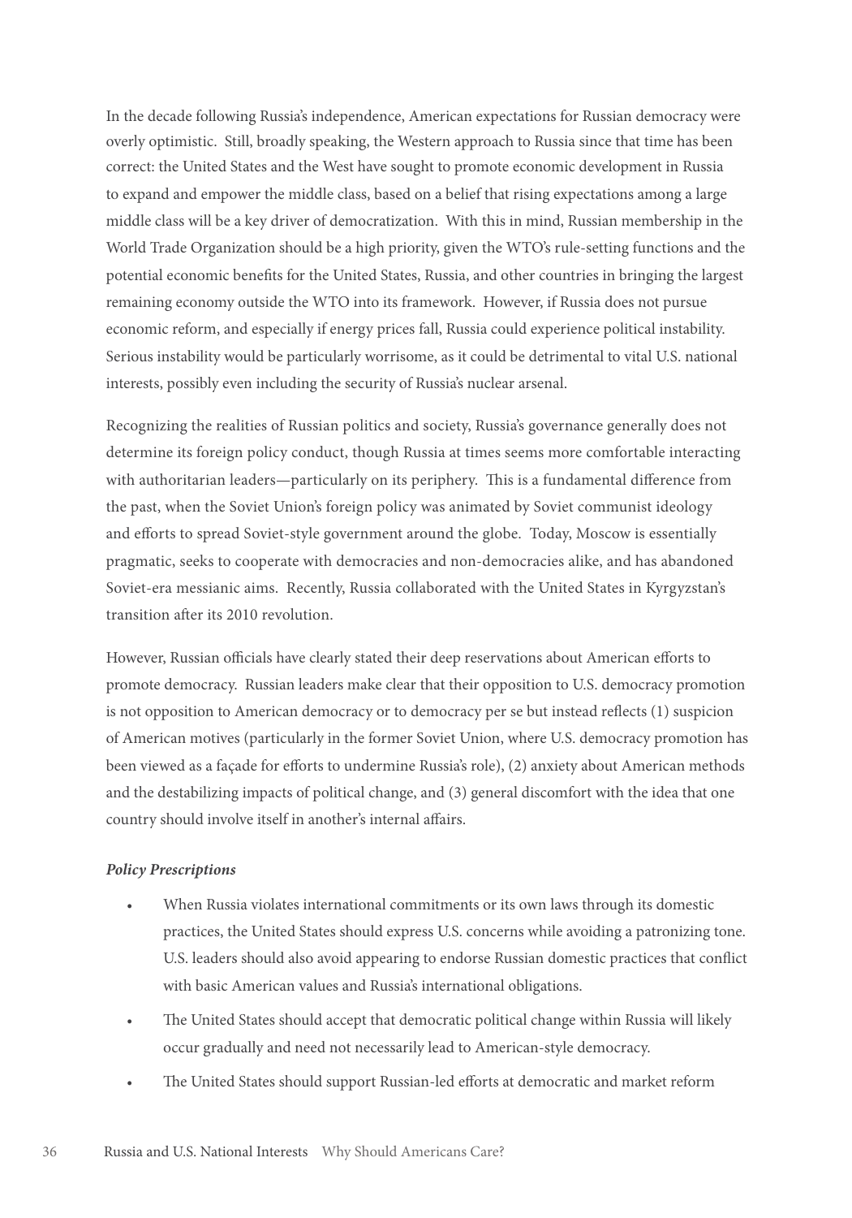In the decade following Russia's independence, American expectations for Russian democracy were overly optimistic. Still, broadly speaking, the Western approach to Russia since that time has been correct: the United States and the West have sought to promote economic development in Russia to expand and empower the middle class, based on a belief that rising expectations among a large middle class will be a key driver of democratization. With this in mind, Russian membership in the World Trade Organization should be a high priority, given the WTO's rule-setting functions and the potential economic benefits for the United States, Russia, and other countries in bringing the largest remaining economy outside the WTO into its framework. However, if Russia does not pursue economic reform, and especially if energy prices fall, Russia could experience political instability. Serious instability would be particularly worrisome, as it could be detrimental to vital U.S. national interests, possibly even including the security of Russia's nuclear arsenal.

Recognizing the realities of Russian politics and society, Russia's governance generally does not determine its foreign policy conduct, though Russia at times seems more comfortable interacting with authoritarian leaders—particularly on its periphery. This is a fundamental difference from the past, when the Soviet Union's foreign policy was animated by Soviet communist ideology and efforts to spread Soviet-style government around the globe. Today, Moscow is essentially pragmatic, seeks to cooperate with democracies and non-democracies alike, and has abandoned Soviet-era messianic aims. Recently, Russia collaborated with the United States in Kyrgyzstan's transition after its 2010 revolution.

However, Russian officials have clearly stated their deep reservations about American efforts to promote democracy. Russian leaders make clear that their opposition to U.S. democracy promotion is not opposition to American democracy or to democracy per se but instead reflects (1) suspicion of American motives (particularly in the former Soviet Union, where U.S. democracy promotion has been viewed as a façade for efforts to undermine Russia's role), (2) anxiety about American methods and the destabilizing impacts of political change, and (3) general discomfort with the idea that one country should involve itself in another's internal affairs.

***Policy Prescriptions***

- When Russia violates international commitments or its own laws through its domestic practices, the United States should express U.S. concerns while avoiding a patronizing tone. U.S. leaders should also avoid appearing to endorse Russian domestic practices that conflict with basic American values and Russia's international obligations.
- The United States should accept that democratic political change within Russia will likely occur gradually and need not necessarily lead to American-style democracy.
- The United States should support Russian-led efforts at democratic and market reform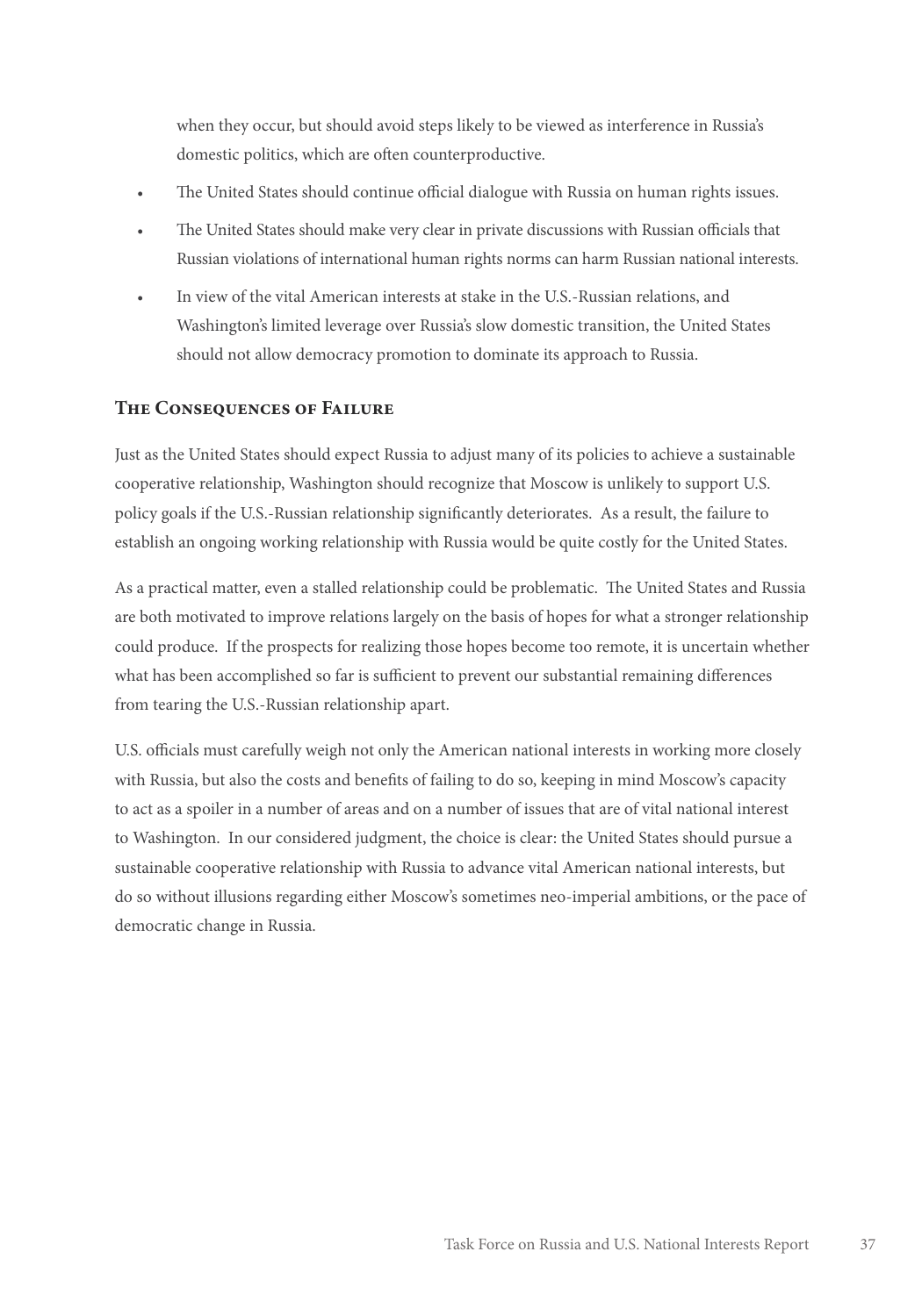when they occur, but should avoid steps likely to be viewed as interference in Russia's domestic politics, which are often counterproductive.

- The United States should continue official dialogue with Russia on human rights issues.
- The United States should make very clear in private discussions with Russian officials that Russian violations of international human rights norms can harm Russian national interests.
- In view of the vital American interests at stake in the U.S.-Russian relations, and Washington's limited leverage over Russia's slow domestic transition, the United States should not allow democracy promotion to dominate its approach to Russia.

## The Consequences of Failure

Just as the United States should expect Russia to adjust many of its policies to achieve a sustainable cooperative relationship, Washington should recognize that Moscow is unlikely to support U.S. policy goals if the U.S.-Russian relationship significantly deteriorates. As a result, the failure to establish an ongoing working relationship with Russia would be quite costly for the United States.

As a practical matter, even a stalled relationship could be problematic. The United States and Russia are both motivated to improve relations largely on the basis of hopes for what a stronger relationship could produce. If the prospects for realizing those hopes become too remote, it is uncertain whether what has been accomplished so far is sufficient to prevent our substantial remaining differences from tearing the U.S.-Russian relationship apart.

U.S. officials must carefully weigh not only the American national interests in working more closely with Russia, but also the costs and benefits of failing to do so, keeping in mind Moscow's capacity to act as a spoiler in a number of areas and on a number of issues that are of vital national interest to Washington. In our considered judgment, the choice is clear: the United States should pursue a sustainable cooperative relationship with Russia to advance vital American national interests, but do so without illusions regarding either Moscow's sometimes neo-imperial ambitions, or the pace of democratic change in Russia.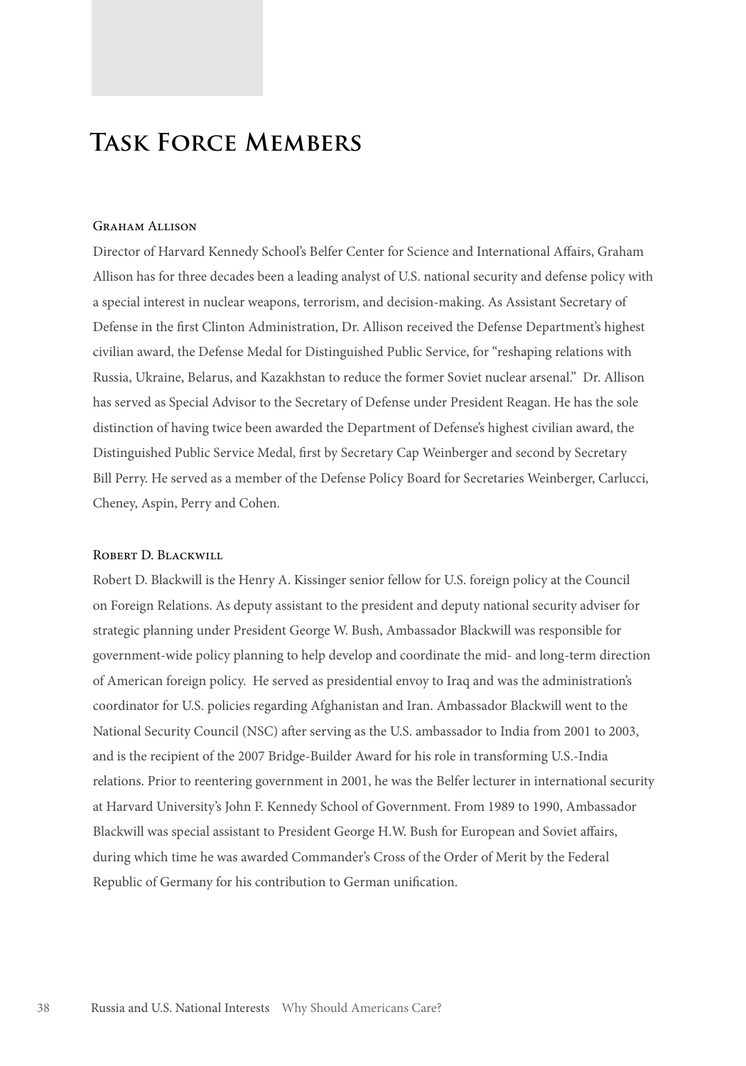# Task Force Members

### Graham Allison

Director of Harvard Kennedy School's Belfer Center for Science and International Affairs, Graham Allison has for three decades been a leading analyst of U.S. national security and defense policy with a special interest in nuclear weapons, terrorism, and decision-making. As Assistant Secretary of Defense in the first Clinton Administration, Dr. Allison received the Defense Department's highest civilian award, the Defense Medal for Distinguished Public Service, for "reshaping relations with Russia, Ukraine, Belarus, and Kazakhstan to reduce the former Soviet nuclear arsenal." Dr. Allison has served as Special Advisor to the Secretary of Defense under President Reagan. He has the sole distinction of having twice been awarded the Department of Defense's highest civilian award, the Distinguished Public Service Medal, first by Secretary Cap Weinberger and second by Secretary Bill Perry. He served as a member of the Defense Policy Board for Secretaries Weinberger, Carlucci, Cheney, Aspin, Perry and Cohen.

### Robert D. Blackwill

Robert D. Blackwill is the Henry A. Kissinger senior fellow for U.S. foreign policy at the Council on Foreign Relations. As deputy assistant to the president and deputy national security adviser for strategic planning under President George W. Bush, Ambassador Blackwill was responsible for government-wide policy planning to help develop and coordinate the mid- and long-term direction of American foreign policy. He served as presidential envoy to Iraq and was the administration's coordinator for U.S. policies regarding Afghanistan and Iran. Ambassador Blackwill went to the National Security Council (NSC) after serving as the U.S. ambassador to India from 2001 to 2003, and is the recipient of the 2007 Bridge-Builder Award for his role in transforming U.S.-India relations. Prior to reentering government in 2001, he was the Belfer lecturer in international security at Harvard University's John F. Kennedy School of Government. From 1989 to 1990, Ambassador Blackwill was special assistant to President George H.W. Bush for European and Soviet affairs, during which time he was awarded Commander's Cross of the Order of Merit by the Federal Republic of Germany for his contribution to German unification.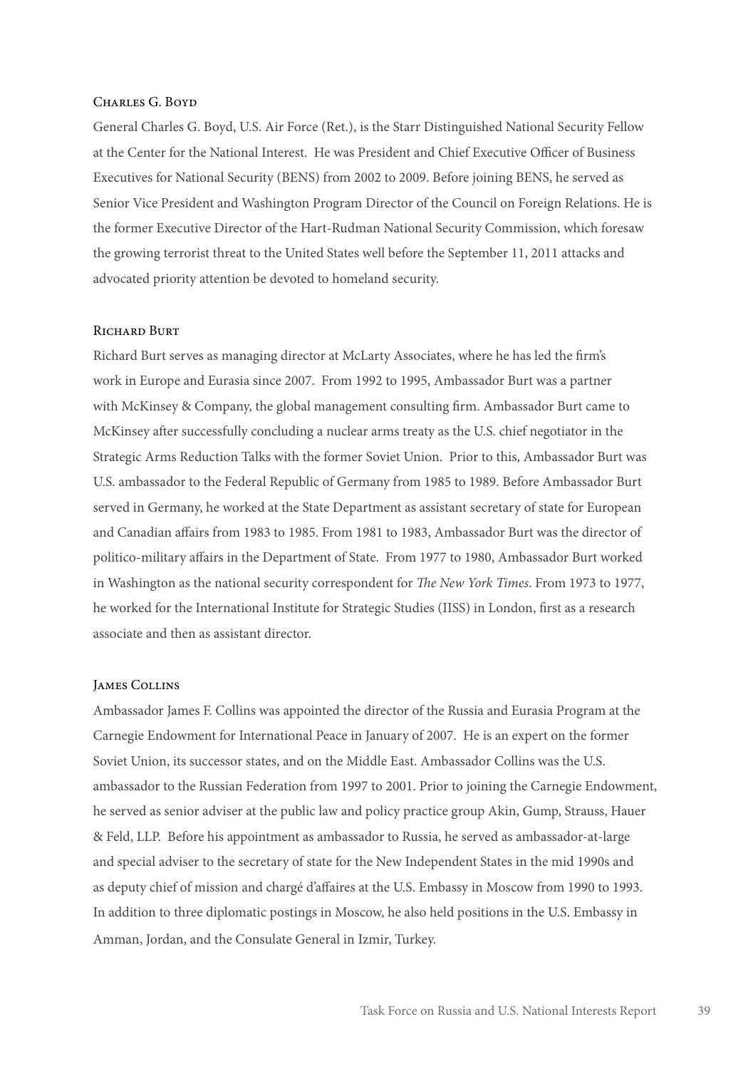### Charles G. Boyd

General Charles G. Boyd, U.S. Air Force (Ret.), is the Starr Distinguished National Security Fellow at the Center for the National Interest. He was President and Chief Executive Officer of Business Executives for National Security (BENS) from 2002 to 2009. Before joining BENS, he served as Senior Vice President and Washington Program Director of the Council on Foreign Relations. He is the former Executive Director of the Hart-Rudman National Security Commission, which foresaw the growing terrorist threat to the United States well before the September 11, 2011 attacks and advocated priority attention be devoted to homeland security.

### Richard Burt

Richard Burt serves as managing director at McLarty Associates, where he has led the firm's work in Europe and Eurasia since 2007. From 1992 to 1995, Ambassador Burt was a partner with McKinsey & Company, the global management consulting firm. Ambassador Burt came to McKinsey after successfully concluding a nuclear arms treaty as the U.S. chief negotiator in the Strategic Arms Reduction Talks with the former Soviet Union. Prior to this, Ambassador Burt was U.S. ambassador to the Federal Republic of Germany from 1985 to 1989. Before Ambassador Burt served in Germany, he worked at the State Department as assistant secretary of state for European and Canadian affairs from 1983 to 1985. From 1981 to 1983, Ambassador Burt was the director of politico-military affairs in the Department of State. From 1977 to 1980, Ambassador Burt worked in Washington as the national security correspondent for *The New York Times*. From 1973 to 1977, he worked for the International Institute for Strategic Studies (IISS) in London, first as a research associate and then as assistant director.

### James Collins

Ambassador James F. Collins was appointed the director of the Russia and Eurasia Program at the Carnegie Endowment for International Peace in January of 2007. He is an expert on the former Soviet Union, its successor states, and on the Middle East. Ambassador Collins was the U.S. ambassador to the Russian Federation from 1997 to 2001. Prior to joining the Carnegie Endowment, he served as senior adviser at the public law and policy practice group Akin, Gump, Strauss, Hauer & Feld, LLP. Before his appointment as ambassador to Russia, he served as ambassador-at-large and special adviser to the secretary of state for the New Independent States in the mid 1990s and as deputy chief of mission and chargé d'affaires at the U.S. Embassy in Moscow from 1990 to 1993. In addition to three diplomatic postings in Moscow, he also held positions in the U.S. Embassy in Amman, Jordan, and the Consulate General in Izmir, Turkey.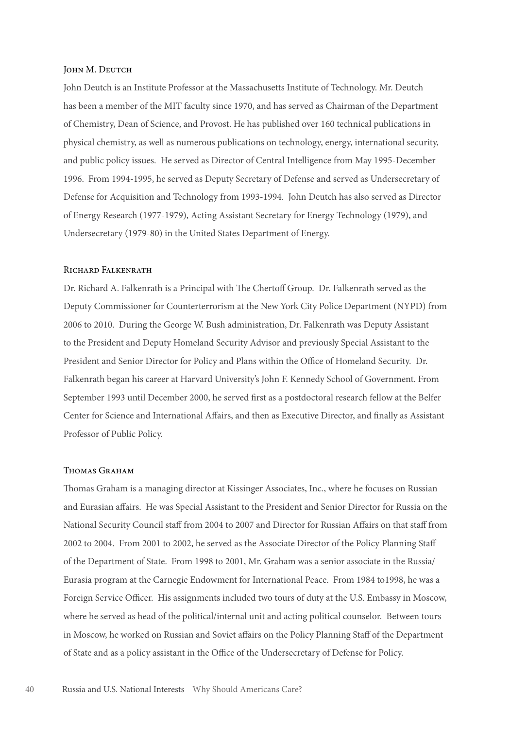### John M. Deutch

John Deutch is an Institute Professor at the Massachusetts Institute of Technology. Mr. Deutch has been a member of the MIT faculty since 1970, and has served as Chairman of the Department of Chemistry, Dean of Science, and Provost. He has published over 160 technical publications in physical chemistry, as well as numerous publications on technology, energy, international security, and public policy issues. He served as Director of Central Intelligence from May 1995-December 1996. From 1994-1995, he served as Deputy Secretary of Defense and served as Undersecretary of Defense for Acquisition and Technology from 1993-1994. John Deutch has also served as Director of Energy Research (1977-1979), Acting Assistant Secretary for Energy Technology (1979), and Undersecretary (1979-80) in the United States Department of Energy.

### Richard Falkenrath

Dr. Richard A. Falkenrath is a Principal with The Chertoff Group. Dr. Falkenrath served as the Deputy Commissioner for Counterterrorism at the New York City Police Department (NYPD) from 2006 to 2010. During the George W. Bush administration, Dr. Falkenrath was Deputy Assistant to the President and Deputy Homeland Security Advisor and previously Special Assistant to the President and Senior Director for Policy and Plans within the Office of Homeland Security. Dr. Falkenrath began his career at Harvard University's John F. Kennedy School of Government. From September 1993 until December 2000, he served first as a postdoctoral research fellow at the Belfer Center for Science and International Affairs, and then as Executive Director, and finally as Assistant Professor of Public Policy.

### Thomas Graham

Thomas Graham is a managing director at Kissinger Associates, Inc., where he focuses on Russian and Eurasian affairs. He was Special Assistant to the President and Senior Director for Russia on the National Security Council staff from 2004 to 2007 and Director for Russian Affairs on that staff from 2002 to 2004. From 2001 to 2002, he served as the Associate Director of the Policy Planning Staff of the Department of State. From 1998 to 2001, Mr. Graham was a senior associate in the Russia/Eurasia program at the Carnegie Endowment for International Peace. From 1984 to1998, he was a Foreign Service Officer. His assignments included two tours of duty at the U.S. Embassy in Moscow, where he served as head of the political/internal unit and acting political counselor. Between tours in Moscow, he worked on Russian and Soviet affairs on the Policy Planning Staff of the Department of State and as a policy assistant in the Office of the Undersecretary of Defense for Policy.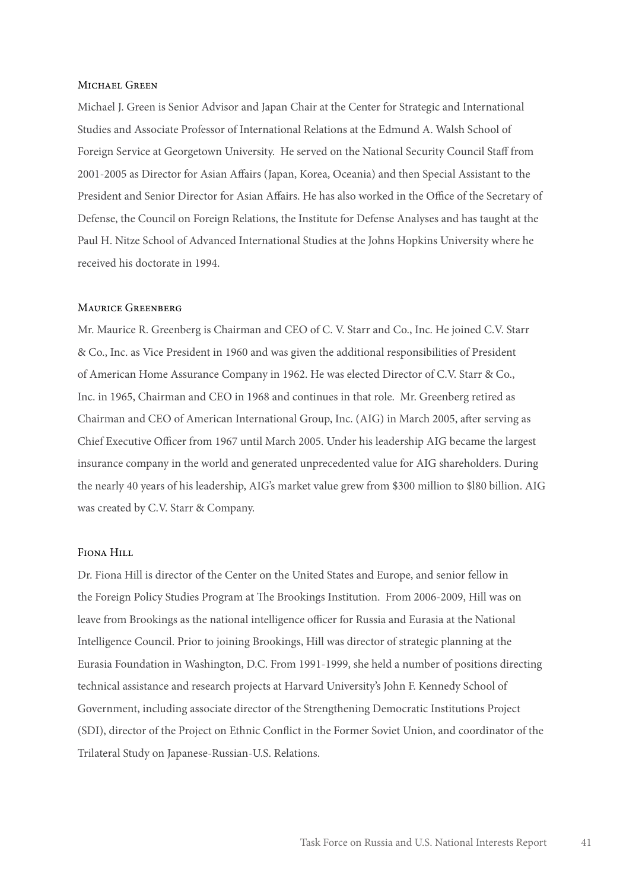### Michael Green

Michael J. Green is Senior Advisor and Japan Chair at the Center for Strategic and International Studies and Associate Professor of International Relations at the Edmund A. Walsh School of Foreign Service at Georgetown University. He served on the National Security Council Staff from 2001-2005 as Director for Asian Affairs (Japan, Korea, Oceania) and then Special Assistant to the President and Senior Director for Asian Affairs. He has also worked in the Office of the Secretary of Defense, the Council on Foreign Relations, the Institute for Defense Analyses and has taught at the Paul H. Nitze School of Advanced International Studies at the Johns Hopkins University where he received his doctorate in 1994.

### Maurice Greenberg

Mr. Maurice R. Greenberg is Chairman and CEO of C. V. Starr and Co., Inc. He joined C.V. Starr & Co., Inc. as Vice President in 1960 and was given the additional responsibilities of President of American Home Assurance Company in 1962. He was elected Director of C.V. Starr & Co., Inc. in 1965, Chairman and CEO in 1968 and continues in that role. Mr. Greenberg retired as Chairman and CEO of American International Group, Inc. (AIG) in March 2005, after serving as Chief Executive Officer from 1967 until March 2005. Under his leadership AIG became the largest insurance company in the world and generated unprecedented value for AIG shareholders. During the nearly 40 years of his leadership, AIG's market value grew from $300 million to $l80 billion. AIG was created by C.V. Starr & Company.

### Fiona Hill

Dr. Fiona Hill is director of the Center on the United States and Europe, and senior fellow in the Foreign Policy Studies Program at The Brookings Institution. From 2006-2009, Hill was on leave from Brookings as the national intelligence officer for Russia and Eurasia at the National Intelligence Council. Prior to joining Brookings, Hill was director of strategic planning at the Eurasia Foundation in Washington, D.C. From 1991-1999, she held a number of positions directing technical assistance and research projects at Harvard University's John F. Kennedy School of Government, including associate director of the Strengthening Democratic Institutions Project (SDI), director of the Project on Ethnic Conflict in the Former Soviet Union, and coordinator of the Trilateral Study on Japanese-Russian-U.S. Relations.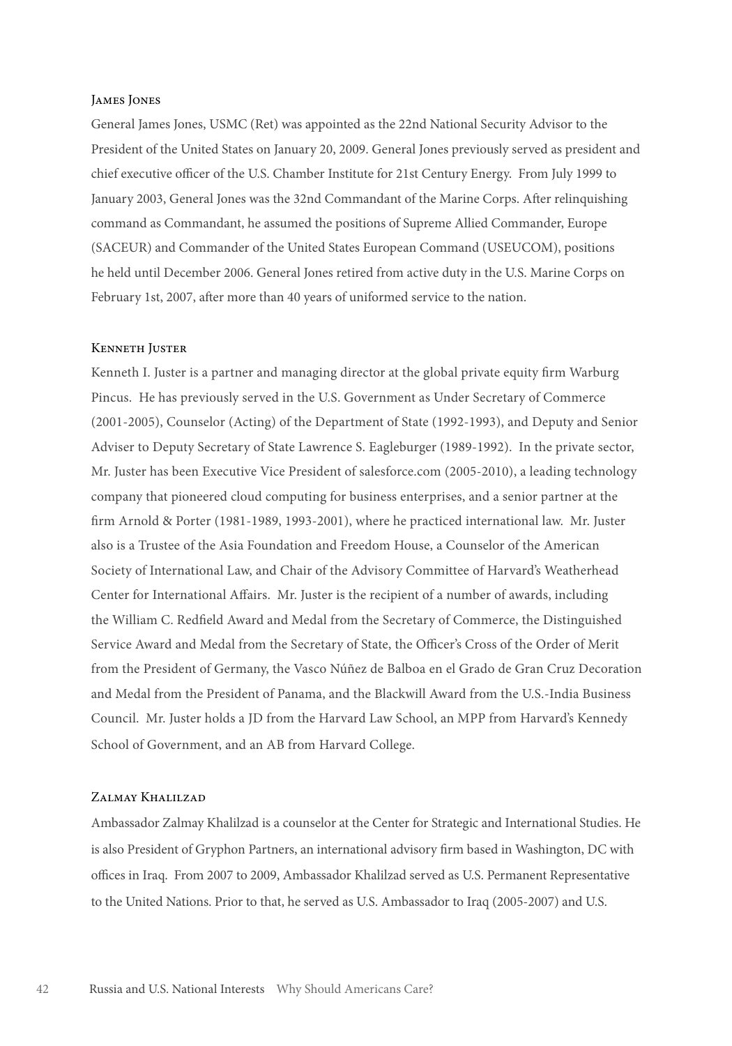### James Jones

General James Jones, USMC (Ret) was appointed as the 22nd National Security Advisor to the President of the United States on January 20, 2009. General Jones previously served as president and chief executive officer of the U.S. Chamber Institute for 21st Century Energy. From July 1999 to January 2003, General Jones was the 32nd Commandant of the Marine Corps. After relinquishing command as Commandant, he assumed the positions of Supreme Allied Commander, Europe (SACEUR) and Commander of the United States European Command (USEUCOM), positions he held until December 2006. General Jones retired from active duty in the U.S. Marine Corps on February 1st, 2007, after more than 40 years of uniformed service to the nation.

### Kenneth Juster

Kenneth I. Juster is a partner and managing director at the global private equity firm Warburg Pincus. He has previously served in the U.S. Government as Under Secretary of Commerce (2001-2005), Counselor (Acting) of the Department of State (1992-1993), and Deputy and Senior Adviser to Deputy Secretary of State Lawrence S. Eagleburger (1989-1992). In the private sector, Mr. Juster has been Executive Vice President of salesforce.com (2005-2010), a leading technology company that pioneered cloud computing for business enterprises, and a senior partner at the firm Arnold & Porter (1981-1989, 1993-2001), where he practiced international law. Mr. Juster also is a Trustee of the Asia Foundation and Freedom House, a Counselor of the American Society of International Law, and Chair of the Advisory Committee of Harvard's Weatherhead Center for International Affairs. Mr. Juster is the recipient of a number of awards, including the William C. Redfield Award and Medal from the Secretary of Commerce, the Distinguished Service Award and Medal from the Secretary of State, the Officer's Cross of the Order of Merit from the President of Germany, the Vasco Núñez de Balboa en el Grado de Gran Cruz Decoration and Medal from the President of Panama, and the Blackwill Award from the U.S.-India Business Council. Mr. Juster holds a JD from the Harvard Law School, an MPP from Harvard's Kennedy School of Government, and an AB from Harvard College.

### Zalmay Khalilzad

Ambassador Zalmay Khalilzad is a counselor at the Center for Strategic and International Studies. He is also President of Gryphon Partners, an international advisory firm based in Washington, DC with offices in Iraq. From 2007 to 2009, Ambassador Khalilzad served as U.S. Permanent Representative to the United Nations. Prior to that, he served as U.S. Ambassador to Iraq (2005-2007) and U.S.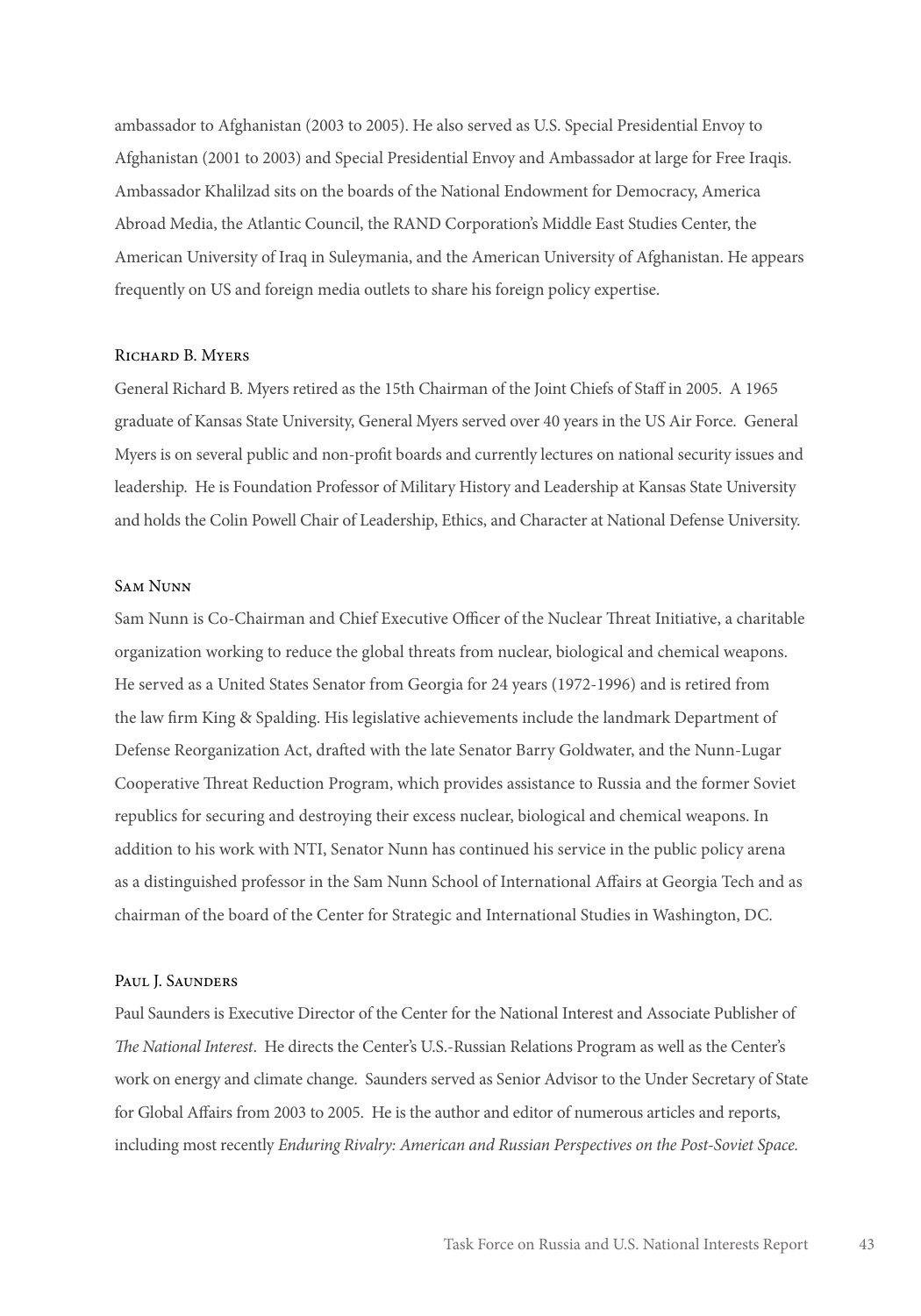ambassador to Afghanistan (2003 to 2005). He also served as U.S. Special Presidential Envoy to Afghanistan (2001 to 2003) and Special Presidential Envoy and Ambassador at large for Free Iraqis. Ambassador Khalilzad sits on the boards of the National Endowment for Democracy, America Abroad Media, the Atlantic Council, the RAND Corporation's Middle East Studies Center, the American University of Iraq in Suleymania, and the American University of Afghanistan. He appears frequently on US and foreign media outlets to share his foreign policy expertise.

### Richard B. Myers

General Richard B. Myers retired as the 15th Chairman of the Joint Chiefs of Staff in 2005. A 1965 graduate of Kansas State University, General Myers served over 40 years in the US Air Force. General Myers is on several public and non-profit boards and currently lectures on national security issues and leadership. He is Foundation Professor of Military History and Leadership at Kansas State University and holds the Colin Powell Chair of Leadership, Ethics, and Character at National Defense University.

### Sam Nunn

Sam Nunn is Co-Chairman and Chief Executive Officer of the Nuclear Threat Initiative, a charitable organization working to reduce the global threats from nuclear, biological and chemical weapons. He served as a United States Senator from Georgia for 24 years (1972-1996) and is retired from the law firm King & Spalding. His legislative achievements include the landmark Department of Defense Reorganization Act, drafted with the late Senator Barry Goldwater, and the Nunn-Lugar Cooperative Threat Reduction Program, which provides assistance to Russia and the former Soviet republics for securing and destroying their excess nuclear, biological and chemical weapons. In addition to his work with NTI, Senator Nunn has continued his service in the public policy arena as a distinguished professor in the Sam Nunn School of International Affairs at Georgia Tech and as chairman of the board of the Center for Strategic and International Studies in Washington, DC.

### Paul J. Saunders

Paul Saunders is Executive Director of the Center for the National Interest and Associate Publisher of *The National Interest*. He directs the Center's U.S.-Russian Relations Program as well as the Center's work on energy and climate change. Saunders served as Senior Advisor to the Under Secretary of State for Global Affairs from 2003 to 2005. He is the author and editor of numerous articles and reports, including most recently *Enduring Rivalry: American and Russian Perspectives on the Post-Soviet Space.*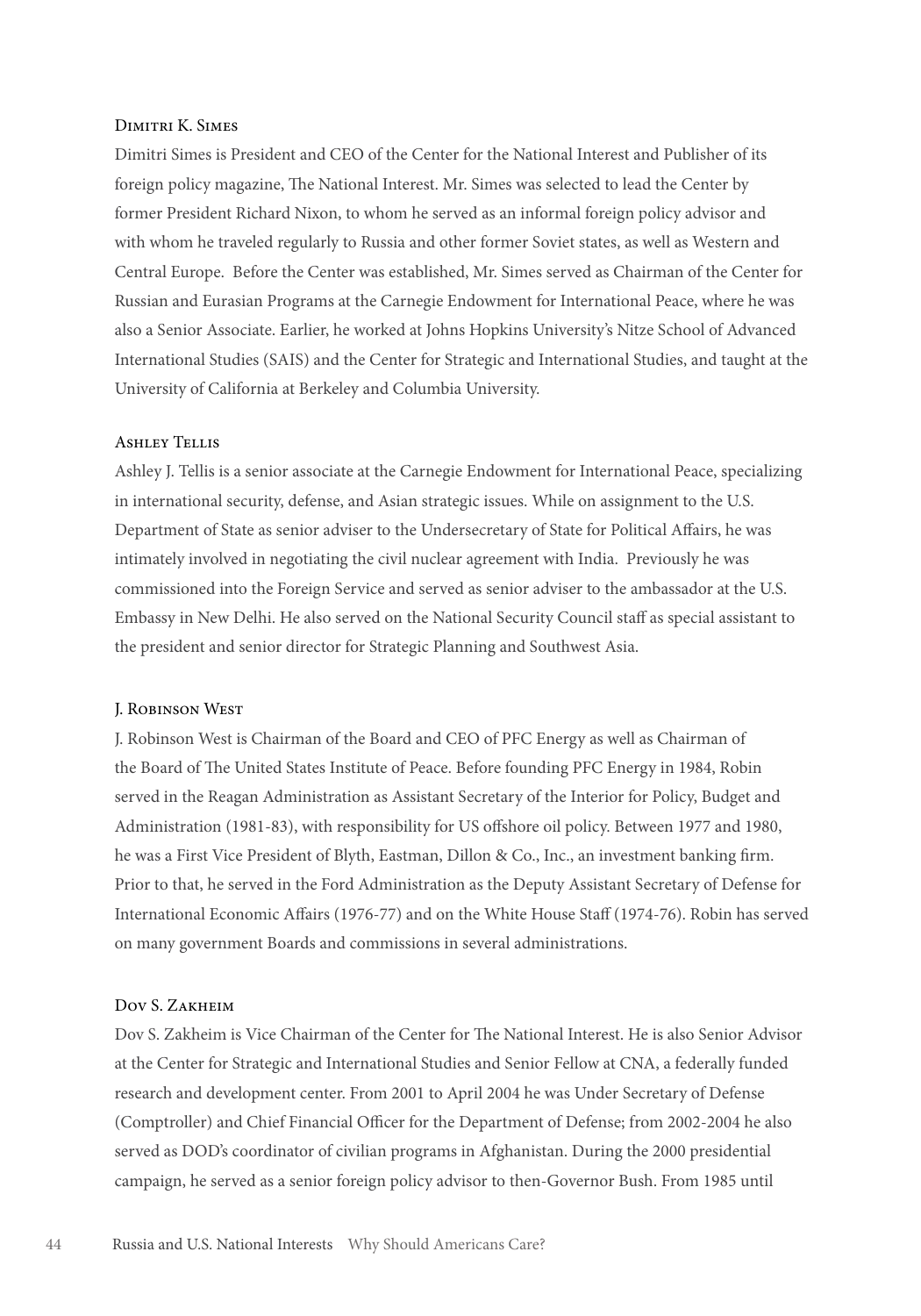### Dimitri K. Simes

Dimitri Simes is President and CEO of the Center for the National Interest and Publisher of its foreign policy magazine, The National Interest. Mr. Simes was selected to lead the Center by former President Richard Nixon, to whom he served as an informal foreign policy advisor and with whom he traveled regularly to Russia and other former Soviet states, as well as Western and Central Europe. Before the Center was established, Mr. Simes served as Chairman of the Center for Russian and Eurasian Programs at the Carnegie Endowment for International Peace, where he was also a Senior Associate. Earlier, he worked at Johns Hopkins University's Nitze School of Advanced International Studies (SAIS) and the Center for Strategic and International Studies, and taught at the University of California at Berkeley and Columbia University.

### Ashley Tellis

Ashley J. Tellis is a senior associate at the Carnegie Endowment for International Peace, specializing in international security, defense, and Asian strategic issues. While on assignment to the U.S. Department of State as senior adviser to the Undersecretary of State for Political Affairs, he was intimately involved in negotiating the civil nuclear agreement with India. Previously he was commissioned into the Foreign Service and served as senior adviser to the ambassador at the U.S. Embassy in New Delhi. He also served on the National Security Council staff as special assistant to the president and senior director for Strategic Planning and Southwest Asia.

### J. Robinson West

J. Robinson West is Chairman of the Board and CEO of PFC Energy as well as Chairman of the Board of The United States Institute of Peace. Before founding PFC Energy in 1984, Robin served in the Reagan Administration as Assistant Secretary of the Interior for Policy, Budget and Administration (1981-83), with responsibility for US offshore oil policy. Between 1977 and 1980, he was a First Vice President of Blyth, Eastman, Dillon & Co., Inc., an investment banking firm. Prior to that, he served in the Ford Administration as the Deputy Assistant Secretary of Defense for International Economic Affairs (1976-77) and on the White House Staff (1974-76). Robin has served on many government Boards and commissions in several administrations.

### Dov S. Zakheim

Dov S. Zakheim is Vice Chairman of the Center for The National Interest. He is also Senior Advisor at the Center for Strategic and International Studies and Senior Fellow at CNA, a federally funded research and development center. From 2001 to April 2004 he was Under Secretary of Defense (Comptroller) and Chief Financial Officer for the Department of Defense; from 2002-2004 he also served as DOD's coordinator of civilian programs in Afghanistan. During the 2000 presidential campaign, he served as a senior foreign policy advisor to then-Governor Bush. From 1985 until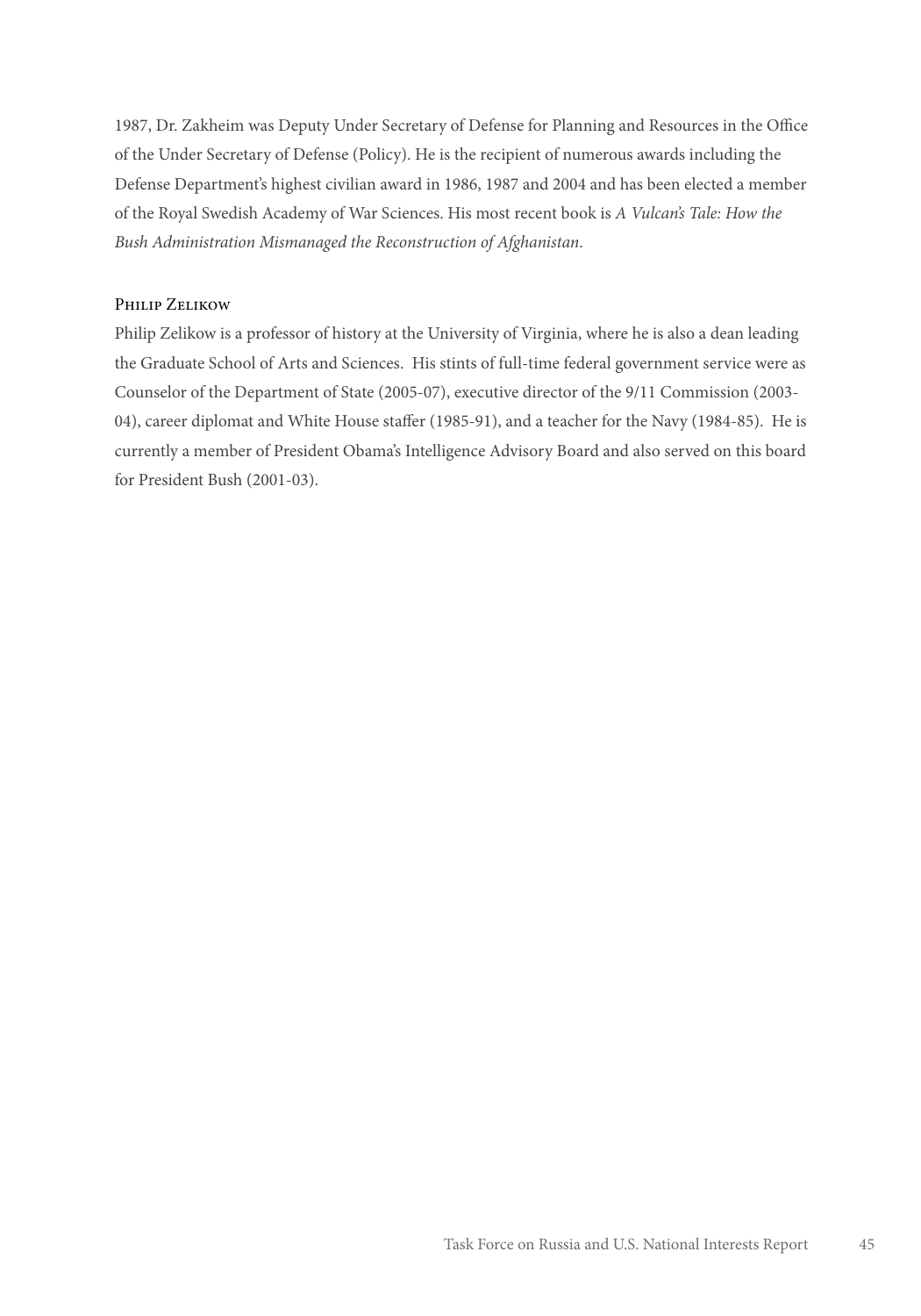1987, Dr. Zakheim was Deputy Under Secretary of Defense for Planning and Resources in the Office of the Under Secretary of Defense (Policy). He is the recipient of numerous awards including the Defense Department's highest civilian award in 1986, 1987 and 2004 and has been elected a member of the Royal Swedish Academy of War Sciences. His most recent book is *A Vulcan's Tale: How the Bush Administration Mismanaged the Reconstruction of Afghanistan*.

### Philip Zelikow

Philip Zelikow is a professor of history at the University of Virginia, where he is also a dean leading the Graduate School of Arts and Sciences. His stints of full-time federal government service were as Counselor of the Department of State (2005-07), executive director of the 9/11 Commission (2003-04), career diplomat and White House staffer (1985-91), and a teacher for the Navy (1984-85). He is currently a member of President Obama's Intelligence Advisory Board and also served on this board for President Bush (2001-03).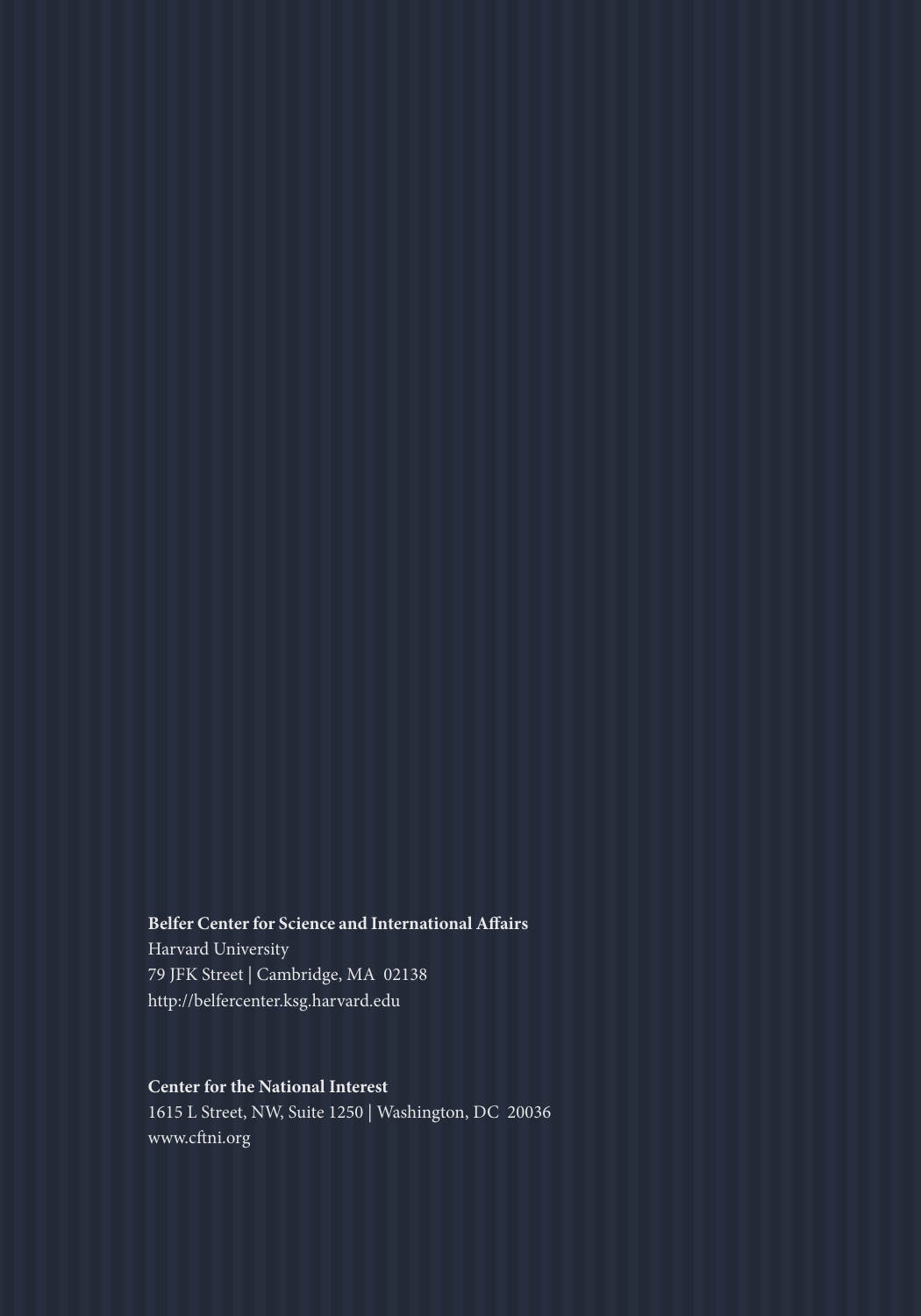**Belfer Center for Science and International Affairs**
Harvard University
79 JFK Street | Cambridge, MA  02138
http://belfercenter.ksg.harvard.edu

**Center for the National Interest**
1615 L Street, NW, Suite 1250 | Washington, DC  20036
www.cftni.org